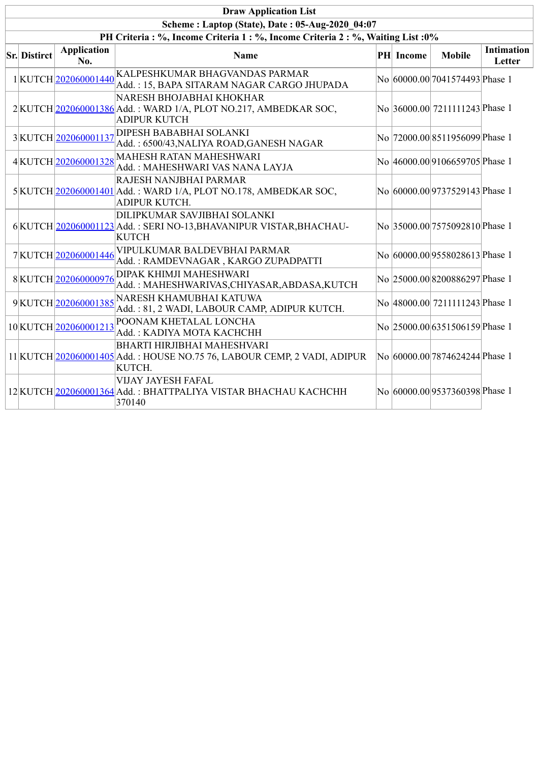**Draw Application List**

**Scheme : Laptop (State), Date : 05-Aug-2020_04:07**

**PH Criteria : %, Income Criteria 1 : %, Income Criteria 2 : %, Waiting List :0%**

| Sr. | Distirct | Application No. | Name | PH | Income | Mobile | Intimation Letter |
|---|---|---|---|---|---|---|---|
| 1 | KUTCH | 202060001440 | KALPESHKUMAR BHAGVANDAS PARMAR<br>Add. : 15, BAPA SITARAM NAGAR CARGO JHUPADA | No | 60000.00 | 7041574493 | Phase 1 |
| 2 | KUTCH | 202060001386 | NARESH BHOJABHAI KHOKHAR<br>Add. : WARD 1/A, PLOT NO.217, AMBEDKAR SOC, ADIPUR KUTCH | No | 36000.00 | 7211111243 | Phase 1 |
| 3 | KUTCH | 202060001137 | DIPESH BABABHAI SOLANKI<br>Add. : 6500/43,NALIYA ROAD,GANESH NAGAR | No | 72000.00 | 8511956099 | Phase 1 |
| 4 | KUTCH | 202060001328 | MAHESH RATAN MAHESHWARI<br>Add. : MAHESHWARI VAS NANA LAYJA | No | 46000.00 | 9106659705 | Phase 1 |
| 5 | KUTCH | 202060001401 | RAJESH NANJBHAI PARMAR<br>Add. : WARD 1/A, PLOT NO.178, AMBEDKAR SOC, ADIPUR KUTCH. | No | 60000.00 | 9737529143 | Phase 1 |
| 6 | KUTCH | 202060001123 | DILIPKUMAR SAVJIBHAI SOLANKI<br>Add. : SERI NO-13,BHAVANIPUR VISTAR,BHACHAU-KUTCH | No | 35000.00 | 7575092810 | Phase 1 |
| 7 | KUTCH | 202060001446 | VIPULKUMAR BALDEVBHAI PARMAR<br>Add. : RAMDEVNAGAR , KARGO ZUPADPATTI | No | 60000.00 | 9558028613 | Phase 1 |
| 8 | KUTCH | 202060000976 | DIPAK KHIMJI MAHESHWARI<br>Add. : MAHESHWARIVAS,CHIYASAR,ABDASA,KUTCH | No | 25000.00 | 8200886297 | Phase 1 |
| 9 | KUTCH | 202060001385 | NARESH KHAMUBHAI KATUWA<br>Add. : 81, 2 WADI, LABOUR CAMP, ADIPUR KUTCH. | No | 48000.00 | 7211111243 | Phase 1 |
| 10 | KUTCH | 202060001213 | POONAM KHETALAL LONCHA<br>Add. : KADIYA MOTA KACHCHH | No | 25000.00 | 6351506159 | Phase 1 |
| 11 | KUTCH | 202060001405 | BHARTI HIRJIBHAI MAHESHVARI<br>Add. : HOUSE NO.75 76, LABOUR CEMP, 2 VADI, ADIPUR KUTCH. | No | 60000.00 | 7874624244 | Phase 1 |
| 12 | KUTCH | 202060001364 | VIJAY JAYESH FAFAL<br>Add. : BHATTPALIYA VISTAR BHACHAU KACHCHH 370140 | No | 60000.00 | 9537360398 | Phase 1 |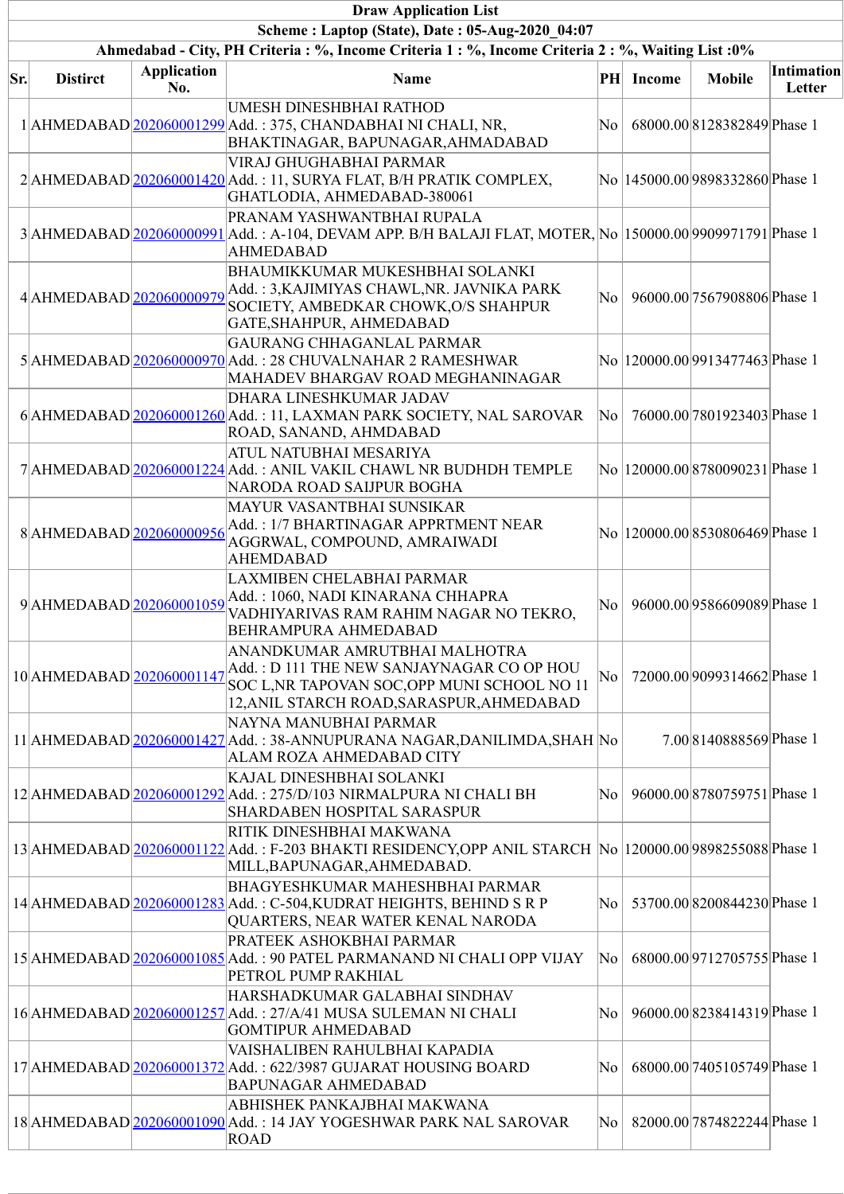| Draw Application List | | | | | | | |
|---|---|---|---|---|---|---|---|
| Scheme : Laptop (State), Date : 05-Aug-2020_04:07 | | | | | | | |
| Ahmedabad - City, PH Criteria : %, Income Criteria 1 : %, Income Criteria 2 : %, Waiting List :0% | | | | | | | |
| **Sr.** | **Distirct** | **Application No.** | **Name** | **PH** | **Income** | **Mobile** | **Intimation Letter** |
| 1 | AHMEDABAD | 202060001299 | UMESH DINESHBHAI RATHOD Add. : 375, CHANDABHAI NI CHALI, NR, BHAKTINAGAR, BAPUNAGAR,AHMADABAD | No | 68000.00 | 8128382849 | Phase 1 |
| 2 | AHMEDABAD | 202060001420 | VIRAJ GHUGHABHAI PARMAR Add. : 11, SURYA FLAT, B/H PRATIK COMPLEX, GHATLODIA, AHMEDABAD-380061 | No | 145000.00 | 9898332860 | Phase 1 |
| 3 | AHMEDABAD | 202060000991 | PRANAM YASHWANTBHAI RUPALA Add. : A-104, DEVAM APP. B/H BALAJI FLAT, MOTER, AHMEDABAD | No | 150000.00 | 9909971791 | Phase 1 |
| 4 | AHMEDABAD | 202060000979 | BHAUMIKKUMAR MUKESHBHAI SOLANKI Add. : 3,KAJIMIYAS CHAWL,NR. JAVNIKA PARK SOCIETY, AMBEDKAR CHOWK,O/S SHAHPUR GATE,SHAHPUR, AHMEDABAD | No | 96000.00 | 7567908806 | Phase 1 |
| 5 | AHMEDABAD | 202060000970 | GAURANG CHHAGANLAL PARMAR Add. : 28 CHUVALNAHAR 2 RAMESHWAR MAHADEV BHARGAV ROAD MEGHANINAGAR | No | 120000.00 | 9913477463 | Phase 1 |
| 6 | AHMEDABAD | 202060001260 | DHARA LINESHKUMAR JADAV Add. : 11, LAXMAN PARK SOCIETY, NAL SAROVAR ROAD, SANAND, AHMDABAD | No | 76000.00 | 7801923403 | Phase 1 |
| 7 | AHMEDABAD | 202060001224 | ATUL NATUBHAI MESARIYA Add. : ANIL VAKIL CHAWL NR BUDHDH TEMPLE NARODA ROAD SAIJPUR BOGHA | No | 120000.00 | 8780090231 | Phase 1 |
| 8 | AHMEDABAD | 202060000956 | MAYUR VASANTBHAI SUNSIKAR Add. : 1/7 BHARTINAGAR APPRTMENT NEAR AGGRWAL, COMPOUND, AMRAIWADI AHEMDABAD | No | 120000.00 | 8530806469 | Phase 1 |
| 9 | AHMEDABAD | 202060001059 | LAXMIBEN CHELABHAI PARMAR Add. : 1060, NADI KINARANA CHHAPRA VADHIYARIVAS RAM RAHIM NAGAR NO TEKRO, BEHRAMPURA AHMEDABAD | No | 96000.00 | 9586609089 | Phase 1 |
| 10 | AHMEDABAD | 202060001147 | ANANDKUMAR AMRUTBHAI MALHOTRA Add. : D 111 THE NEW SANJAYNAGAR CO OP HOU SOC L,NR TAPOVAN SOC,OPP MUNI SCHOOL NO 11 12,ANIL STARCH ROAD,SARASPUR,AHMEDABAD | No | 72000.00 | 9099314662 | Phase 1 |
| 11 | AHMEDABAD | 202060001427 | NAYNA MANUBHAI PARMAR Add. : 38-ANNUPURANA NAGAR,DANILIMDA,SHAH ALAM ROZA AHMEDABAD CITY | No | 7.00 | 8140888569 | Phase 1 |
| 12 | AHMEDABAD | 202060001292 | KAJAL DINESHBHAI SOLANKI Add. : 275/D/103 NIRMALPURA NI CHALI BH SHARDABEN HOSPITAL SARASPUR | No | 96000.00 | 8780759751 | Phase 1 |
| 13 | AHMEDABAD | 202060001122 | RITIK DINESHBHAI MAKWANA Add. : F-203 BHAKTI RESIDENCY,OPP ANIL STARCH MILL,BAPUNAGAR,AHMEDABAD. | No | 120000.00 | 9898255088 | Phase 1 |
| 14 | AHMEDABAD | 202060001283 | BHAGYESHKUMAR MAHESHBHAI PARMAR Add. : C-504,KUDRAT HEIGHTS, BEHIND S R P QUARTERS, NEAR WATER KENAL NARODA | No | 53700.00 | 8200844230 | Phase 1 |
| 15 | AHMEDABAD | 202060001085 | PRATEEK ASHOKBHAI PARMAR Add. : 90 PATEL PARMANAND NI CHALI OPP VIJAY PETROL PUMP RAKHIAL | No | 68000.00 | 9712705755 | Phase 1 |
| 16 | AHMEDABAD | 202060001257 | HARSHADKUMAR GALABHAI SINDHAV Add. : 27/A/41 MUSA SULEMAN NI CHALI GOMTIPUR AHMEDABAD | No | 96000.00 | 8238414319 | Phase 1 |
| 17 | AHMEDABAD | 202060001372 | VAISHALIBEN RAHULBHAI KAPADIA Add. : 622/3987 GUJARAT HOUSING BOARD BAPUNAGAR AHMEDABAD | No | 68000.00 | 7405105749 | Phase 1 |
| 18 | AHMEDABAD | 202060001090 | ABHISHEK PANKAJBHAI MAKWANA Add. : 14 JAY YOGESHWAR PARK NAL SAROVAR ROAD | No | 82000.00 | 7874822244 | Phase 1 |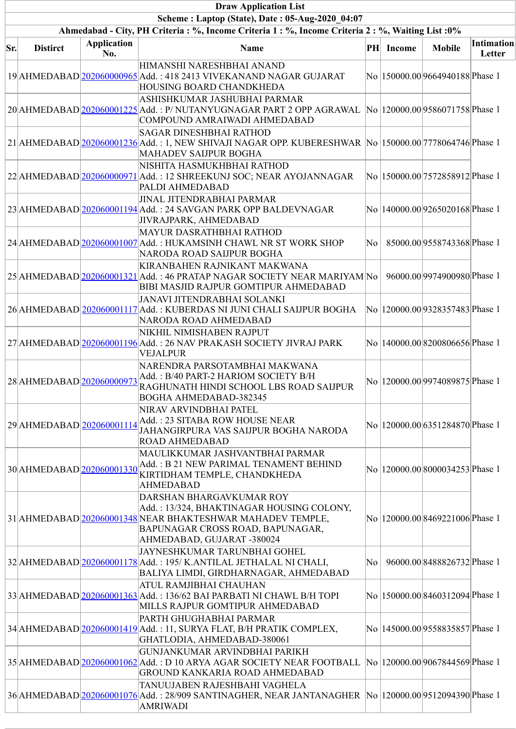| Draw Application List | | | | | | | |
|---|---|---|---|---|---|---|---|
| Scheme : Laptop (State), Date : 05-Aug-2020_04:07 | | | | | | | |
| Ahmedabad - City, PH Criteria : %, Income Criteria 1 : %, Income Criteria 2 : %, Waiting List :0% | | | | | | | |
| Sr. | Distirct | Application No. | Name | PH | Income | Mobile | Intimation Letter |
| 19 | AHMEDABAD | 202060000965 | HIMANSHI NARESHBHAI ANAND Add. : 418 2413 VIVEKANAND NAGAR GUJARAT HOUSING BOARD CHANDKHEDA | No | 150000.00 | 9664940188 | Phase 1 |
| 20 | AHMEDABAD | 202060001225 | ASHISHKUMAR JASHUBHAI PARMAR Add. : P/ NUTANYUGNAGAR PART 2 OPP AGRAWAL COMPOUND AMRAIWADI AHMEDABAD | No | 120000.00 | 9586071758 | Phase 1 |
| 21 | AHMEDABAD | 202060001236 | SAGAR DINESHBHAI RATHOD Add. : 1, NEW SHIVAJI NAGAR OPP. KUBERESHWAR MAHADEV SAIJPUR BOGHA | No | 150000.00 | 7778064746 | Phase 1 |
| 22 | AHMEDABAD | 202060000971 | NISHITA HASMUKHBHAI RATHOD Add. : 12 SHREEKUNJ SOC; NEAR AYOJANNAGAR PALDI AHMEDABAD | No | 150000.00 | 7572858912 | Phase 1 |
| 23 | AHMEDABAD | 202060001194 | JINAL JITENDRABHAI PARMAR Add. : 24 SAVGAN PARK OPP BALDEVNAGAR JIVRAJPARK, AHMEDABAD | No | 140000.00 | 9265020168 | Phase 1 |
| 24 | AHMEDABAD | 202060001007 | MAYUR DASRATHBHAI RATHOD Add. : HUKAMSINH CHAWL NR ST WORK SHOP NARODA ROAD SAIJPUR BOGHA | No | 85000.00 | 9558743368 | Phase 1 |
| 25 | AHMEDABAD | 202060001321 | KIRANBAHEN RAJNIKANT MAKWANA Add. : 46 PRATAP NAGAR SOCIETY NEAR MARIYAM BIBI MASJID RAJPUR GOMTIPUR AHMEDABAD | No | 96000.00 | 9974900980 | Phase 1 |
| 26 | AHMEDABAD | 202060001117 | JANAVI JITENDRABHAI SOLANKI Add. : KUBERDAS NI JUNI CHALI SAIJPUR BOGHA NARODA ROAD AHMEDABAD | No | 120000.00 | 9328357483 | Phase 1 |
| 27 | AHMEDABAD | 202060001196 | NIKHIL NIMISHABEN RAJPUT Add. : 26 NAV PRAKASH SOCIETY JIVRAJ PARK VEJALPUR | No | 140000.00 | 8200806656 | Phase 1 |
| 28 | AHMEDABAD | 202060000973 | NARENDRA PARSOTAMBHAI MAKWANA Add. : B/40 PART-2 HARIOM SOCIETY B/H RAGHUNATH HINDI SCHOOL LBS ROAD SAIJPUR BOGHA AHMEDABAD-382345 | No | 120000.00 | 9974089875 | Phase 1 |
| 29 | AHMEDABAD | 202060001114 | NIRAV ARVINDBHAI PATEL Add. : 23 SITABA ROW HOUSE NEAR JAHANGIRPURA VAS SAIJPUR BOGHA NARODA ROAD AHMEDABAD | No | 120000.00 | 6351284870 | Phase 1 |
| 30 | AHMEDABAD | 202060001330 | MAULIKKUMAR JASHVANTBHAI PARMAR Add. : B 21 NEW PARIMAL TENAMENT BEHIND KIRTIDHAM TEMPLE, CHANDKHEDA AHMEDABAD | No | 120000.00 | 8000034253 | Phase 1 |
| 31 | AHMEDABAD | 202060001348 | DARSHAN BHARGAVKUMAR ROY Add. : 13/324, BHAKTINAGAR HOUSING COLONY, NEAR BHAKTESHWAR MAHADEV TEMPLE, BAPUNAGAR CROSS ROAD, BAPUNAGAR, AHMEDABAD, GUJARAT -380024 | No | 120000.00 | 8469221006 | Phase 1 |
| 32 | AHMEDABAD | 202060001178 | JAYNESHKUMAR TARUNBHAI GOHEL Add. : 195/ K.ANTILAL JETHALAL NI CHALI, BALIYA LIMDI, GIRDHARNAGAR, AHMEDABAD | No | 96000.00 | 8488826732 | Phase 1 |
| 33 | AHMEDABAD | 202060001363 | ATUL RAMJIBHAI CHAUHAN Add. : 136/62 BAI PARBATI NI CHAWL B/H TOPI MILLS RAJPUR GOMTIPUR AHMEDABAD | No | 150000.00 | 8460312094 | Phase 1 |
| 34 | AHMEDABAD | 202060001419 | PARTH GHUGHABHAI PARMAR Add. : 11, SURYA FLAT, B/H PRATIK COMPLEX, GHATLODIA, AHMEDABAD-380061 | No | 145000.00 | 9558835857 | Phase 1 |
| 35 | AHMEDABAD | 202060001062 | GUNJANKUMAR ARVINDBHAI PARIKH Add. : D 10 ARYA AGAR SOCIETY NEAR FOOTBALL GROUND KANKARIA ROAD AHMEDABAD | No | 120000.00 | 9067844569 | Phase 1 |
| 36 | AHMEDABAD | 202060001076 | TANUUJABEN RAJESHBAHI VAGHELA Add. : 28/909 SANTINAGHER, NEAR JANTANAGHER AMRIWADI | No | 120000.00 | 9512094390 | Phase 1 |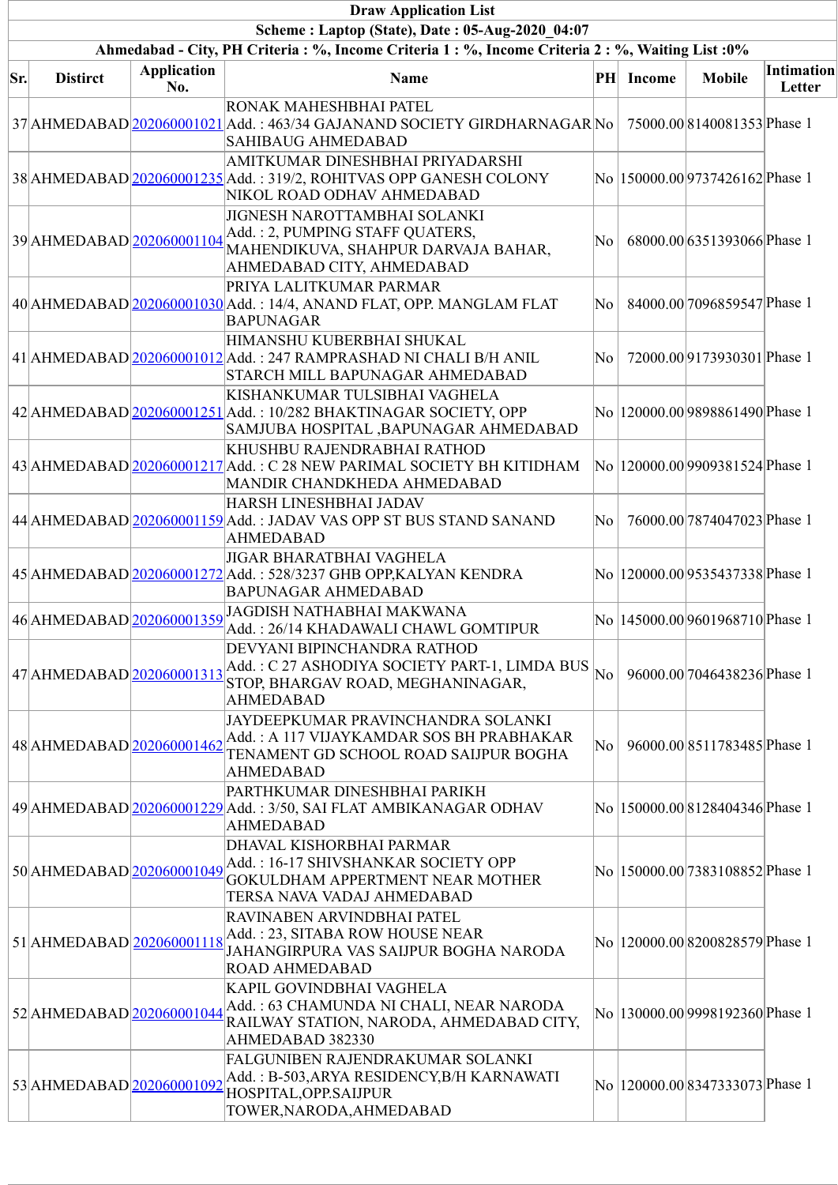**Draw Application List**

**Scheme : Laptop (State), Date : 05-Aug-2020_04:07**

**Ahmedabad - City, PH Criteria : %, Income Criteria 1 : %, Income Criteria 2 : %, Waiting List :0%**

| Sr. | Distirct | Application No. | Name | PH | Income | Mobile | Intimation Letter |
|---|---|---|---|---|---|---|---|
| 37 | AHMEDABAD | 202060001021 | RONAK MAHESHBHAI PATEL<br>Add. : 463/34 GAJANAND SOCIETY GIRDHARNAGAR SAHIBAUG AHMEDABAD | No | 75000.00 | 8140081353 | Phase 1 |
| 38 | AHMEDABAD | 202060001235 | AMITKUMAR DINESHBHAI PRIYADARSHI<br>Add. : 319/2, ROHITVAS OPP GANESH COLONY NIKOL ROAD ODHAV AHMEDABAD | No | 150000.00 | 9737426162 | Phase 1 |
| 39 | AHMEDABAD | 202060001104 | JIGNESH NAROTTAMBHAI SOLANKI<br>Add. : 2, PUMPING STAFF QUATERS, MAHENDIKUVA, SHAHPUR DARVAJA BAHAR, AHMEDABAD CITY, AHMEDABAD | No | 68000.00 | 6351393066 | Phase 1 |
| 40 | AHMEDABAD | 202060001030 | PRIYA LALITKUMAR PARMAR<br>Add. : 14/4, ANAND FLAT, OPP. MANGLAM FLAT BAPUNAGAR | No | 84000.00 | 7096859547 | Phase 1 |
| 41 | AHMEDABAD | 202060001012 | HIMANSHU KUBERBHAI SHUKAL<br>Add. : 247 RAMPRASHAD NI CHALI B/H ANIL STARCH MILL BAPUNAGAR AHMEDABAD | No | 72000.00 | 9173930301 | Phase 1 |
| 42 | AHMEDABAD | 202060001251 | KISHANKUMAR TULSIBHAI VAGHELA<br>Add. : 10/282 BHAKTINAGAR SOCIETY, OPP SAMJUBA HOSPITAL ,BAPUNAGAR AHMEDABAD | No | 120000.00 | 9898861490 | Phase 1 |
| 43 | AHMEDABAD | 202060001217 | KHUSHBU RAJENDRABHAI RATHOD<br>Add. : C 28 NEW PARIMAL SOCIETY BH KITIDHAM MANDIR CHANDKHEDA AHMEDABAD | No | 120000.00 | 9909381524 | Phase 1 |
| 44 | AHMEDABAD | 202060001159 | HARSH LINESHBHAI JADAV<br>Add. : JADAV VAS OPP ST BUS STAND SANAND AHMEDABAD | No | 76000.00 | 7874047023 | Phase 1 |
| 45 | AHMEDABAD | 202060001272 | JIGAR BHARATBHAI VAGHELA<br>Add. : 528/3237 GHB OPP,KALYAN KENDRA BAPUNAGAR AHMEDABAD | No | 120000.00 | 9535437338 | Phase 1 |
| 46 | AHMEDABAD | 202060001359 | JAGDISH NATHABHAI MAKWANA<br>Add. : 26/14 KHADAWALI CHAWL GOMTIPUR | No | 145000.00 | 9601968710 | Phase 1 |
| 47 | AHMEDABAD | 202060001313 | DEVYANI BIPINCHANDRA RATHOD<br>Add. : C 27 ASHODIYA SOCIETY PART-1, LIMDA BUS STOP, BHARGAV ROAD, MEGHANINAGAR, AHMEDABAD | No | 96000.00 | 7046438236 | Phase 1 |
| 48 | AHMEDABAD | 202060001462 | JAYDEEPKUMAR PRAVINCHANDRA SOLANKI<br>Add. : A 117 VIJAYKAMDAR SOS BH PRABHAKAR TENAMENT GD SCHOOL ROAD SAIJPUR BOGHA AHMEDABAD | No | 96000.00 | 8511783485 | Phase 1 |
| 49 | AHMEDABAD | 202060001229 | PARTHKUMAR DINESHBHAI PARIKH<br>Add. : 3/50, SAI FLAT AMBIKANAGAR ODHAV AHMEDABAD | No | 150000.00 | 8128404346 | Phase 1 |
| 50 | AHMEDABAD | 202060001049 | DHAVAL KISHORBHAI PARMAR<br>Add. : 16-17 SHIVSHANKAR SOCIETY OPP GOKULDHAM APPERTMENT NEAR MOTHER TERSA NAVA VADAJ AHMEDABAD | No | 150000.00 | 7383108852 | Phase 1 |
| 51 | AHMEDABAD | 202060001118 | RAVINABEN ARVINDBHAI PATEL<br>Add. : 23, SITABA ROW HOUSE NEAR JAHANGIRPURA VAS SAIJPUR BOGHA NARODA ROAD AHMEDABAD | No | 120000.00 | 8200828579 | Phase 1 |
| 52 | AHMEDABAD | 202060001044 | KAPIL GOVINDBHAI VAGHELA<br>Add. : 63 CHAMUNDA NI CHALI, NEAR NARODA RAILWAY STATION, NARODA, AHMEDABAD CITY, AHMEDABAD 382330 | No | 130000.00 | 9998192360 | Phase 1 |
| 53 | AHMEDABAD | 202060001092 | FALGUNIBEN RAJENDRAKUMAR SOLANKI<br>Add. : B-503,ARYA RESIDENCY,B/H KARNAWATI HOSPITAL,OPP.SAIJPUR TOWER,NARODA,AHMEDABAD | No | 120000.00 | 8347333073 | Phase 1 |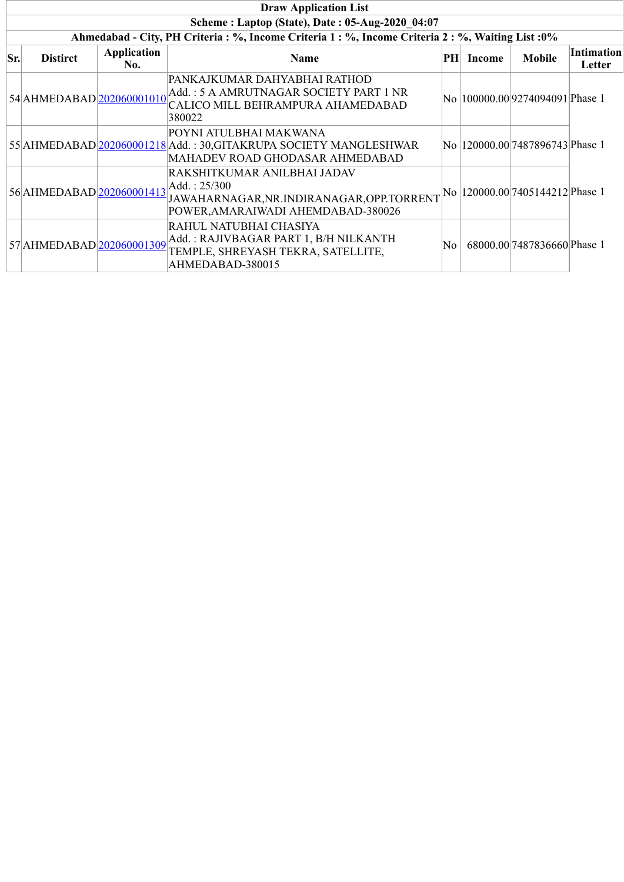| Draw Application List | | | | | | | |
|---|---|---|---|---|---|---|---|
| Scheme : Laptop (State), Date : 05-Aug-2020_04:07 | | | | | | | |
| Ahmedabad - City, PH Criteria : %, Income Criteria 1 : %, Income Criteria 2 : %, Waiting List :0% | | | | | | | |
| **Sr.** | **Distirct** | **Application No.** | **Name** | **PH** | **Income** | **Mobile** | **Intimation Letter** |
| 54 | AHMEDABAD | 202060001010 | PANKAJKUMAR DAHYABHAI RATHOD Add. : 5 A AMRUTNAGAR SOCIETY PART 1 NR CALICO MILL BEHRAMPURA AHAMEDABAD 380022 | No | 100000.00 | 9274094091 | Phase 1 |
| 55 | AHMEDABAD | 202060001218 | POYNI ATULBHAI MAKWANA Add. : 30,GITAKRUPA SOCIETY MANGLESHWAR MAHADEV ROAD GHODASAR AHMEDABAD | No | 120000.00 | 7487896743 | Phase 1 |
| 56 | AHMEDABAD | 202060001413 | RAKSHITKUMAR ANILBHAI JADAV Add. : 25/300 JAWAHARNAGAR,NR.INDIRANAGAR,OPP.TORRENT POWER,AMARAIWADI AHEMDABAD-380026 | No | 120000.00 | 7405144212 | Phase 1 |
| 57 | AHMEDABAD | 202060001309 | RAHUL NATUBHAI CHASIYA Add. : RAJIVBAGAR PART 1, B/H NILKANTH TEMPLE, SHREYASH TEKRA, SATELLITE, AHMEDABAD-380015 | No | 68000.00 | 7487836660 | Phase 1 |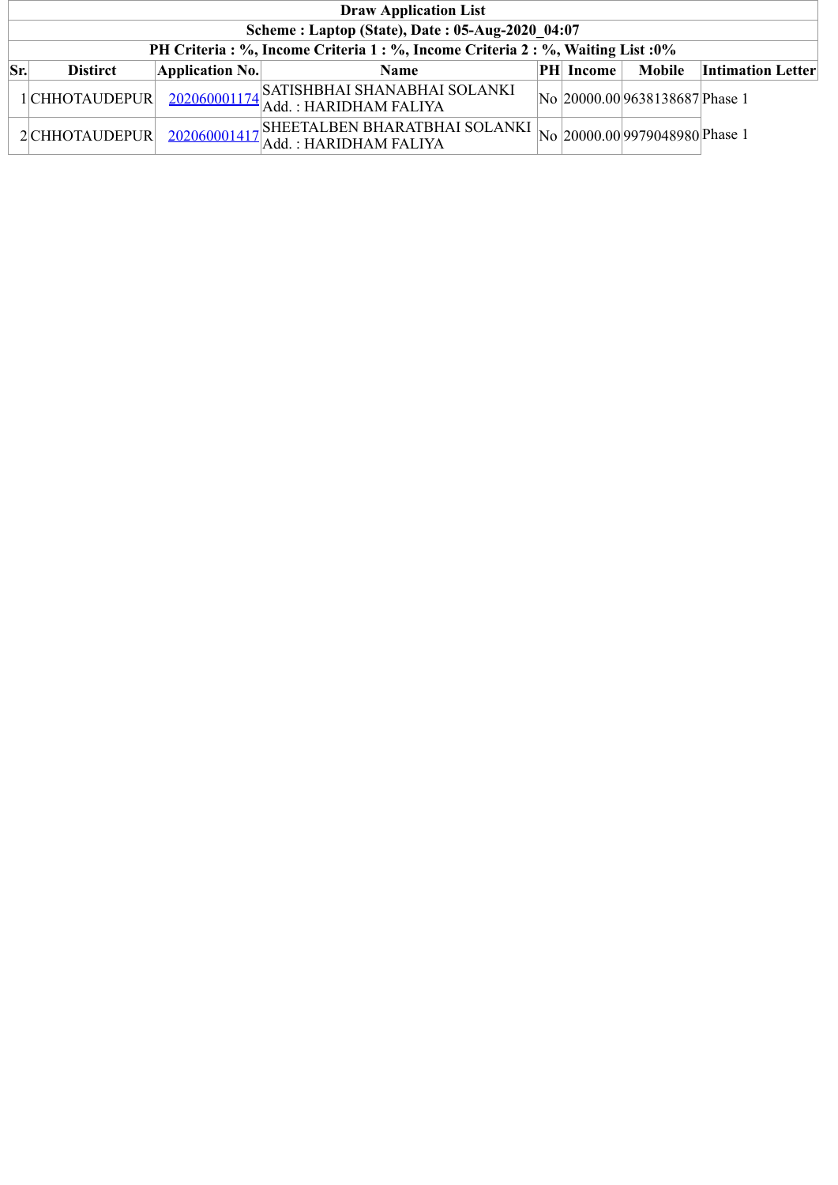| Draw Application List | | | | | | | |
|---|---|---|---|---|---|---|---|
| **Scheme : Laptop (State), Date : 05-Aug-2020_04:07** | | | | | | | |
| **PH Criteria : %, Income Criteria 1 : %, Income Criteria 2 : %, Waiting List :0%** | | | | | | | |
| **Sr.** | **Distirct** | **Application No.** | **Name** | **PH** | **Income** | **Mobile** | **Intimation Letter** |
| 1 | CHHOTAUDEPUR | 202060001174 | SATISHBHAI SHANABHAI SOLANKI<br>Add. : HARIDHAM FALIYA | No | 20000.00 | 9638138687 | Phase 1 |
| 2 | CHHOTAUDEPUR | 202060001417 | SHEETALBEN BHARATBHAI SOLANKI<br>Add. : HARIDHAM FALIYA | No | 20000.00 | 9979048980 | Phase 1 |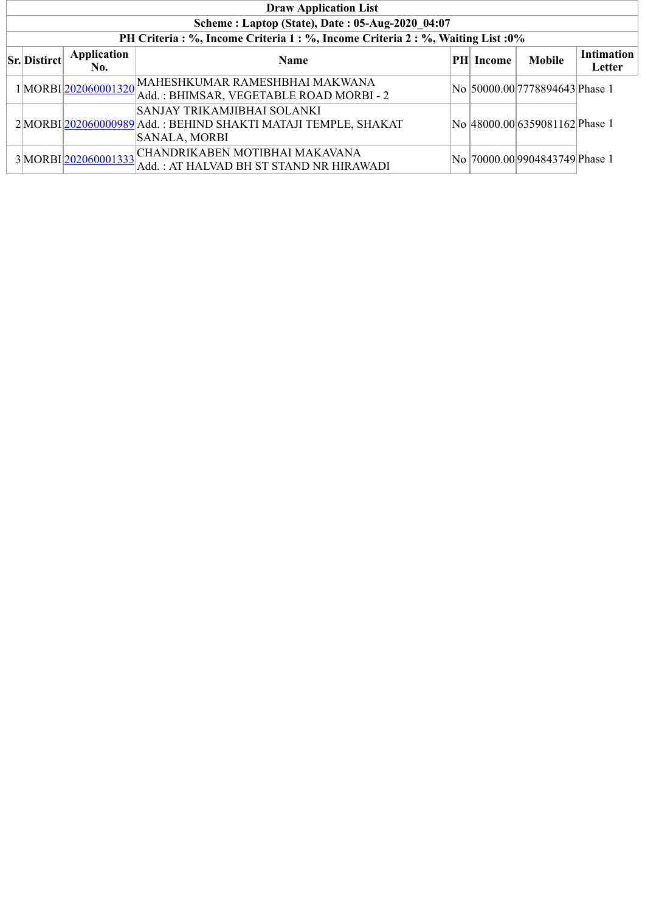| Draw Application List | | | | | | | |
|---|---|---|---|---|---|---|---|
| Scheme : Laptop (State), Date : 05-Aug-2020_04:07 | | | | | | | |
| PH Criteria : %, Income Criteria 1 : %, Income Criteria 2 : %, Waiting List :0% | | | | | | | |
| **Sr.** | **Distirct** | **Application No.** | **Name** | **PH** | **Income** | **Mobile** | **Intimation Letter** |
| 1 | MORBI | 202060001320 | MAHESHKUMAR RAMESHBHAI MAKWANA<br>Add. : BHIMSAR, VEGETABLE ROAD MORBI - 2 | No | 50000.00 | 7778894643 | Phase 1 |
| 2 | MORBI | 202060000989 | SANJAY TRIKAMJIBHAI SOLANKI<br>Add. : BEHIND SHAKTI MATAJI TEMPLE, SHAKAT SANALA, MORBI | No | 48000.00 | 6359081162 | Phase 1 |
| 3 | MORBI | 202060001333 | CHANDRIKABEN MOTIBHAI MAKAVANA<br>Add. : AT HALVAD BH ST STAND NR HIRAWADI | No | 70000.00 | 9904843749 | Phase 1 |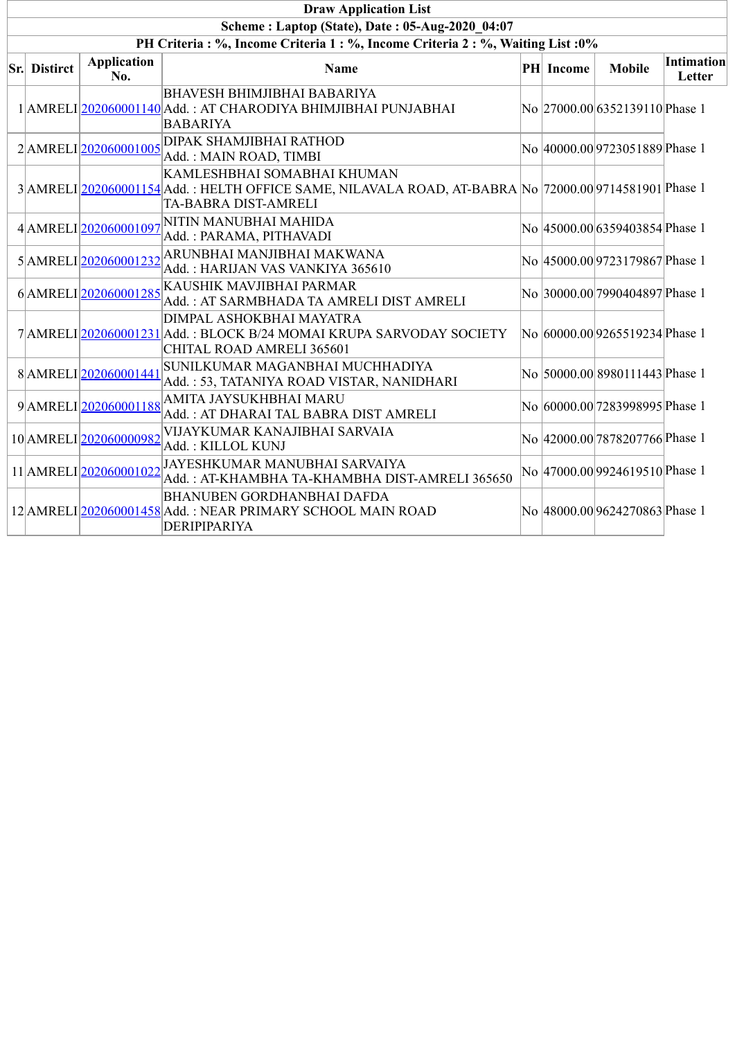**Draw Application List**

**Scheme : Laptop (State), Date : 05-Aug-2020_04:07**

**PH Criteria : %, Income Criteria 1 : %, Income Criteria 2 : %, Waiting List :0%**

| Sr. | District | Application No. | Name | PH | Income | Mobile | Intimation Letter |
|---|---|---|---|---|---|---|---|
| 1 | AMRELI | 202060001140 | BHAVESH BHIMJIBHAI BABARIYA<br>Add. : AT CHARODIYA BHIMJIBHAI PUNJABHAI BABARIYA | No | 27000.00 | 6352139110 | Phase 1 |
| 2 | AMRELI | 202060001005 | DIPAK SHAMJIBHAI RATHOD<br>Add. : MAIN ROAD, TIMBI | No | 40000.00 | 9723051889 | Phase 1 |
| 3 | AMRELI | 202060001154 | KAMLESHBHAI SOMABHAI KHUMAN<br>Add. : HELTH OFFICE SAME, NILAVALA ROAD, AT-BABRA TA-BABRA DIST-AMRELI | No | 72000.00 | 9714581901 | Phase 1 |
| 4 | AMRELI | 202060001097 | NITIN MANUBHAI MAHIDA<br>Add. : PARAMA, PITHAVADI | No | 45000.00 | 6359403854 | Phase 1 |
| 5 | AMRELI | 202060001232 | ARUNBHAI MANJIBHAI MAKWANA<br>Add. : HARIJAN VAS VANKIYA 365610 | No | 45000.00 | 9723179867 | Phase 1 |
| 6 | AMRELI | 202060001285 | KAUSHIK MAVJIBHAI PARMAR<br>Add. : AT SARMBHADA TA AMRELI DIST AMRELI | No | 30000.00 | 7990404897 | Phase 1 |
| 7 | AMRELI | 202060001231 | DIMPAL ASHOKBHAI MAYATRA<br>Add. : BLOCK B/24 MOMAI KRUPA SARVODAY SOCIETY CHITAL ROAD AMRELI 365601 | No | 60000.00 | 9265519234 | Phase 1 |
| 8 | AMRELI | 202060001441 | SUNILKUMAR MAGANBHAI MUCHHADIYA<br>Add. : 53, TATANIYA ROAD VISTAR, NANIDHARI | No | 50000.00 | 8980111443 | Phase 1 |
| 9 | AMRELI | 202060001188 | AMITA JAYSUKHBHAI MARU<br>Add. : AT DHARAI TAL BABRA DIST AMRELI | No | 60000.00 | 7283998995 | Phase 1 |
| 10 | AMRELI | 202060000982 | VIJAYKUMAR KANAJIBHAI SARVAIA<br>Add. : KILLOL KUNJ | No | 42000.00 | 7878207766 | Phase 1 |
| 11 | AMRELI | 202060001022 | JAYESHKUMAR MANUBHAI SARVAIYA<br>Add. : AT-KHAMBHA TA-KHAMBHA DIST-AMRELI 365650 | No | 47000.00 | 9924619510 | Phase 1 |
| 12 | AMRELI | 202060001458 | BHANUBEN GORDHANBHAI DAFDA<br>Add. : NEAR PRIMARY SCHOOL MAIN ROAD DERIPIPARIYA | No | 48000.00 | 9624270863 | Phase 1 |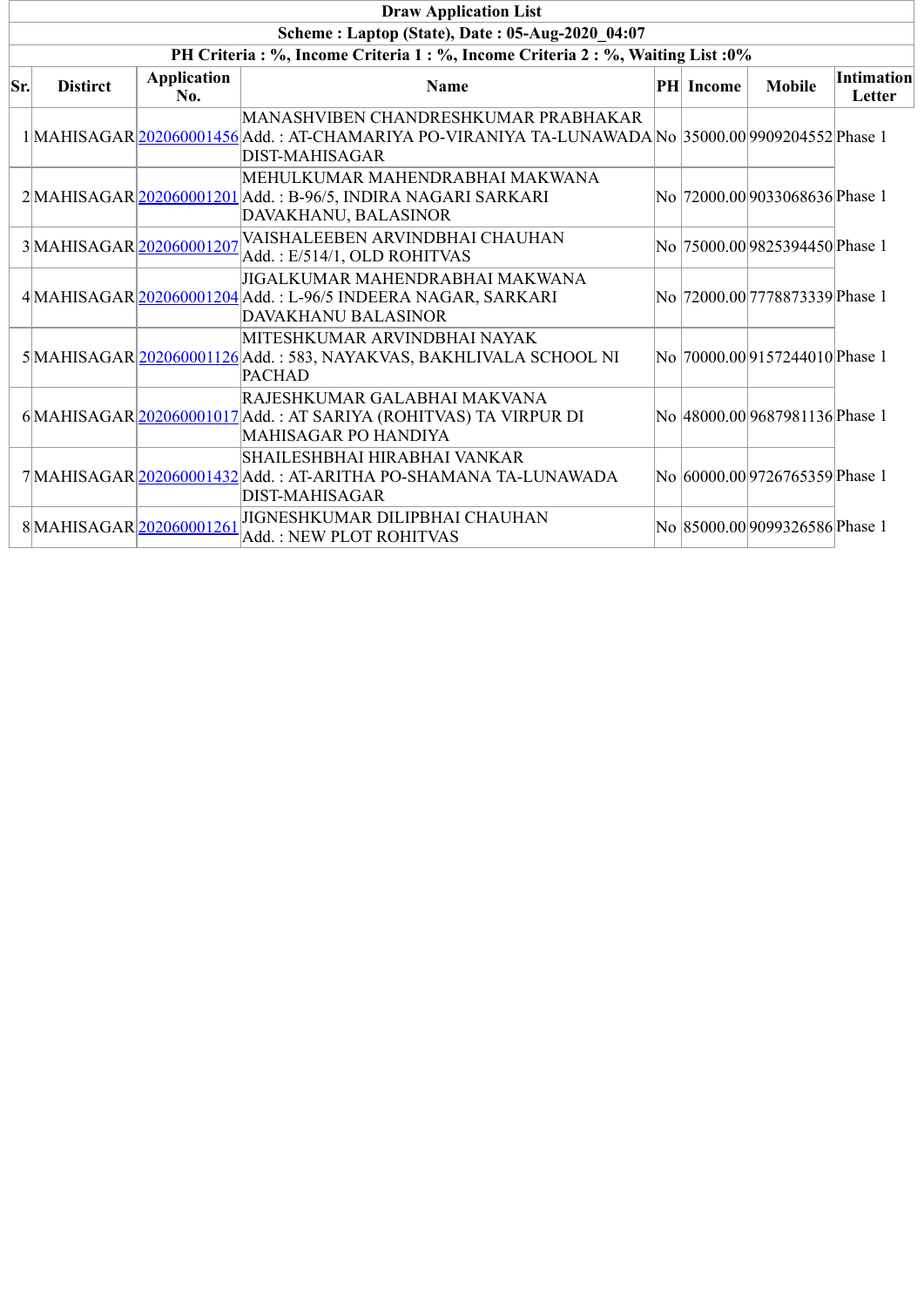| Draw Application List | | | | | | | |
|---|---|---|---|---|---|---|---|
| Scheme : Laptop (State), Date : 05-Aug-2020_04:07 | | | | | | | |
| PH Criteria : %, Income Criteria 1 : %, Income Criteria 2 : %, Waiting List :0% | | | | | | | |
| **Sr.** | **Distirct** | **Application No.** | **Name** | **PH** | **Income** | **Mobile** | **Intimation Letter** |
| 1 | MAHISAGAR | 202060001456 | MANASHVIBEN CHANDRESHKUMAR PRABHAKAR Add. : AT-CHAMARIYA PO-VIRANIYA TA-LUNAWADA DIST-MAHISAGAR | No | 35000.00 | 9909204552 | Phase 1 |
| 2 | MAHISAGAR | 202060001201 | MEHULKUMAR MAHENDRABHAI MAKWANA Add. : B-96/5, INDIRA NAGARI SARKARI DAVAKHANU, BALASINOR | No | 72000.00 | 9033068636 | Phase 1 |
| 3 | MAHISAGAR | 202060001207 | VAISHALEEBEN ARVINDBHAI CHAUHAN Add. : E/514/1, OLD ROHITVAS | No | 75000.00 | 9825394450 | Phase 1 |
| 4 | MAHISAGAR | 202060001204 | JIGALKUMAR MAHENDRABHAI MAKWANA Add. : L-96/5 INDEERA NAGAR, SARKARI DAVAKHANU BALASINOR | No | 72000.00 | 7778873339 | Phase 1 |
| 5 | MAHISAGAR | 202060001126 | MITESHKUMAR ARVINDBHAI NAYAK Add. : 583, NAYAKVAS, BAKHLIVALA SCHOOL NI PACHAD | No | 70000.00 | 9157244010 | Phase 1 |
| 6 | MAHISAGAR | 202060001017 | RAJESHKUMAR GALABHAI MAKVANA Add. : AT SARIYA (ROHITVAS) TA VIRPUR DI MAHISAGAR PO HANDIYA | No | 48000.00 | 9687981136 | Phase 1 |
| 7 | MAHISAGAR | 202060001432 | SHAILESHBHAI HIRABHAI VANKAR Add. : AT-ARITHA PO-SHAMANA TA-LUNAWADA DIST-MAHISAGAR | No | 60000.00 | 9726765359 | Phase 1 |
| 8 | MAHISAGAR | 202060001261 | JIGNESHKUMAR DILIPBHAI CHAUHAN Add. : NEW PLOT ROHITVAS | No | 85000.00 | 9099326586 | Phase 1 |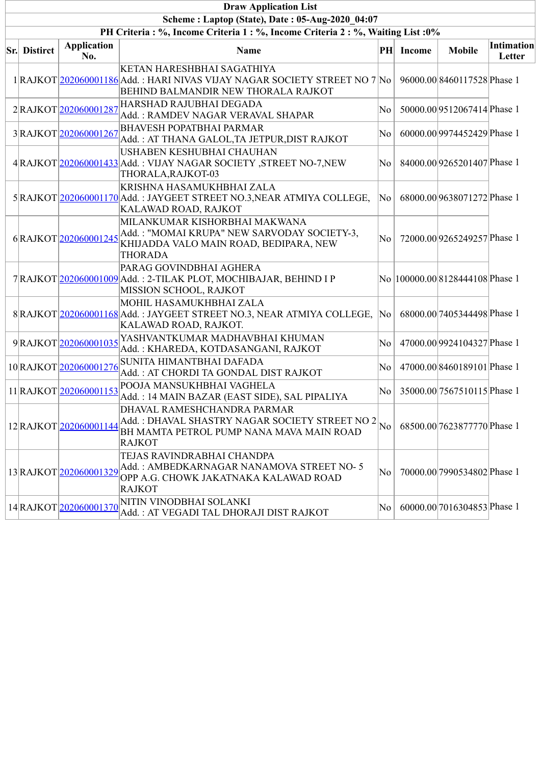**Draw Application List**

**Scheme : Laptop (State), Date : 05-Aug-2020_04:07**

**PH Criteria : %, Income Criteria 1 : %, Income Criteria 2 : %, Waiting List :0%**

| Sr. | District | Application No. | Name | PH | Income | Mobile | Intimation Letter |
|---|---|---|---|---|---|---|---|
| 1 | RAJKOT | 202060001186 | KETAN HARESHBHAI SAGATHIYA<br>Add. : HARI NIVAS VIJAY NAGAR SOCIETY STREET NO 7 BEHIND BALMANDIR NEW THORALA RAJKOT | No | 96000.00 | 8460117528 | Phase 1 |
| 2 | RAJKOT | 202060001287 | HARSHAD RAJUBHAI DEGADA<br>Add. : RAMDEV NAGAR VERAVAL SHAPAR | No | 50000.00 | 9512067414 | Phase 1 |
| 3 | RAJKOT | 202060001267 | BHAVESH POPATBHAI PARMAR<br>Add. : AT THANA GALOL,TA JETPUR,DIST RAJKOT | No | 60000.00 | 9974452429 | Phase 1 |
| 4 | RAJKOT | 202060001433 | USHABEN KESHUBHAI CHAUHAN<br>Add. : VIJAY NAGAR SOCIETY ,STREET NO-7,NEW THORALA,RAJKOT-03 | No | 84000.00 | 9265201407 | Phase 1 |
| 5 | RAJKOT | 202060001170 | KRISHNA HASAMUKHBHAI ZALA<br>Add. : JAYGEET STREET NO.3,NEAR ATMIYA COLLEGE, KALAWAD ROAD, RAJKOT | No | 68000.00 | 9638071272 | Phase 1 |
| 6 | RAJKOT | 202060001245 | MILANKUMAR KISHORBHAI MAKWANA<br>Add. : "MOMAI KRUPA" NEW SARVODAY SOCIETY-3, KHIJADDA VALO MAIN ROAD, BEDIPARA, NEW THORADA | No | 72000.00 | 9265249257 | Phase 1 |
| 7 | RAJKOT | 202060001009 | PARAG GOVINDBHAI AGHERA<br>Add. : 2-TILAK PLOT, MOCHIBAJAR, BEHIND I P MISSION SCHOOL, RAJKOT | No | 100000.00 | 8128444108 | Phase 1 |
| 8 | RAJKOT | 202060001168 | MOHIL HASAMUKHBHAI ZALA<br>Add. : JAYGEET STREET NO.3, NEAR ATMIYA COLLEGE, KALAWAD ROAD, RAJKOT. | No | 68000.00 | 7405344498 | Phase 1 |
| 9 | RAJKOT | 202060001035 | YASHVANTKUMAR MADHAVBHAI KHUMAN<br>Add. : KHAREDA, KOTDASANGANI, RAJKOT | No | 47000.00 | 9924104327 | Phase 1 |
| 10 | RAJKOT | 202060001276 | SUNITA HIMANTBHAI DAFADA<br>Add. : AT CHORDI TA GONDAL DIST RAJKOT | No | 47000.00 | 8460189101 | Phase 1 |
| 11 | RAJKOT | 202060001153 | POOJA MANSUKHBHAI VAGHELA<br>Add. : 14 MAIN BAZAR (EAST SIDE), SAL PIPALIYA | No | 35000.00 | 7567510115 | Phase 1 |
| 12 | RAJKOT | 202060001144 | DHAVAL RAMESHCHANDRA PARMAR<br>Add. : DHAVAL SHASTRY NAGAR SOCIETY STREET NO 2 BH MAMTA PETROL PUMP NANA MAVA MAIN ROAD RAJKOT | No | 68500.00 | 7623877770 | Phase 1 |
| 13 | RAJKOT | 202060001329 | TEJAS RAVINDRABHAI CHANDPA<br>Add. : AMBEDKARNAGAR NANAMOVA STREET NO- 5 OPP A.G. CHOWK JAKATNAKA KALAWAD ROAD RAJKOT | No | 70000.00 | 7990534802 | Phase 1 |
| 14 | RAJKOT | 202060001370 | NITIN VINODBHAI SOLANKI<br>Add. : AT VEGADI TAL DHORAJI DIST RAJKOT | No | 60000.00 | 7016304853 | Phase 1 |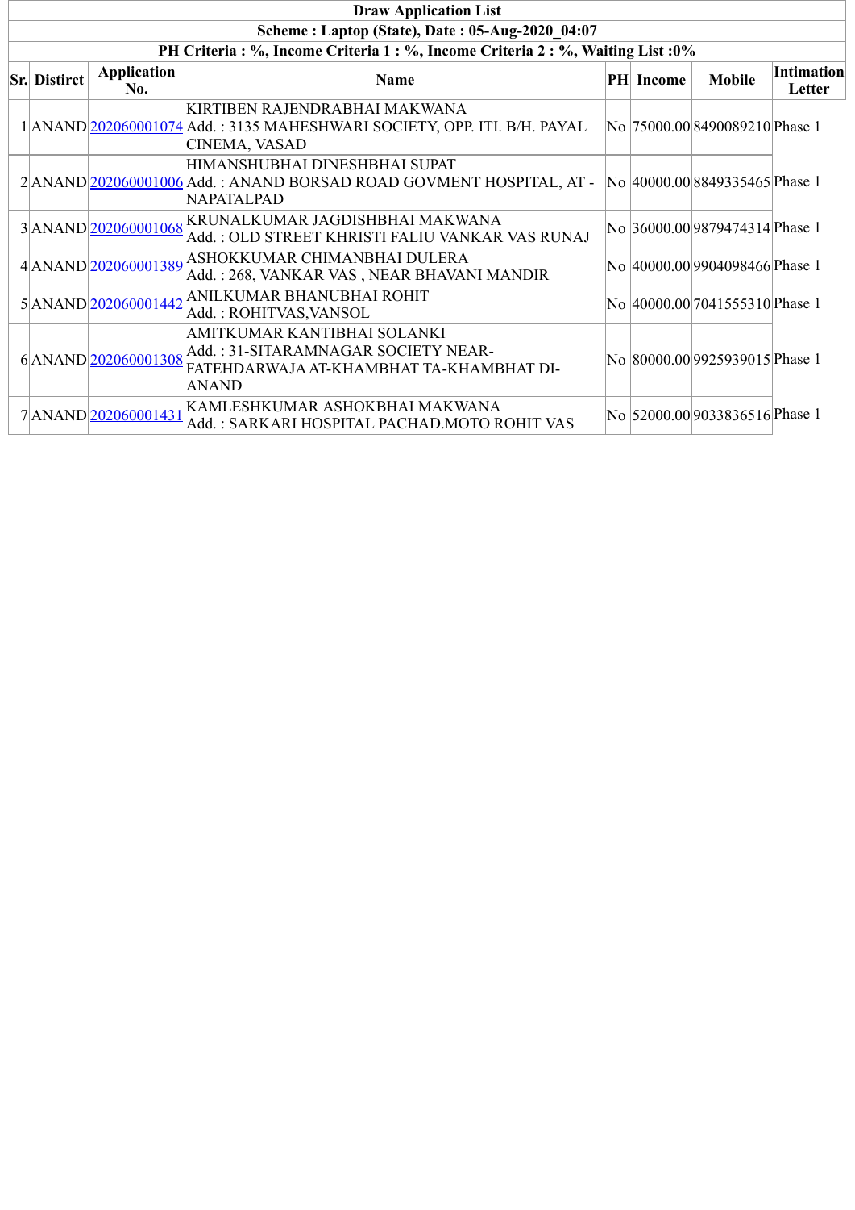| Draw Application List | | | | | | | |
|---|---|---|---|---|---|---|---|
| Scheme : Laptop (State), Date : 05-Aug-2020_04:07 | | | | | | | |
| PH Criteria : %, Income Criteria 1 : %, Income Criteria 2 : %, Waiting List :0% | | | | | | | |
| **Sr.** | **Distirct** | **Application No.** | **Name** | **PH** | **Income** | **Mobile** | **Intimation Letter** |
| 1 | ANAND | 202060001074 | KIRTIBEN RAJENDRABHAI MAKWANA<br>Add. : 3135 MAHESHWARI SOCIETY, OPP. ITI. B/H. PAYAL CINEMA, VASAD | No | 75000.00 | 8490089210 | Phase 1 |
| 2 | ANAND | 202060001006 | HIMANSHUBHAI DINESHBHAI SUPAT<br>Add. : ANAND BORSAD ROAD GOVMENT HOSPITAL, AT - NAPATALPAD | No | 40000.00 | 8849335465 | Phase 1 |
| 3 | ANAND | 202060001068 | KRUNALKUMAR JAGDISHBHAI MAKWANA<br>Add. : OLD STREET KHRISTI FALIU VANKAR VAS RUNAJ | No | 36000.00 | 9879474314 | Phase 1 |
| 4 | ANAND | 202060001389 | ASHOKKUMAR CHIMANBHAI DULERA<br>Add. : 268, VANKAR VAS , NEAR BHAVANI MANDIR | No | 40000.00 | 9904098466 | Phase 1 |
| 5 | ANAND | 202060001442 | ANILKUMAR BHANUBHAI ROHIT<br>Add. : ROHITVAS,VANSOL | No | 40000.00 | 7041555310 | Phase 1 |
| 6 | ANAND | 202060001308 | AMITKUMAR KANTIBHAI SOLANKI<br>Add. : 31-SITARAMNAGAR SOCIETY NEAR-FATEHDARWAJA AT-KHAMBHAT TA-KHAMBHAT DI-ANAND | No | 80000.00 | 9925939015 | Phase 1 |
| 7 | ANAND | 202060001431 | KAMLESHKUMAR ASHOKBHAI MAKWANA<br>Add. : SARKARI HOSPITAL PACHAD.MOTO ROHIT VAS | No | 52000.00 | 9033836516 | Phase 1 |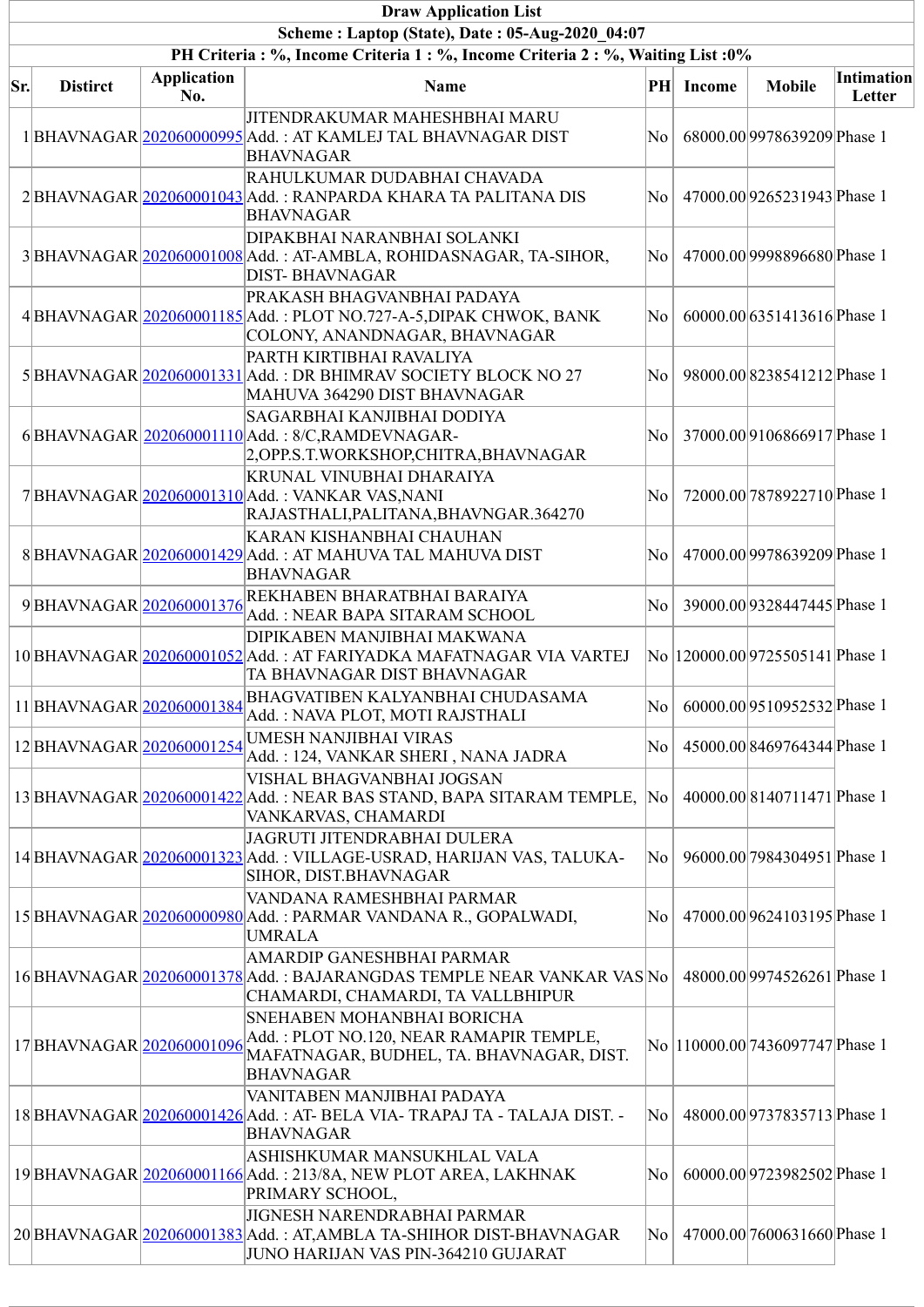| Draw Application List | | | | | | | |
|---|---|---|---|---|---|---|---|
| Scheme : Laptop (State), Date : 05-Aug-2020_04:07 | | | | | | | |
| PH Criteria : %, Income Criteria 1 : %, Income Criteria 2 : %, Waiting List :0% | | | | | | | |
| **Sr.** | **Distirct** | **Application No.** | **Name** | **PH** | **Income** | **Mobile** | **Intimation Letter** |
| 1 | BHAVNAGAR | 202060000995 | JITENDRAKUMAR MAHESHBHAI MARU Add. : AT KAMLEJ TAL BHAVNAGAR DIST BHAVNAGAR | No | 68000.00 | 9978639209 | Phase 1 |
| 2 | BHAVNAGAR | 202060001043 | RAHULKUMAR DUDABHAI CHAVADA Add. : RANPARDA KHARA TA PALITANA DIS BHAVNAGAR | No | 47000.00 | 9265231943 | Phase 1 |
| 3 | BHAVNAGAR | 202060001008 | DIPAKBHAI NARANBHAI SOLANKI Add. : AT-AMBLA, ROHIDASNAGAR, TA-SIHOR, DIST- BHAVNAGAR | No | 47000.00 | 9998896680 | Phase 1 |
| 4 | BHAVNAGAR | 202060001185 | PRAKASH BHAGVANBHAI PADAYA Add. : PLOT NO.727-A-5,DIPAK CHWOK, BANK COLONY, ANANDNAGAR, BHAVNAGAR | No | 60000.00 | 6351413616 | Phase 1 |
| 5 | BHAVNAGAR | 202060001331 | PARTH KIRTIBHAI RAVALIYA Add. : DR BHIMRAV SOCIETY BLOCK NO 27 MAHUVA 364290 DIST BHAVNAGAR | No | 98000.00 | 8238541212 | Phase 1 |
| 6 | BHAVNAGAR | 202060001110 | SAGARBHAI KANJIBHAI DODIYA Add. : 8/C,RAMDEVNAGAR-2,OPP.S.T.WORKSHOP,CHITRA,BHAVNAGAR | No | 37000.00 | 9106866917 | Phase 1 |
| 7 | BHAVNAGAR | 202060001310 | KRUNAL VINUBHAI DHARAIYA Add. : VANKAR VAS,NANI RAJASTHALI,PALITANA,BHAVNGAR.364270 | No | 72000.00 | 7878922710 | Phase 1 |
| 8 | BHAVNAGAR | 202060001429 | KARAN KISHANBHAI CHAUHAN Add. : AT MAHUVA TAL MAHUVA DIST BHAVNAGAR | No | 47000.00 | 9978639209 | Phase 1 |
| 9 | BHAVNAGAR | 202060001376 | REKHABEN BHARATBHAI BARAIYA Add. : NEAR BAPA SITARAM SCHOOL | No | 39000.00 | 9328447445 | Phase 1 |
| 10 | BHAVNAGAR | 202060001052 | DIPIKABEN MANJIBHAI MAKWANA Add. : AT FARIYADKA MAFATNAGAR VIA VARTEJ TA BHAVNAGAR DIST BHAVNAGAR | No | 120000.00 | 9725505141 | Phase 1 |
| 11 | BHAVNAGAR | 202060001384 | BHAGVATIBEN KALYANBHAI CHUDASAMA Add. : NAVA PLOT, MOTI RAJSTHALI | No | 60000.00 | 9510952532 | Phase 1 |
| 12 | BHAVNAGAR | 202060001254 | UMESH NANJIBHAI VIRAS Add. : 124, VANKAR SHERI , NANA JADRA | No | 45000.00 | 8469764344 | Phase 1 |
| 13 | BHAVNAGAR | 202060001422 | VISHAL BHAGVANBHAI JOGSAN Add. : NEAR BAS STAND, BAPA SITARAM TEMPLE, VANKARVAS, CHAMARDI | No | 40000.00 | 8140711471 | Phase 1 |
| 14 | BHAVNAGAR | 202060001323 | JAGRUTI JITENDRABHAI DULERA Add. : VILLAGE-USRAD, HARIJAN VAS, TALUKA-SIHOR, DIST.BHAVNAGAR | No | 96000.00 | 7984304951 | Phase 1 |
| 15 | BHAVNAGAR | 202060000980 | VANDANA RAMESHBHAI PARMAR Add. : PARMAR VANDANA R., GOPALWADI, UMRALA | No | 47000.00 | 9624103195 | Phase 1 |
| 16 | BHAVNAGAR | 202060001378 | AMARDIP GANESHBHAI PARMAR Add. : BAJARANGDAS TEMPLE NEAR VANKAR VAS CHAMARDI, CHAMARDI, TA VALLBHIPUR | No | 48000.00 | 9974526261 | Phase 1 |
| 17 | BHAVNAGAR | 202060001096 | SNEHABEN MOHANBHAI BORICHA Add. : PLOT NO.120, NEAR RAMAPIR TEMPLE, MAFATNAGAR, BUDHEL, TA. BHAVNAGAR, DIST. BHAVNAGAR | No | 110000.00 | 7436097747 | Phase 1 |
| 18 | BHAVNAGAR | 202060001426 | VANITABEN MANJIBHAI PADAYA Add. : AT- BELA VIA- TRAPAJ TA - TALAJA DIST. - BHAVNAGAR | No | 48000.00 | 9737835713 | Phase 1 |
| 19 | BHAVNAGAR | 202060001166 | ASHISHKUMAR MANSUKHLAL VALA Add. : 213/8A, NEW PLOT AREA, LAKHNAK PRIMARY SCHOOL, | No | 60000.00 | 9723982502 | Phase 1 |
| 20 | BHAVNAGAR | 202060001383 | JIGNESH NARENDRABHAI PARMAR Add. : AT,AMBLA TA-SHIHOR DIST-BHAVNAGAR JUNO HARIJAN VAS PIN-364210 GUJARAT | No | 47000.00 | 7600631660 | Phase 1 |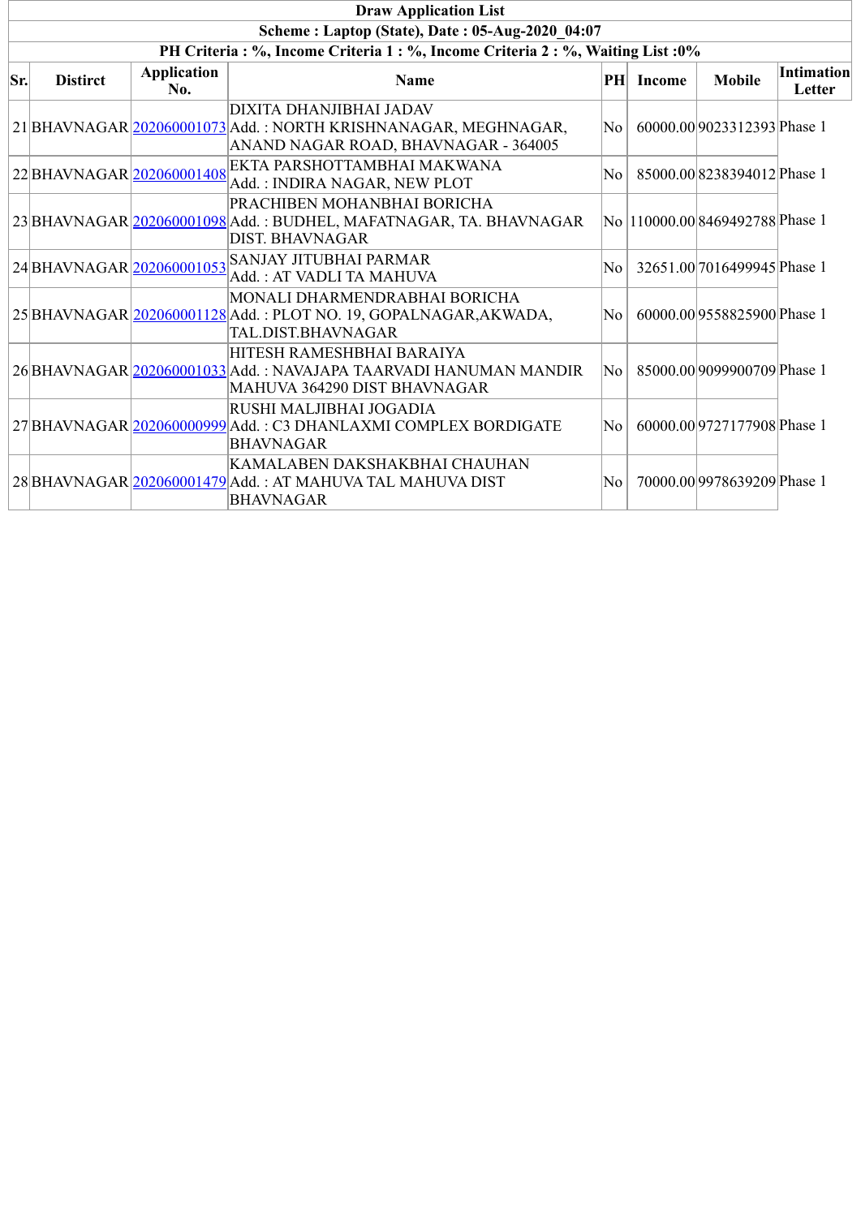**Draw Application List**

**Scheme : Laptop (State), Date : 05-Aug-2020_04:07**

**PH Criteria : %, Income Criteria 1 : %, Income Criteria 2 : %, Waiting List :0%**

| Sr. | Distirct | Application No. | Name | PH | Income | Mobile | Intimation Letter |
|---|---|---|---|---|---|---|---|
| 21 | BHAVNAGAR | 202060001073 | DIXITA DHANJIBHAI JADAV<br>Add. : NORTH KRISHNANAGAR, MEGHNAGAR, ANAND NAGAR ROAD, BHAVNAGAR - 364005 | No | 60000.00 | 9023312393 | Phase 1 |
| 22 | BHAVNAGAR | 202060001408 | EKTA PARSHOTTAMBHAI MAKWANA<br>Add. : INDIRA NAGAR, NEW PLOT | No | 85000.00 | 8238394012 | Phase 1 |
| 23 | BHAVNAGAR | 202060001098 | PRACHIBEN MOHANBHAI BORICHA<br>Add. : BUDHEL, MAFATNAGAR, TA. BHAVNAGAR DIST. BHAVNAGAR | No | 110000.00 | 8469492788 | Phase 1 |
| 24 | BHAVNAGAR | 202060001053 | SANJAY JITUBHAI PARMAR<br>Add. : AT VADLI TA MAHUVA | No | 32651.00 | 7016499945 | Phase 1 |
| 25 | BHAVNAGAR | 202060001128 | MONALI DHARMENDRABHAI BORICHA<br>Add. : PLOT NO. 19, GOPALNAGAR,AKWADA, TAL.DIST.BHAVNAGAR | No | 60000.00 | 9558825900 | Phase 1 |
| 26 | BHAVNAGAR | 202060001033 | HITESH RAMESHBHAI BARAIYA<br>Add. : NAVAJAPA TAARVADI HANUMAN MANDIR MAHUVA 364290 DIST BHAVNAGAR | No | 85000.00 | 9099900709 | Phase 1 |
| 27 | BHAVNAGAR | 202060000999 | RUSHI MALJIBHAI JOGADIA<br>Add. : C3 DHANLAXMI COMPLEX BORDIGATE BHAVNAGAR | No | 60000.00 | 9727177908 | Phase 1 |
| 28 | BHAVNAGAR | 202060001479 | KAMALABEN DAKSHAKBHAI CHAUHAN<br>Add. : AT MAHUVA TAL MAHUVA DIST BHAVNAGAR | No | 70000.00 | 9978639209 | Phase 1 |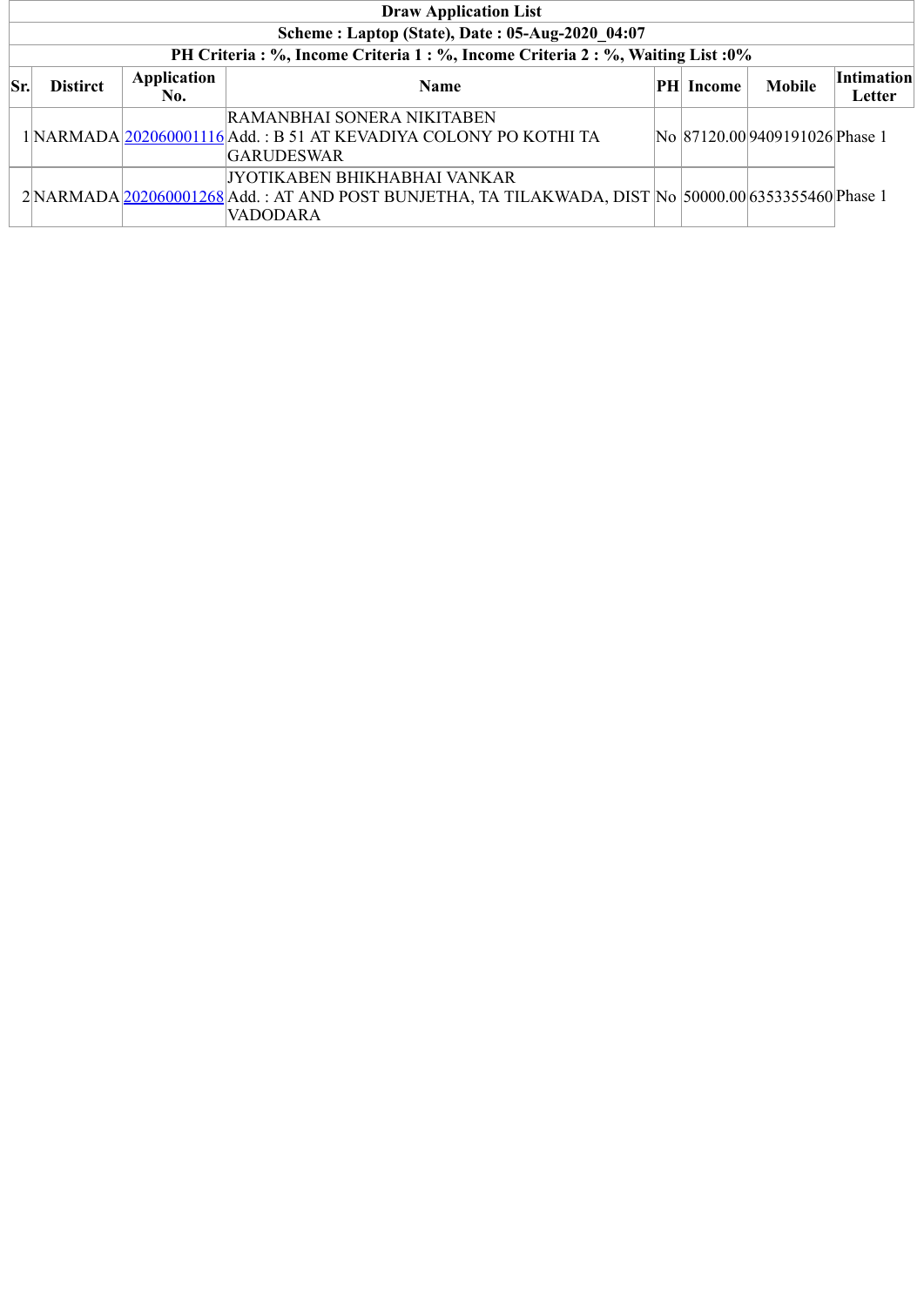**Draw Application List**

**Scheme : Laptop (State), Date : 05-Aug-2020_04:07**

**PH Criteria : %, Income Criteria 1 : %, Income Criteria 2 : %, Waiting List :0%**

| Sr. | Distirct | Application No. | Name | PH | Income | Mobile | Intimation Letter |
|---|---|---|---|---|---|---|---|
| 1 | NARMADA | 202060001116 | RAMANBHAI SONERA NIKITABEN<br>Add. : B 51 AT KEVADIYA COLONY PO KOTHI TA GARUDESWAR | No | 87120.00 | 9409191026 | Phase 1 |
| 2 | NARMADA | 202060001268 | JYOTIKABEN BHIKHABHAI VANKAR<br>Add. : AT AND POST BUNJETHA, TA TILAKWADA, DIST VADODARA | No | 50000.00 | 6353355460 | Phase 1 |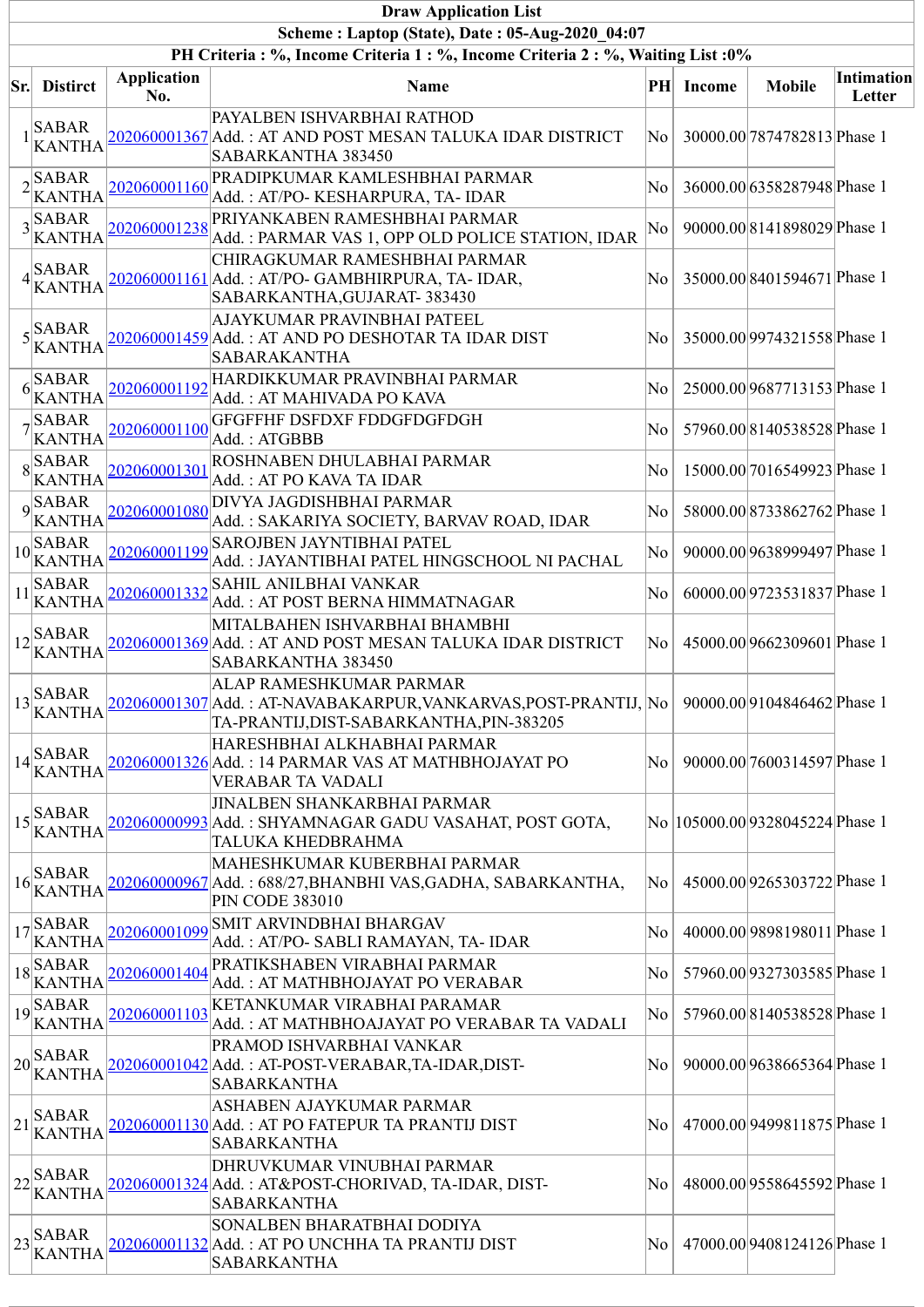| Draw Application List | | | | | | | |
|---|---|---|---|---|---|---|---|
| Scheme : Laptop (State), Date : 05-Aug-2020_04:07 | | | | | | | |
| PH Criteria : %, Income Criteria 1 : %, Income Criteria 2 : %, Waiting List :0% | | | | | | | |
| **Sr.** | **Distirct** | **Application No.** | **Name** | **PH** | **Income** | **Mobile** | **Intimation Letter** |
| 1 | SABAR KANTHA | 202060001367 | PAYALBEN ISHVARBHAI RATHOD<br>Add. : AT AND POST MESAN TALUKA IDAR DISTRICT SABARKANTHA 383450 | No | 30000.00 | 7874782813 | Phase 1 |
| 2 | SABAR KANTHA | 202060001160 | PRADIPKUMAR KAMLESHBHAI PARMAR<br>Add. : AT/PO- KESHARPURA, TA- IDAR | No | 36000.00 | 6358287948 | Phase 1 |
| 3 | SABAR KANTHA | 202060001238 | PRIYANKABEN RAMESHBHAI PARMAR<br>Add. : PARMAR VAS 1, OPP OLD POLICE STATION, IDAR | No | 90000.00 | 8141898029 | Phase 1 |
| 4 | SABAR KANTHA | 202060001161 | CHIRAGKUMAR RAMESHBHAI PARMAR<br>Add. : AT/PO- GAMBHIRPURA, TA- IDAR, SABARKANTHA,GUJARAT- 383430 | No | 35000.00 | 8401594671 | Phase 1 |
| 5 | SABAR KANTHA | 202060001459 | AJAYKUMAR PRAVINBHAI PATEEL<br>Add. : AT AND PO DESHOTAR TA IDAR DIST SABARAKANTHA | No | 35000.00 | 9974321558 | Phase 1 |
| 6 | SABAR KANTHA | 202060001192 | HARDIKKUMAR PRAVINBHAI PARMAR<br>Add. : AT MAHIVADA PO KAVA | No | 25000.00 | 9687713153 | Phase 1 |
| 7 | SABAR KANTHA | 202060001100 | GFGFFHF DSFDXF FDDGFDGFDGH<br>Add. : ATGBBB | No | 57960.00 | 8140538528 | Phase 1 |
| 8 | SABAR KANTHA | 202060001301 | ROSHNABEN DHULABHAI PARMAR<br>Add. : AT PO KAVA TA IDAR | No | 15000.00 | 7016549923 | Phase 1 |
| 9 | SABAR KANTHA | 202060001080 | DIVYA JAGDISHBHAI PARMAR<br>Add. : SAKARIYA SOCIETY, BARVAV ROAD, IDAR | No | 58000.00 | 8733862762 | Phase 1 |
| 10 | SABAR KANTHA | 202060001199 | SAROJBEN JAYNTIBHAI PATEL<br>Add. : JAYANTIBHAI PATEL HINGSCHOOL NI PACHAL | No | 90000.00 | 9638999497 | Phase 1 |
| 11 | SABAR KANTHA | 202060001332 | SAHIL ANILBHAI VANKAR<br>Add. : AT POST BERNA HIMMATNAGAR | No | 60000.00 | 9723531837 | Phase 1 |
| 12 | SABAR KANTHA | 202060001369 | MITALBAHEN ISHVARBHAI BHAMBHI<br>Add. : AT AND POST MESAN TALUKA IDAR DISTRICT SABARKANTHA 383450 | No | 45000.00 | 9662309601 | Phase 1 |
| 13 | SABAR KANTHA | 202060001307 | ALAP RAMESHKUMAR PARMAR<br>Add. : AT-NAVABAKARPUR,VANKARVAS,POST-PRANTIJ, TA-PRANTIJ,DIST-SABARKANTHA,PIN-383205 | No | 90000.00 | 9104846462 | Phase 1 |
| 14 | SABAR KANTHA | 202060001326 | HARESHBHAI ALKHABHAI PARMAR<br>Add. : 14 PARMAR VAS AT MATHBHOJAYAT PO VERABAR TA VADALI | No | 90000.00 | 7600314597 | Phase 1 |
| 15 | SABAR KANTHA | 202060000993 | JINALBEN SHANKARBHAI PARMAR<br>Add. : SHYAMNAGAR GADU VASAHAT, POST GOTA, TALUKA KHEDBRAHMA | No | 105000.00 | 9328045224 | Phase 1 |
| 16 | SABAR KANTHA | 202060000967 | MAHESHKUMAR KUBERBHAI PARMAR<br>Add. : 688/27,BHANBHI VAS,GADHA, SABARKANTHA, PIN CODE 383010 | No | 45000.00 | 9265303722 | Phase 1 |
| 17 | SABAR KANTHA | 202060001099 | SMIT ARVINDBHAI BHARGAV<br>Add. : AT/PO- SABLI RAMAYAN, TA- IDAR | No | 40000.00 | 9898198011 | Phase 1 |
| 18 | SABAR KANTHA | 202060001404 | PRATIKSHABEN VIRABHAI PARMAR<br>Add. : AT MATHBHOJAYAT PO VERABAR | No | 57960.00 | 9327303585 | Phase 1 |
| 19 | SABAR KANTHA | 202060001103 | KETANKUMAR VIRABHAI PARAMAR<br>Add. : AT MATHBHOAJAYAT PO VERABAR TA VADALI | No | 57960.00 | 8140538528 | Phase 1 |
| 20 | SABAR KANTHA | 202060001042 | PRAMOD ISHVARBHAI VANKAR<br>Add. : AT-POST-VERABAR,TA-IDAR,DIST-SABARKANTHA | No | 90000.00 | 9638665364 | Phase 1 |
| 21 | SABAR KANTHA | 202060001130 | ASHABEN AJAYKUMAR PARMAR<br>Add. : AT PO FATEPUR TA PRANTIJ DIST SABARKANTHA | No | 47000.00 | 9499811875 | Phase 1 |
| 22 | SABAR KANTHA | 202060001324 | DHRUVKUMAR VINUBHAI PARMAR<br>Add. : AT&POST-CHORIVAD, TA-IDAR, DIST-SABARKANTHA | No | 48000.00 | 9558645592 | Phase 1 |
| 23 | SABAR KANTHA | 202060001132 | SONALBEN BHARATBHAI DODIYA<br>Add. : AT PO UNCHHA TA PRANTIJ DIST SABARKANTHA | No | 47000.00 | 9408124126 | Phase 1 |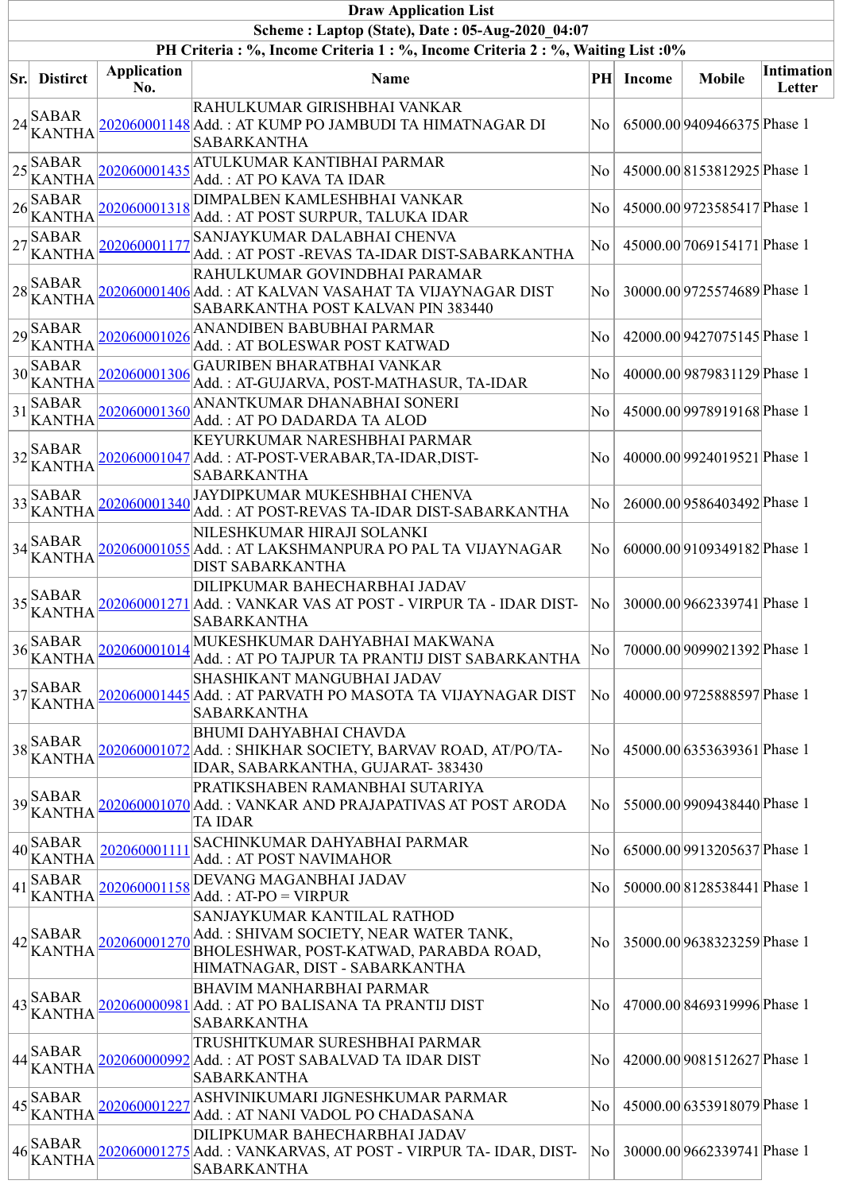| Draw Application List | | | | | | | |
|---|---|---|---|---|---|---|---|
| Scheme : Laptop (State), Date : 05-Aug-2020_04:07 | | | | | | | |
| PH Criteria : %, Income Criteria 1 : %, Income Criteria 2 : %, Waiting List :0% | | | | | | | |
| Sr. | Distirct | Application No. | Name | PH | Income | Mobile | Intimation Letter |
| 24 | SABAR KANTHA | 202060001148 | RAHULKUMAR GIRISHBHAI VANKAR<br>Add. : AT KUMP PO JAMBUDI TA HIMATNAGAR DI SABARKANTHA | No | 65000.00 | 9409466375 | Phase 1 |
| 25 | SABAR KANTHA | 202060001435 | ATULKUMAR KANTIBHAI PARMAR<br>Add. : AT PO KAVA TA IDAR | No | 45000.00 | 8153812925 | Phase 1 |
| 26 | SABAR KANTHA | 202060001318 | DIMPALBEN KAMLESHBHAI VANKAR<br>Add. : AT POST SURPUR, TALUKA IDAR | No | 45000.00 | 9723585417 | Phase 1 |
| 27 | SABAR KANTHA | 202060001177 | SANJAYKUMAR DALABHAI CHENVA<br>Add. : AT POST -REVAS TA-IDAR DIST-SABARKANTHA | No | 45000.00 | 7069154171 | Phase 1 |
| 28 | SABAR KANTHA | 202060001406 | RAHULKUMAR GOVINDBHAI PARAMAR<br>Add. : AT KALVAN VASAHAT TA VIJAYNAGAR DIST SABARKANTHA POST KALVAN PIN 383440 | No | 30000.00 | 9725574689 | Phase 1 |
| 29 | SABAR KANTHA | 202060001026 | ANANDIBEN BABUBHAI PARMAR<br>Add. : AT BOLESWAR POST KATWAD | No | 42000.00 | 9427075145 | Phase 1 |
| 30 | SABAR KANTHA | 202060001306 | GAURIBEN BHARATBHAI VANKAR<br>Add. : AT-GUJARVA, POST-MATHASUR, TA-IDAR | No | 40000.00 | 9879831129 | Phase 1 |
| 31 | SABAR KANTHA | 202060001360 | ANANTKUMAR DHANABHAI SONERI<br>Add. : AT PO DADARDA TA ALOD | No | 45000.00 | 9978919168 | Phase 1 |
| 32 | SABAR KANTHA | 202060001047 | KEYURKUMAR NARESHBHAI PARMAR<br>Add. : AT-POST-VERABAR,TA-IDAR,DIST-SABARKANTHA | No | 40000.00 | 9924019521 | Phase 1 |
| 33 | SABAR KANTHA | 202060001340 | JAYDIPKUMAR MUKESHBHAI CHENVA<br>Add. : AT POST-REVAS TA-IDAR DIST-SABARKANTHA | No | 26000.00 | 9586403492 | Phase 1 |
| 34 | SABAR KANTHA | 202060001055 | NILESHKUMAR HIRAJI SOLANKI<br>Add. : AT LAKSHMANPURA PO PAL TA VIJAYNAGAR DIST SABARKANTHA | No | 60000.00 | 9109349182 | Phase 1 |
| 35 | SABAR KANTHA | 202060001271 | DILIPKUMAR BAHECHARBHAI JADAV<br>Add. : VANKAR VAS AT POST - VIRPUR TA - IDAR DIST-SABARKANTHA | No | 30000.00 | 9662339741 | Phase 1 |
| 36 | SABAR KANTHA | 202060001014 | MUKESHKUMAR DAHYABHAI MAKWANA<br>Add. : AT PO TAJPUR TA PRANTIJ DIST SABARKANTHA | No | 70000.00 | 9099021392 | Phase 1 |
| 37 | SABAR KANTHA | 202060001445 | SHASHIKANT MANGUBHAI JADAV<br>Add. : AT PARVATH PO MASOTA TA VIJAYNAGAR DIST SABARKANTHA | No | 40000.00 | 9725888597 | Phase 1 |
| 38 | SABAR KANTHA | 202060001072 | BHUMI DAHYABHAI CHAVDA<br>Add. : SHIKHAR SOCIETY, BARVAV ROAD, AT/PO/TA-IDAR, SABARKANTHA, GUJARAT- 383430 | No | 45000.00 | 6353639361 | Phase 1 |
| 39 | SABAR KANTHA | 202060001070 | PRATIKSHABEN RAMANBHAI SUTARIYA<br>Add. : VANKAR AND PRAJAPATIVAS AT POST ARODA TA IDAR | No | 55000.00 | 9909438440 | Phase 1 |
| 40 | SABAR KANTHA | 202060001111 | SACHINKUMAR DAHYABHAI PARMAR<br>Add. : AT POST NAVIMAHOR | No | 65000.00 | 9913205637 | Phase 1 |
| 41 | SABAR KANTHA | 202060001158 | DEVANG MAGANBHAI JADAV<br>Add. : AT-PO = VIRPUR | No | 50000.00 | 8128538441 | Phase 1 |
| 42 | SABAR KANTHA | 202060001270 | SANJAYKUMAR KANTILAL RATHOD<br>Add. : SHIVAM SOCIETY, NEAR WATER TANK, BHOLESHWAR, POST-KATWAD, PARABDA ROAD, HIMATNAGAR, DIST - SABARKANTHA | No | 35000.00 | 9638323259 | Phase 1 |
| 43 | SABAR KANTHA | 202060000981 | BHAVIM MANHARBHAI PARMAR<br>Add. : AT PO BALISANA TA PRANTIJ DIST SABARKANTHA | No | 47000.00 | 8469319996 | Phase 1 |
| 44 | SABAR KANTHA | 202060000992 | TRUSHITKUMAR SURESHBHAI PARMAR<br>Add. : AT POST SABALVAD TA IDAR DIST SABARKANTHA | No | 42000.00 | 9081512627 | Phase 1 |
| 45 | SABAR KANTHA | 202060001227 | ASHVINIKUMARI JIGNESHKUMAR PARMAR<br>Add. : AT NANI VADOL PO CHADASANA | No | 45000.00 | 6353918079 | Phase 1 |
| 46 | SABAR KANTHA | 202060001275 | DILIPKUMAR BAHECHARBHAI JADAV<br>Add. : VANKARVAS, AT POST - VIRPUR TA- IDAR, DIST-SABARKANTHA | No | 30000.00 | 9662339741 | Phase 1 |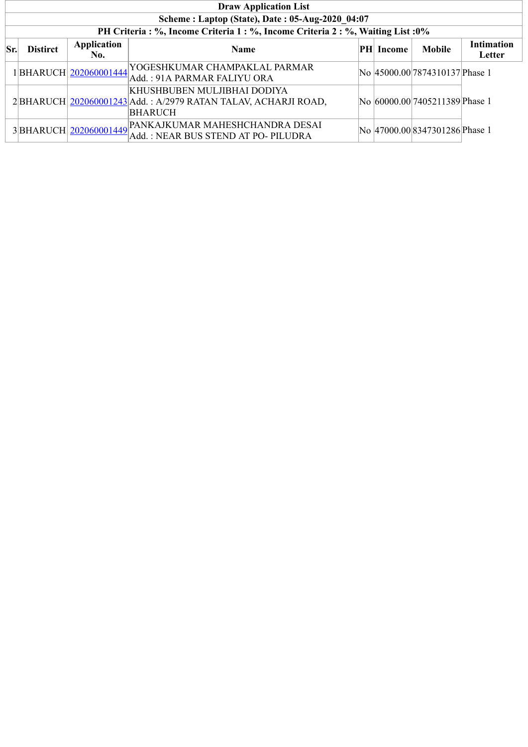| Draw Application List | | | | | | | |
|---|---|---|---|---|---|---|---|
| Scheme : Laptop (State), Date : 05-Aug-2020_04:07 | | | | | | | |
| PH Criteria : %, Income Criteria 1 : %, Income Criteria 2 : %, Waiting List :0% | | | | | | | |
| **Sr.** | **Distirct** | **Application No.** | **Name** | **PH** | **Income** | **Mobile** | **Intimation Letter** |
| 1 | BHARUCH | 202060001444 | YOGESHKUMAR CHAMPAKLAL PARMAR<br>Add. : 91A PARMAR FALIYU ORA | No | 45000.00 | 7874310137 | Phase 1 |
| 2 | BHARUCH | 202060001243 | KHUSHBUBEN MULJIBHAI DODIYA<br>Add. : A/2979 RATAN TALAV, ACHARJI ROAD, BHARUCH | No | 60000.00 | 7405211389 | Phase 1 |
| 3 | BHARUCH | 202060001449 | PANKAJKUMAR MAHESHCHANDRA DESAI<br>Add. : NEAR BUS STEND AT PO- PILUDRA | No | 47000.00 | 8347301286 | Phase 1 |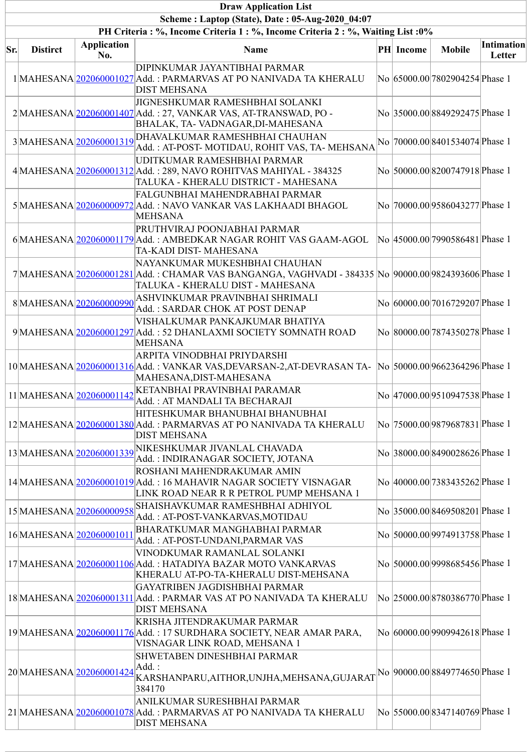| Draw Application List | | | | | | | |
|---|---|---|---|---|---|---|---|
| Scheme : Laptop (State), Date : 05-Aug-2020_04:07 | | | | | | | |
| PH Criteria : %, Income Criteria 1 : %, Income Criteria 2 : %, Waiting List :0% | | | | | | | |
| **Sr.** | **District** | **Application No.** | **Name** | **PH** | **Income** | **Mobile** | **Intimation Letter** |
| 1 | MAHESANA | 202060001027 | DIPINKUMAR JAYANTIBHAI PARMAR Add. : PARMARVAS AT PO NANIVADA TA KHERALU DIST MEHSANA | No | 65000.00 | 7802904254 | Phase 1 |
| 2 | MAHESANA | 202060001407 | JIGNESHKUMAR RAMESHBHAI SOLANKI Add. : 27, VANKAR VAS, AT-TRANSWAD, PO - BHALAK, TA- VADNAGAR,DI-MAHESANA | No | 35000.00 | 8849292475 | Phase 1 |
| 3 | MAHESANA | 202060001319 | DHAVALKUMAR RAMESHBHAI CHAUHAN Add. : AT-POST- MOTIDAU, ROHIT VAS, TA- MEHSANA | No | 70000.00 | 8401534074 | Phase 1 |
| 4 | MAHESANA | 202060001312 | UDITKUMAR RAMESHBHAI PARMAR Add. : 289, NAVO ROHITVAS MAHIYAL - 384325 TALUKA - KHERALU DISTRICT - MAHESANA | No | 50000.00 | 8200747918 | Phase 1 |
| 5 | MAHESANA | 202060000972 | FALGUNBHAI MAHENDRABHAI PARMAR Add. : NAVO VANKAR VAS LAKHAADI BHAGOL MEHSANA | No | 70000.00 | 9586043277 | Phase 1 |
| 6 | MAHESANA | 202060001179 | PRUTHVIRAJ POONJABHAI PARMAR Add. : AMBEDKAR NAGAR ROHIT VAS GAAM-AGOL TA-KADI DIST- MAHESANA | No | 45000.00 | 7990586481 | Phase 1 |
| 7 | MAHESANA | 202060001281 | NAYANKUMAR MUKESHBHAI CHAUHAN Add. : CHAMAR VAS BANGANGA, VAGHVADI - 384335 TALUKA - KHERALU DIST - MAHESANA | No | 90000.00 | 9824393606 | Phase 1 |
| 8 | MAHESANA | 202060000990 | ASHVINKUMAR PRAVINBHAI SHRIMALI Add. : SARDAR CHOK AT POST DENAP | No | 60000.00 | 7016729207 | Phase 1 |
| 9 | MAHESANA | 202060001297 | VISHALKUMAR PANKAJKUMAR BHATIYA Add. : 52 DHANLAXMI SOCIETY SOMNATH ROAD MEHSANA | No | 80000.00 | 7874350278 | Phase 1 |
| 10 | MAHESANA | 202060001316 | ARPITA VINODBHAI PRIYDARSHI Add. : VANKAR VAS,DEVARSAN-2,AT-DEVRASAN TA-MAHESANA,DIST-MAHESANA | No | 50000.00 | 9662364296 | Phase 1 |
| 11 | MAHESANA | 202060001142 | KETANBHAI PRAVINBHAI PARAMAR Add. : AT MANDALI TA BECHARAJI | No | 47000.00 | 9510947538 | Phase 1 |
| 12 | MAHESANA | 202060001380 | HITESHKUMAR BHANUBHAI BHANUBHAI Add. : PARMARVAS AT PO NANIVADA TA KHERALU DIST MEHSANA | No | 75000.00 | 9879687831 | Phase 1 |
| 13 | MAHESANA | 202060001339 | NIKESHKUMAR JIVANLAL CHAVADA Add. : INDIRANAGAR SOCIETY, JOTANA | No | 38000.00 | 8490028626 | Phase 1 |
| 14 | MAHESANA | 202060001019 | ROSHANI MAHENDRAKUMAR AMIN Add. : 16 MAHAVIR NAGAR SOCIETY VISNAGAR LINK ROAD NEAR R R PETROL PUMP MEHSANA 1 | No | 40000.00 | 7383435262 | Phase 1 |
| 15 | MAHESANA | 202060000958 | SHAISHAVKUMAR RAMESHBHAI ADHIYOL Add. : AT-POST-VANKARVAS,MOTIDAU | No | 35000.00 | 8469508201 | Phase 1 |
| 16 | MAHESANA | 202060001011 | BHARATKUMAR MANGHABHAI PARMAR Add. : AT-POST-UNDANI,PARMAR VAS | No | 50000.00 | 9974913758 | Phase 1 |
| 17 | MAHESANA | 202060001106 | VINODKUMAR RAMANLAL SOLANKI Add. : HATADIYA BAZAR MOTO VANKARVAS KHERALU AT-PO-TA-KHERALU DIST-MEHSANA | No | 50000.00 | 9998685456 | Phase 1 |
| 18 | MAHESANA | 202060001311 | GAYATRIBEN JAGDISHBHAI PARMAR Add. : PARMAR VAS AT PO NANIVADA TA KHERALU DIST MEHSANA | No | 25000.00 | 8780386770 | Phase 1 |
| 19 | MAHESANA | 202060001176 | KRISHA JITENDRAKUMAR PARMAR Add. : 17 SURDHARA SOCIETY, NEAR AMAR PARA, VISNAGAR LINK ROAD, MEHSANA 1 | No | 60000.00 | 9909942618 | Phase 1 |
| 20 | MAHESANA | 202060001424 | SHWETABEN DINESHBHAI PARMAR Add. : KARSHANPARU,AITHOR,UNJHA,MEHSANA,GUJARAT 384170 | No | 90000.00 | 8849774650 | Phase 1 |
| 21 | MAHESANA | 202060001078 | ANILKUMAR SURESHBHAI PARMAR Add. : PARMARVAS AT PO NANIVADA TA KHERALU DIST MEHSANA | No | 55000.00 | 8347140769 | Phase 1 |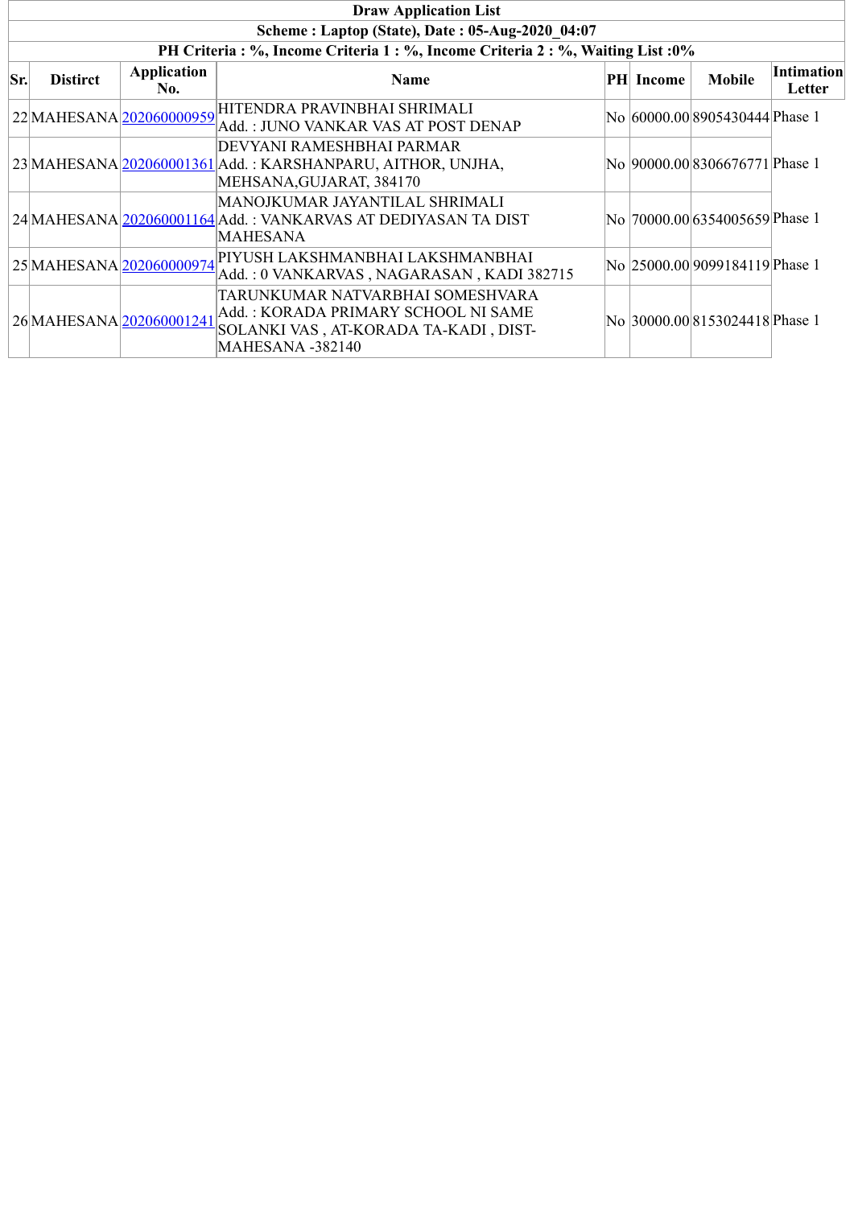**Draw Application List**

**Scheme : Laptop (State), Date : 05-Aug-2020_04:07**

**PH Criteria : %, Income Criteria 1 : %, Income Criteria 2 : %, Waiting List :0%**

| Sr. | Distirct | Application No. | Name | PH | Income | Mobile | Intimation Letter |
|---|---|---|---|---|---|---|---|
| 22 | MAHESANA | 202060000959 | HITENDRA PRAVINBHAI SHRIMALI<br>Add. : JUNO VANKAR VAS AT POST DENAP | No | 60000.00 | 8905430444 | Phase 1 |
| 23 | MAHESANA | 202060001361 | DEVYANI RAMESHBHAI PARMAR<br>Add. : KARSHANPARU, AITHOR, UNJHA, MEHSANA,GUJARAT, 384170 | No | 90000.00 | 8306676771 | Phase 1 |
| 24 | MAHESANA | 202060001164 | MANOJKUMAR JAYANTILAL SHRIMALI<br>Add. : VANKARVAS AT DEDIYASAN TA DIST MAHESANA | No | 70000.00 | 6354005659 | Phase 1 |
| 25 | MAHESANA | 202060000974 | PIYUSH LAKSHMANBHAI LAKSHMANBHAI<br>Add. : 0 VANKARVAS , NAGARASAN , KADI 382715 | No | 25000.00 | 9099184119 | Phase 1 |
| 26 | MAHESANA | 202060001241 | TARUNKUMAR NATVARBHAI SOMESHVARA<br>Add. : KORADA PRIMARY SCHOOL NI SAME SOLANKI VAS , AT-KORADA TA-KADI , DIST-MAHESANA -382140 | No | 30000.00 | 8153024418 | Phase 1 |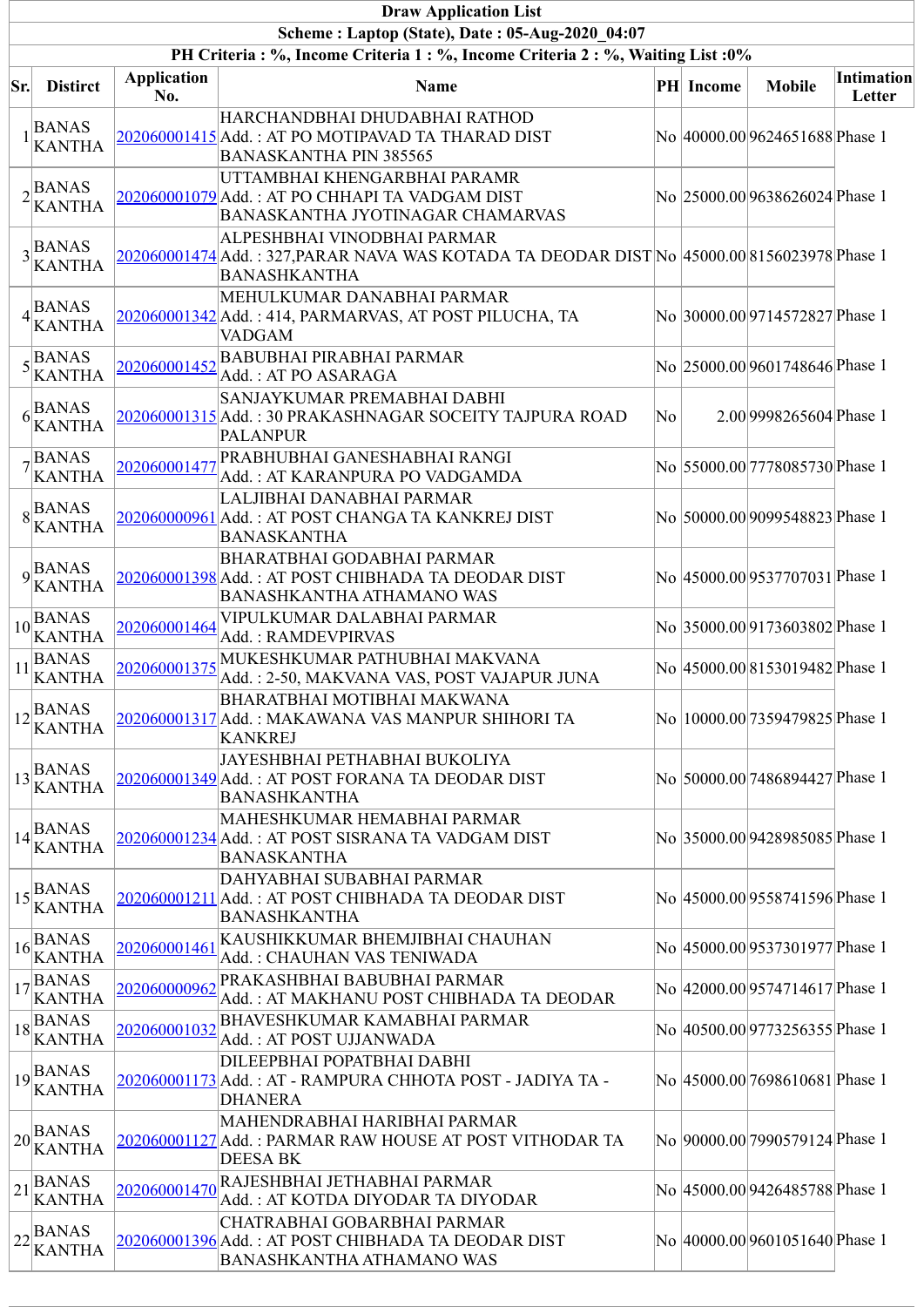| Draw Application List | | | | | | | |
|---|---|---|---|---|---|---|---|
| Scheme : Laptop (State), Date : 05-Aug-2020_04:07 | | | | | | | |
| PH Criteria : %, Income Criteria 1 : %, Income Criteria 2 : %, Waiting List :0% | | | | | | | |
| **Sr.** | **District** | **Application No.** | **Name** | **PH** | **Income** | **Mobile** | **Intimation Letter** |
| 1 | BANAS KANTHA | 202060001415 | HARCHANDBHAI DHUDABHAI RATHOD<br>Add. : AT PO MOTIPAVAD TA THARAD DIST BANASKANTHA PIN 385565 | No | 40000.00 | 9624651688 | Phase 1 |
| 2 | BANAS KANTHA | 202060001079 | UTTAMBHAI KHENGARBHAI PARAMR<br>Add. : AT PO CHHAPI TA VADGAM DIST BANASKANTHA JYOTINAGAR CHAMARVAS | No | 25000.00 | 9638626024 | Phase 1 |
| 3 | BANAS KANTHA | 202060001474 | ALPESHBHAI VINODBHAI PARMAR<br>Add. : 327,PARAR NAVA WAS KOTADA TA DEODAR DIST BANASHKANTHA | No | 45000.00 | 8156023978 | Phase 1 |
| 4 | BANAS KANTHA | 202060001342 | MEHULKUMAR DANABHAI PARMAR<br>Add. : 414, PARMARVAS, AT POST PILUCHA, TA VADGAM | No | 30000.00 | 9714572827 | Phase 1 |
| 5 | BANAS KANTHA | 202060001452 | BABUBHAI PIRABHAI PARMAR<br>Add. : AT PO ASARAGA | No | 25000.00 | 9601748646 | Phase 1 |
| 6 | BANAS KANTHA | 202060001315 | SANJAYKUMAR PREMABHAI DABHI<br>Add. : 30 PRAKASHNAGAR SOCEITY TAJPURA ROAD PALANPUR | No | 2.00 | 9998265604 | Phase 1 |
| 7 | BANAS KANTHA | 202060001477 | PRABHUBHAI GANESHABHAI RANGI<br>Add. : AT KARANPURA PO VADGAMDA | No | 55000.00 | 7778085730 | Phase 1 |
| 8 | BANAS KANTHA | 202060000961 | LALJIBHAI DANABHAI PARMAR<br>Add. : AT POST CHANGA TA KANKREJ DIST BANASKANTHA | No | 50000.00 | 9099548823 | Phase 1 |
| 9 | BANAS KANTHA | 202060001398 | BHARATBHAI GODABHAI PARMAR<br>Add. : AT POST CHIBHADA TA DEODAR DIST BANASHKANTHA ATHAMANO WAS | No | 45000.00 | 9537707031 | Phase 1 |
| 10 | BANAS KANTHA | 202060001464 | VIPULKUMAR DALABHAI PARMAR<br>Add. : RAMDEVPIRVAS | No | 35000.00 | 9173603802 | Phase 1 |
| 11 | BANAS KANTHA | 202060001375 | MUKESHKUMAR PATHUBHAI MAKVANA<br>Add. : 2-50, MAKVANA VAS, POST VAJAPUR JUNA | No | 45000.00 | 8153019482 | Phase 1 |
| 12 | BANAS KANTHA | 202060001317 | BHARATBHAI MOTIBHAI MAKWANA<br>Add. : MAKAWANA VAS MANPUR SHIHORI TA KANKREJ | No | 10000.00 | 7359479825 | Phase 1 |
| 13 | BANAS KANTHA | 202060001349 | JAYESHBHAI PETHABHAI BUKOLIYA<br>Add. : AT POST FORANA TA DEODAR DIST BANASHKANTHA | No | 50000.00 | 7486894427 | Phase 1 |
| 14 | BANAS KANTHA | 202060001234 | MAHESHKUMAR HEMABHAI PARMAR<br>Add. : AT POST SISRANA TA VADGAM DIST BANASKANTHA | No | 35000.00 | 9428985085 | Phase 1 |
| 15 | BANAS KANTHA | 202060001211 | DAHYABHAI SUBABHAI PARMAR<br>Add. : AT POST CHIBHADA TA DEODAR DIST BANASHKANTHA | No | 45000.00 | 9558741596 | Phase 1 |
| 16 | BANAS KANTHA | 202060001461 | KAUSHIKKUMAR BHEMJIBHAI CHAUHAN<br>Add. : CHAUHAN VAS TENIWADA | No | 45000.00 | 9537301977 | Phase 1 |
| 17 | BANAS KANTHA | 202060000962 | PRAKASHBHAI BABUBHAI PARMAR<br>Add. : AT MAKHANU POST CHIBHADA TA DEODAR | No | 42000.00 | 9574714617 | Phase 1 |
| 18 | BANAS KANTHA | 202060001032 | BHAVESHKUMAR KAMABHAI PARMAR<br>Add. : AT POST UJJANWADA | No | 40500.00 | 9773256355 | Phase 1 |
| 19 | BANAS KANTHA | 202060001173 | DILEEPBHAI POPATBHAI DABHI<br>Add. : AT - RAMPURA CHHOTA POST - JADIYA TA - DHANERA | No | 45000.00 | 7698610681 | Phase 1 |
| 20 | BANAS KANTHA | 202060001127 | MAHENDRABHAI HARIBHAI PARMAR<br>Add. : PARMAR RAW HOUSE AT POST VITHODAR TA DEESA BK | No | 90000.00 | 7990579124 | Phase 1 |
| 21 | BANAS KANTHA | 202060001470 | RAJESHBHAI JETHABHAI PARMAR<br>Add. : AT KOTDA DIYODAR TA DIYODAR | No | 45000.00 | 9426485788 | Phase 1 |
| 22 | BANAS KANTHA | 202060001396 | CHATRABHAI GOBARBHAI PARMAR<br>Add. : AT POST CHIBHADA TA DEODAR DIST BANASHKANTHA ATHAMANO WAS | No | 40000.00 | 9601051640 | Phase 1 |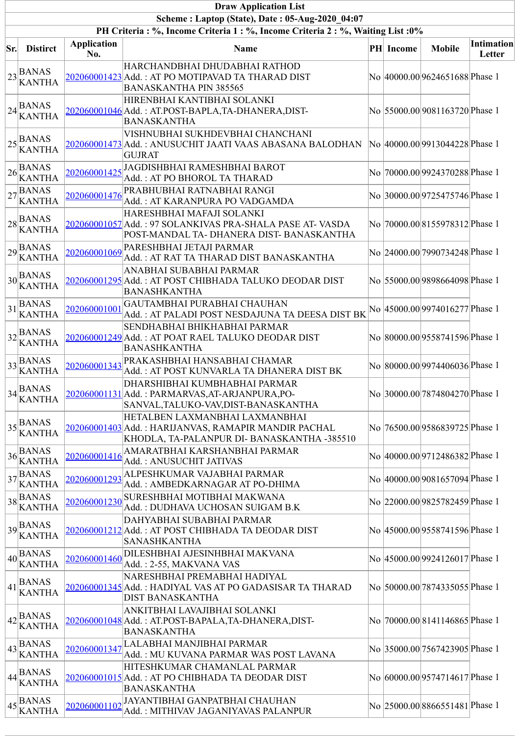| Draw Application List | | | | | | | |
|---|---|---|---|---|---|---|---|
| Scheme : Laptop (State), Date : 05-Aug-2020_04:07 | | | | | | | |
| PH Criteria : %, Income Criteria 1 : %, Income Criteria 2 : %, Waiting List :0% | | | | | | | |
| **Sr.** | **Distirct** | **Application No.** | **Name** | **PH** | **Income** | **Mobile** | **Intimation Letter** |
| 23 | BANAS KANTHA | 202060001423 | HARCHANDBHAI DHUDABHAI RATHOD<br>Add. : AT PO MOTIPAVAD TA THARAD DIST BANASKANTHA PIN 385565 | No | 40000.00 | 9624651688 | Phase 1 |
| 24 | BANAS KANTHA | 202060001046 | HIRENBHAI KANTIBHAI SOLANKI<br>Add. : AT.POST-BAPLA,TA-DHANERA,DIST-BANASKANTHA | No | 55000.00 | 9081163720 | Phase 1 |
| 25 | BANAS KANTHA | 202060001473 | VISHNUBHAI SUKHDEVBHAI CHANCHANI<br>Add. : ANUSUCHIT JAATI VAAS ABASANA BALODHAN GUJRAT | No | 40000.00 | 9913044228 | Phase 1 |
| 26 | BANAS KANTHA | 202060001425 | JAGDISHBHAI RAMESHBHAI BAROT<br>Add. : AT PO BHOROL TA THARAD | No | 70000.00 | 9924370288 | Phase 1 |
| 27 | BANAS KANTHA | 202060001476 | PRABHUBHAI RATNABHAI RANGI<br>Add. : AT KARANPURA PO VADGAMDA | No | 30000.00 | 9725475746 | Phase 1 |
| 28 | BANAS KANTHA | 202060001057 | HARESHBHAI MAFAJI SOLANKI<br>Add. : 97 SOLANKIVAS PRA-SHALA PASE AT- VASDA POST-MANDAL TA- DHANERA DIST- BANASKANTHA | No | 70000.00 | 8155978312 | Phase 1 |
| 29 | BANAS KANTHA | 202060001069 | PARESHBHAI JETAJI PARMAR<br>Add. : AT RAT TA THARAD DIST BANASKANTHA | No | 24000.00 | 7990734248 | Phase 1 |
| 30 | BANAS KANTHA | 202060001295 | ANABHAI SUBABHAI PARMAR<br>Add. : AT POST CHIBHADA TALUKO DEODAR DIST BANASHKANTHA | No | 55000.00 | 9898664098 | Phase 1 |
| 31 | BANAS KANTHA | 202060001001 | GAUTAMBHAI PURABHAI CHAUHAN<br>Add. : AT PALADI POST NESDAJUNA TA DEESA DIST BK | No | 45000.00 | 9974016277 | Phase 1 |
| 32 | BANAS KANTHA | 202060001249 | SENDHABHAI BHIKHABHAI PARMAR<br>Add. : AT POAT RAEL TALUKO DEODAR DIST BANASHKANTHA | No | 80000.00 | 9558741596 | Phase 1 |
| 33 | BANAS KANTHA | 202060001343 | PRAKASHBHAI HANSABHAI CHAMAR<br>Add. : AT POST KUNVARLA TA DHANERA DIST BK | No | 80000.00 | 9974406036 | Phase 1 |
| 34 | BANAS KANTHA | 202060001131 | DHARSHIBHAI KUMBHABHAI PARMAR<br>Add. : PARMARVAS,AT-ARJANPURA,PO-SANVAL,TALUKO-VAV,DIST-BANASKANTHA | No | 30000.00 | 7874804270 | Phase 1 |
| 35 | BANAS KANTHA | 202060001403 | HETALBEN LAXMANBHAI LAXMANBHAI<br>Add. : HARIJANVAS, RAMAPIR MANDIR PACHAL KHODLA, TA-PALANPUR DI- BANASKANTHA -385510 | No | 76500.00 | 9586839725 | Phase 1 |
| 36 | BANAS KANTHA | 202060001416 | AMARATBHAI KARSHANBHAI PARMAR<br>Add. : ANUSUCHIT JATIVAS | No | 40000.00 | 9712486382 | Phase 1 |
| 37 | BANAS KANTHA | 202060001293 | ALPESHKUMAR VAJABHAI PARMAR<br>Add. : AMBEDKARNAGAR AT PO-DHIMA | No | 40000.00 | 9081657094 | Phase 1 |
| 38 | BANAS KANTHA | 202060001230 | SURESHBHAI MOTIBHAI MAKWANA<br>Add. : DUDHAVA UCHOSAN SUIGAM B.K | No | 22000.00 | 9825782459 | Phase 1 |
| 39 | BANAS KANTHA | 202060001212 | DAHYABHAI SUBABHAI PARMAR<br>Add. : AT POST CHIBHADA TA DEODAR DIST SANASHKANTHA | No | 45000.00 | 9558741596 | Phase 1 |
| 40 | BANAS KANTHA | 202060001460 | DILESHBHAI AJESINHBHAI MAKVANA<br>Add. : 2-55, MAKVANA VAS | No | 45000.00 | 9924126017 | Phase 1 |
| 41 | BANAS KANTHA | 202060001345 | NARESHBHAI PREMABHAI HADIYAL<br>Add. : HADIYAL VAS AT PO GADASISAR TA THARAD DIST BANASKANTHA | No | 50000.00 | 7874335055 | Phase 1 |
| 42 | BANAS KANTHA | 202060001048 | ANKITBHAI LAVAJIBHAI SOLANKI<br>Add. : AT.POST-BAPALA,TA-DHANERA,DIST-BANASKANTHA | No | 70000.00 | 8141146865 | Phase 1 |
| 43 | BANAS KANTHA | 202060001347 | LALABHAI MANJIBHAI PARMAR<br>Add. : MU KUVANA PARMAR WAS POST LAVANA | No | 35000.00 | 7567423905 | Phase 1 |
| 44 | BANAS KANTHA | 202060001015 | HITESHKUMAR CHAMANLAL PARMAR<br>Add. : AT PO CHIBHADA TA DEODAR DIST BANASKANTHA | No | 60000.00 | 9574714617 | Phase 1 |
| 45 | BANAS KANTHA | 202060001102 | JAYANTIBHAI GANPATBHAI CHAUHAN<br>Add. : MITHIVAV JAGANIYAVAS PALANPUR | No | 25000.00 | 8866551481 | Phase 1 |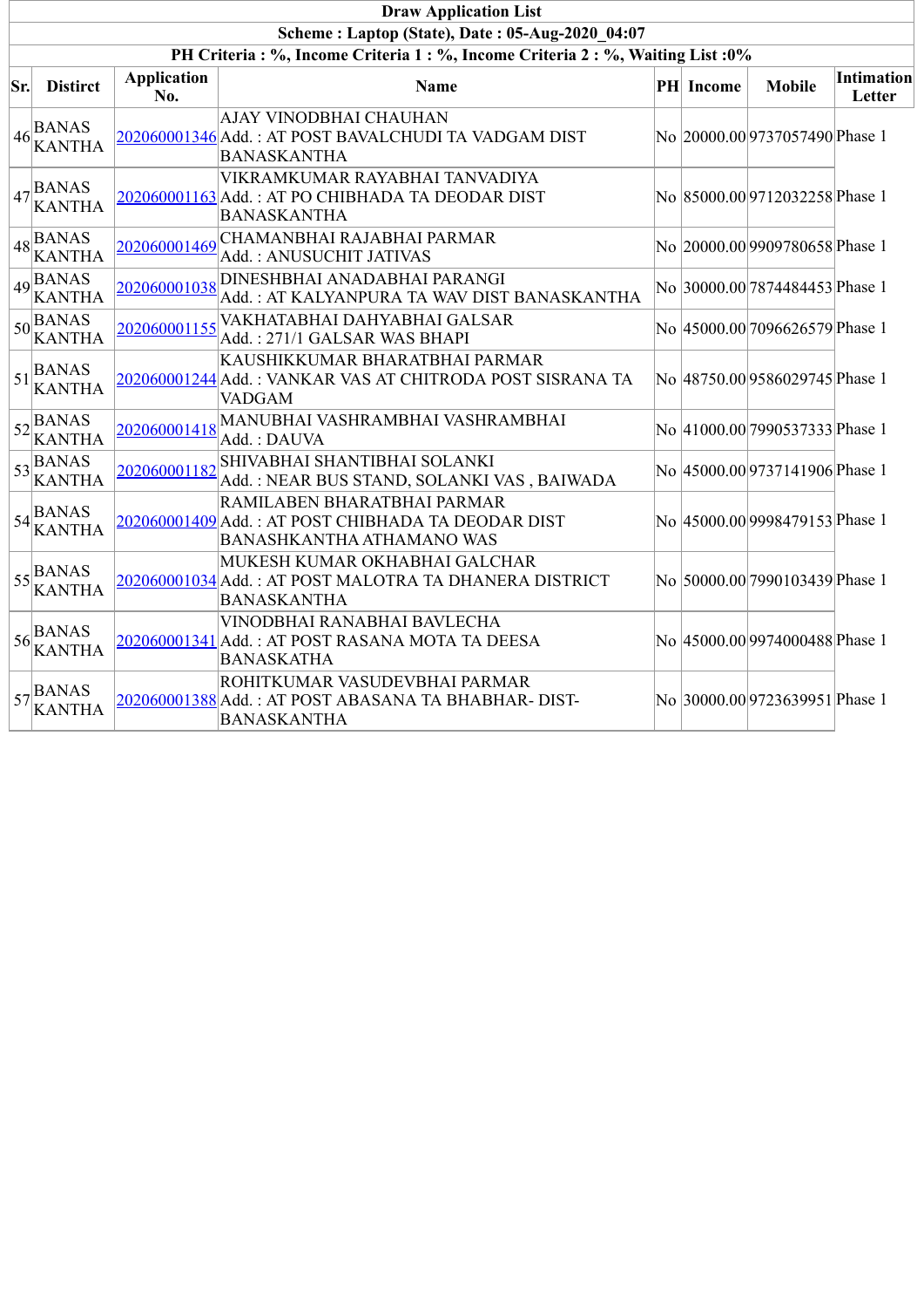**Draw Application List**

**Scheme : Laptop (State), Date : 05-Aug-2020_04:07**

**PH Criteria : %, Income Criteria 1 : %, Income Criteria 2 : %, Waiting List :0%**

| Sr. | Distirct | Application No. | Name | PH | Income | Mobile | Intimation Letter |
|---|---|---|---|---|---|---|---|
| 46 | BANAS KANTHA | 202060001346 | AJAY VINODBHAI CHAUHAN Add. : AT POST BAVALCHUDI TA VADGAM DIST BANASKANTHA | No | 20000.00 | 9737057490 | Phase 1 |
| 47 | BANAS KANTHA | 202060001163 | VIKRAMKUMAR RAYABHAI TANVADIYA Add. : AT PO CHIBHADA TA DEODAR DIST BANASKANTHA | No | 85000.00 | 9712032258 | Phase 1 |
| 48 | BANAS KANTHA | 202060001469 | CHAMANBHAI RAJABHAI PARMAR Add. : ANUSUCHIT JATIVAS | No | 20000.00 | 9909780658 | Phase 1 |
| 49 | BANAS KANTHA | 202060001038 | DINESHBHAI ANADABHAI PARANGI Add. : AT KALYANPURA TA WAV DIST BANASKANTHA | No | 30000.00 | 7874484453 | Phase 1 |
| 50 | BANAS KANTHA | 202060001155 | VAKHATABHAI DAHYABHAI GALSAR Add. : 271/1 GALSAR WAS BHAPI | No | 45000.00 | 7096626579 | Phase 1 |
| 51 | BANAS KANTHA | 202060001244 | KAUSHIKKUMAR BHARATBHAI PARMAR Add. : VANKAR VAS AT CHITRODA POST SISRANA TA VADGAM | No | 48750.00 | 9586029745 | Phase 1 |
| 52 | BANAS KANTHA | 202060001418 | MANUBHAI VASHRAMBHAI VASHRAMBHAI Add. : DAUVA | No | 41000.00 | 7990537333 | Phase 1 |
| 53 | BANAS KANTHA | 202060001182 | SHIVABHAI SHANTIBHAI SOLANKI Add. : NEAR BUS STAND, SOLANKI VAS , BAIWADA | No | 45000.00 | 9737141906 | Phase 1 |
| 54 | BANAS KANTHA | 202060001409 | RAMILABEN BHARATBHAI PARMAR Add. : AT POST CHIBHADA TA DEODAR DIST BANASHKANTHA ATHAMANO WAS | No | 45000.00 | 9998479153 | Phase 1 |
| 55 | BANAS KANTHA | 202060001034 | MUKESH KUMAR OKHABHAI GALCHAR Add. : AT POST MALOTRA TA DHANERA DISTRICT BANASKANTHA | No | 50000.00 | 7990103439 | Phase 1 |
| 56 | BANAS KANTHA | 202060001341 | VINODBHAI RANABHAI BAVLECHA Add. : AT POST RASANA MOTA TA DEESA BANASKATHA | No | 45000.00 | 9974000488 | Phase 1 |
| 57 | BANAS KANTHA | 202060001388 | ROHITKUMAR VASUDEVBHAI PARMAR Add. : AT POST ABASANA TA BHABHAR- DIST-BANASKANTHA | No | 30000.00 | 9723639951 | Phase 1 |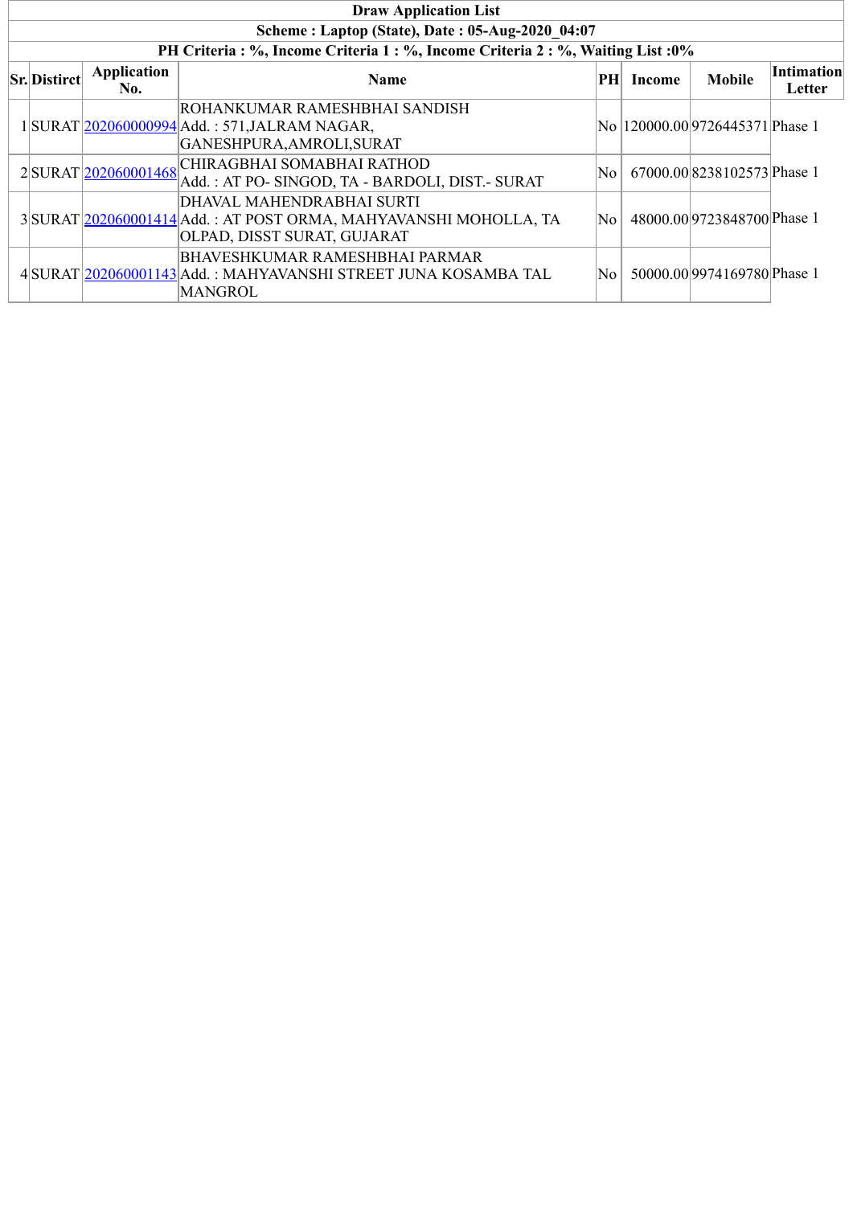**Draw Application List**

**Scheme : Laptop (State), Date : 05-Aug-2020_04:07**

**PH Criteria : %, Income Criteria 1 : %, Income Criteria 2 : %, Waiting List :0%**

| Sr. | Distirct | Application No. | Name | PH | Income | Mobile | Intimation Letter |
|---|---|---|---|---|---|---|---|
| 1 | SURAT | 202060000994 | ROHANKUMAR RAMESHBHAI SANDISH<br>Add. : 571,JALRAM NAGAR, GANESHPURA,AMROLI,SURAT | No | 120000.00 | 9726445371 | Phase 1 |
| 2 | SURAT | 202060001468 | CHIRAGBHAI SOMABHAI RATHOD<br>Add. : AT PO- SINGOD, TA - BARDOLI, DIST.- SURAT | No | 67000.00 | 8238102573 | Phase 1 |
| 3 | SURAT | 202060001414 | DHAVAL MAHENDRABHAI SURTI<br>Add. : AT POST ORMA, MAHYAVANSHI MOHOLLA, TA OLPAD, DISST SURAT, GUJARAT | No | 48000.00 | 9723848700 | Phase 1 |
| 4 | SURAT | 202060001143 | BHAVESHKUMAR RAMESHBHAI PARMAR<br>Add. : MAHYAVANSHI STREET JUNA KOSAMBA TAL MANGROL | No | 50000.00 | 9974169780 | Phase 1 |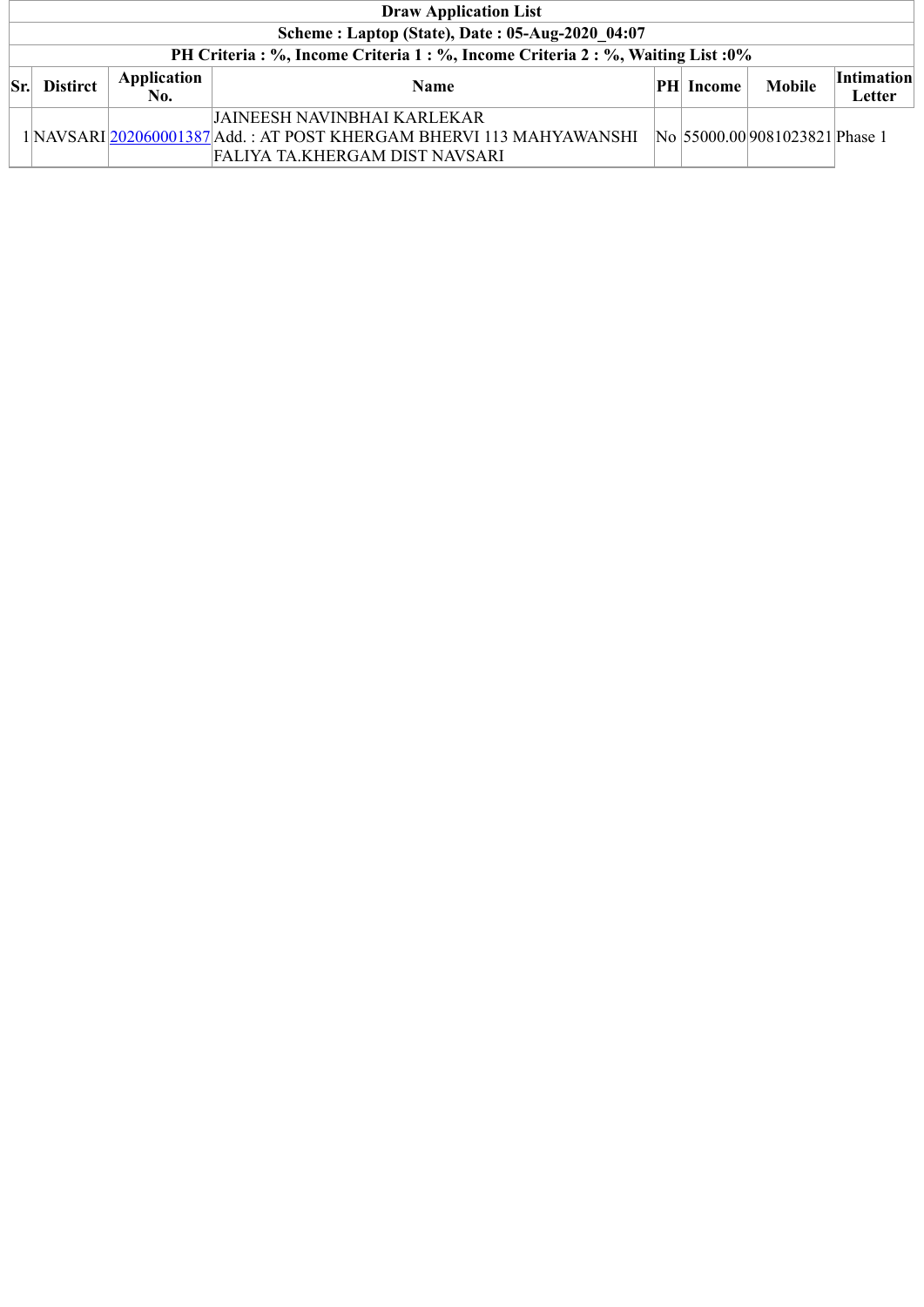| Draw Application List | | | | | | | |
|---|---|---|---|---|---|---|---|
| Scheme : Laptop (State), Date : 05-Aug-2020_04:07 | | | | | | | |
| PH Criteria : %, Income Criteria 1 : %, Income Criteria 2 : %, Waiting List :0% | | | | | | | |
| **Sr.** | **Distirct** | **Application No.** | **Name** | **PH** | **Income** | **Mobile** | **Intimation Letter** |
| 1 | NAVSARI | 202060001387 | JAINEESH NAVINBHAI KARLEKAR<br>Add. : AT POST KHERGAM BHERVI 113 MAHYAWANSHI FALIYA TA.KHERGAM DIST NAVSARI | No | 55000.00 | 9081023821 | Phase 1 |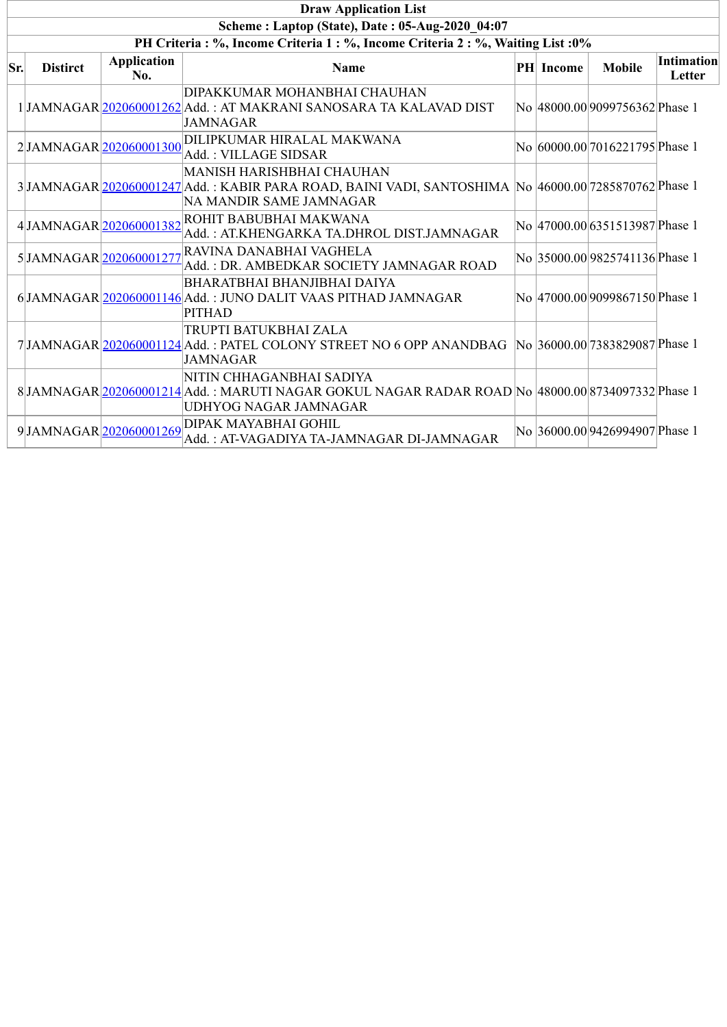**Draw Application List**

**Scheme : Laptop (State), Date : 05-Aug-2020_04:07**

**PH Criteria : %, Income Criteria 1 : %, Income Criteria 2 : %, Waiting List :0%**

| Sr. | Distirct | Application No. | Name | PH | Income | Mobile | Intimation Letter |
|---|---|---|---|---|---|---|---|
| 1 | JAMNAGAR | 202060001262 | DIPAKKUMAR MOHANBHAI CHAUHAN<br>Add. : AT MAKRANI SANOSARA TA KALAVAD DIST JAMNAGAR | No | 48000.00 | 9099756362 | Phase 1 |
| 2 | JAMNAGAR | 202060001300 | DILIPKUMAR HIRALAL MAKWANA<br>Add. : VILLAGE SIDSAR | No | 60000.00 | 7016221795 | Phase 1 |
| 3 | JAMNAGAR | 202060001247 | MANISH HARISHBHAI CHAUHAN<br>Add. : KABIR PARA ROAD, BAINI VADI, SANTOSHIMA NA MANDIR SAME JAMNAGAR | No | 46000.00 | 7285870762 | Phase 1 |
| 4 | JAMNAGAR | 202060001382 | ROHIT BABUBHAI MAKWANA<br>Add. : AT.KHENGARKA TA.DHROL DIST.JAMNAGAR | No | 47000.00 | 6351513987 | Phase 1 |
| 5 | JAMNAGAR | 202060001277 | RAVINA DANABHAI VAGHELA<br>Add. : DR. AMBEDKAR SOCIETY JAMNAGAR ROAD | No | 35000.00 | 9825741136 | Phase 1 |
| 6 | JAMNAGAR | 202060001146 | BHARATBHAI BHANJIBHAI DAIYA<br>Add. : JUNO DALIT VAAS PITHAD JAMNAGAR PITHAD | No | 47000.00 | 9099867150 | Phase 1 |
| 7 | JAMNAGAR | 202060001124 | TRUPTI BATUKBHAI ZALA<br>Add. : PATEL COLONY STREET NO 6 OPP ANANDBAG JAMNAGAR | No | 36000.00 | 7383829087 | Phase 1 |
| 8 | JAMNAGAR | 202060001214 | NITIN CHHAGANBHAI SADIYA<br>Add. : MARUTI NAGAR GOKUL NAGAR RADAR ROAD UDHYOG NAGAR JAMNAGAR | No | 48000.00 | 8734097332 | Phase 1 |
| 9 | JAMNAGAR | 202060001269 | DIPAK MAYABHAI GOHIL<br>Add. : AT-VAGADIYA TA-JAMNAGAR DI-JAMNAGAR | No | 36000.00 | 9426994907 | Phase 1 |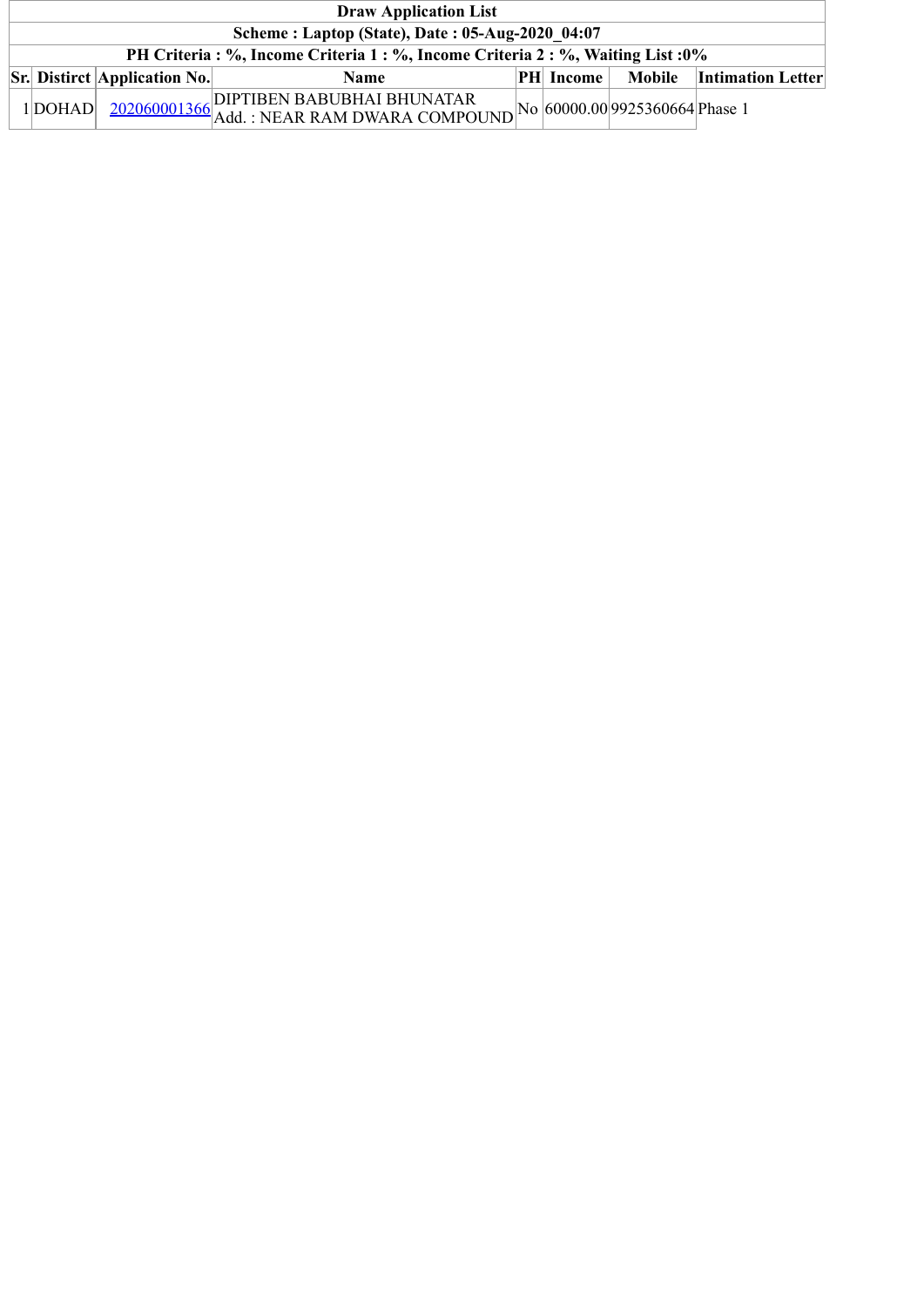| Draw Application List | | | | | | | |
|---|---|---|---|---|---|---|---|
| Scheme : Laptop (State), Date : 05-Aug-2020_04:07 | | | | | | | |
| PH Criteria : %, Income Criteria 1 : %, Income Criteria 2 : %, Waiting List :0% | | | | | | | |
| **Sr.** | **Distirct** | **Application No.** | **Name** | **PH** | **Income** | **Mobile** | **Intimation Letter** |
| 1 | DOHAD | 202060001366 | DIPTIBEN BABUBHAI BHUNATAR<br>Add. : NEAR RAM DWARA COMPOUND | No | 60000.00 | 9925360664 | Phase 1 |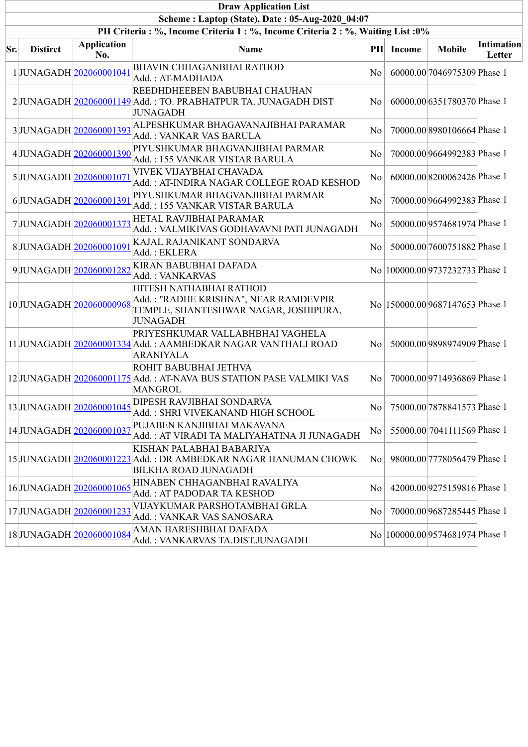**Draw Application List**

**Scheme : Laptop (State), Date : 05-Aug-2020_04:07**

**PH Criteria : %, Income Criteria 1 : %, Income Criteria 2 : %, Waiting List :0%**

| Sr. | Distirct | Application No. | Name | PH | Income | Mobile | Intimation Letter |
|---|---|---|---|---|---|---|---|
| 1 | JUNAGADH | 202060001041 | BHAVIN CHHAGANBHAI RATHOD<br>Add. : AT-MADHADA | No | 60000.00 | 7046975309 | Phase 1 |
| 2 | JUNAGADH | 202060001149 | REEDHDHEEBEN BABUBHAI CHAUHAN<br>Add. : TO. PRABHATPUR TA. JUNAGADH DIST JUNAGADH | No | 60000.00 | 6351780370 | Phase 1 |
| 3 | JUNAGADH | 202060001393 | ALPESHKUMAR BHAGAVANAJIBHAI PARAMAR<br>Add. : VANKAR VAS BARULA | No | 70000.00 | 8980106664 | Phase 1 |
| 4 | JUNAGADH | 202060001390 | PIYUSHKUMAR BHAGVANJIBHAI PARMAR<br>Add. : 155 VANKAR VISTAR BARULA | No | 70000.00 | 9664992383 | Phase 1 |
| 5 | JUNAGADH | 202060001071 | VIVEK VIJAYBHAI CHAVADA<br>Add. : AT-INDIRA NAGAR COLLEGE ROAD KESHOD | No | 60000.00 | 8200062426 | Phase 1 |
| 6 | JUNAGADH | 202060001391 | PIYUSHKUMAR BHAGVANJIBHAI PARMAR<br>Add. : 155 VANKAR VISTAR BARULA | No | 70000.00 | 9664992383 | Phase 1 |
| 7 | JUNAGADH | 202060001373 | HETAL RAVJIBHAI PARAMAR<br>Add. : VALMIKIVAS GODHAVAVNI PATI JUNAGADH | No | 50000.00 | 9574681974 | Phase 1 |
| 8 | JUNAGADH | 202060001091 | KAJAL RAJANIKANT SONDARVA<br>Add. : EKLERA | No | 50000.00 | 7600751882 | Phase 1 |
| 9 | JUNAGADH | 202060001282 | KIRAN BABUBHAI DAFADA<br>Add. : VANKARVAS | No | 100000.00 | 9737232733 | Phase 1 |
| 10 | JUNAGADH | 202060000968 | HITESH NATHABHAI RATHOD<br>Add. : "RADHE KRISHNA", NEAR RAMDEVPIR TEMPLE, SHANTESHWAR NAGAR, JOSHIPURA, JUNAGADH | No | 150000.00 | 9687147653 | Phase 1 |
| 11 | JUNAGADH | 202060001334 | PRIYESHKUMAR VALLABHBHAI VAGHELA<br>Add. : AAMBEDKAR NAGAR VANTHALI ROAD ARANIYALA | No | 50000.00 | 9898974909 | Phase 1 |
| 12 | JUNAGADH | 202060001175 | ROHIT BABUBHAI JETHVA<br>Add. : AT-NAVA BUS STATION PASE VALMIKI VAS MANGROL | No | 70000.00 | 9714936869 | Phase 1 |
| 13 | JUNAGADH | 202060001045 | DIPESH RAVJIBHAI SONDARVA<br>Add. : SHRI VIVEKANAND HIGH SCHOOL | No | 75000.00 | 7878841573 | Phase 1 |
| 14 | JUNAGADH | 202060001037 | PUJABEN KANJIBHAI MAKAVANA<br>Add. : AT VIRADI TA MALIYAHATINA JI JUNAGADH | No | 55000.00 | 7041111569 | Phase 1 |
| 15 | JUNAGADH | 202060001223 | KISHAN PALABHAI BABARIYA<br>Add. : DR AMBEDKAR NAGAR HANUMAN CHOWK BILKHA ROAD JUNAGADH | No | 98000.00 | 7778056479 | Phase 1 |
| 16 | JUNAGADH | 202060001065 | HINABEN CHHAGANBHAI RAVALIYA<br>Add. : AT PADODAR TA KESHOD | No | 42000.00 | 9275159816 | Phase 1 |
| 17 | JUNAGADH | 202060001233 | VIJAYKUMAR PARSHOTAMBHAI GRLA<br>Add. : VANKAR VAS SANOSARA | No | 70000.00 | 9687285445 | Phase 1 |
| 18 | JUNAGADH | 202060001084 | AMAN HARESHBHAI DAFADA<br>Add. : VANKARVAS TA.DIST.JUNAGADH | No | 100000.00 | 9574681974 | Phase 1 |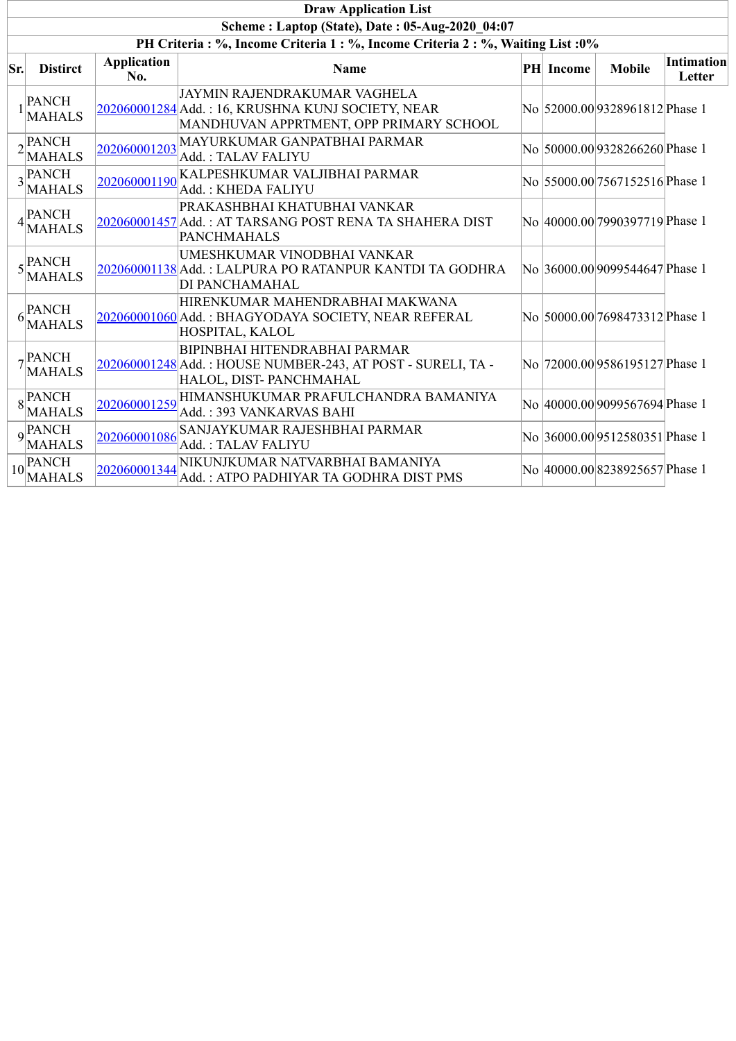| Draw Application List | | | | | | | |
|---|---|---|---|---|---|---|---|
| Scheme : Laptop (State), Date : 05-Aug-2020_04:07 | | | | | | | |
| PH Criteria : %, Income Criteria 1 : %, Income Criteria 2 : %, Waiting List :0% | | | | | | | |
| **Sr.** | **Distirct** | **Application No.** | **Name** | **PH** | **Income** | **Mobile** | **Intimation Letter** |
| 1 | PANCH MAHALS | 202060001284 | JAYMIN RAJENDRAKUMAR VAGHELA<br>Add. : 16, KRUSHNA KUNJ SOCIETY, NEAR MANDHUVAN APPRTMENT, OPP PRIMARY SCHOOL | No | 52000.00 | 9328961812 | Phase 1 |
| 2 | PANCH MAHALS | 202060001203 | MAYURKUMAR GANPATBHAI PARMAR<br>Add. : TALAV FALIYU | No | 50000.00 | 9328266260 | Phase 1 |
| 3 | PANCH MAHALS | 202060001190 | KALPESHKUMAR VALJIBHAI PARMAR<br>Add. : KHEDA FALIYU | No | 55000.00 | 7567152516 | Phase 1 |
| 4 | PANCH MAHALS | 202060001457 | PRAKASHBHAI KHATUBHAI VANKAR<br>Add. : AT TARSANG POST RENA TA SHAHERA DIST PANCHMAHALS | No | 40000.00 | 7990397719 | Phase 1 |
| 5 | PANCH MAHALS | 202060001138 | UMESHKUMAR VINODBHAI VANKAR<br>Add. : LALPURA PO RATANPUR KANTDI TA GODHRA DI PANCHAMAHAL | No | 36000.00 | 9099544647 | Phase 1 |
| 6 | PANCH MAHALS | 202060001060 | HIRENKUMAR MAHENDRABHAI MAKWANA<br>Add. : BHAGYODAYA SOCIETY, NEAR REFERAL HOSPITAL, KALOL | No | 50000.00 | 7698473312 | Phase 1 |
| 7 | PANCH MAHALS | 202060001248 | BIPINBHAI HITENDRABHAI PARMAR<br>Add. : HOUSE NUMBER-243, AT POST - SURELI, TA - HALOL, DIST- PANCHMAHAL | No | 72000.00 | 9586195127 | Phase 1 |
| 8 | PANCH MAHALS | 202060001259 | HIMANSHUKUMAR PRAFULCHANDRA BAMANIYA<br>Add. : 393 VANKARVAS BAHI | No | 40000.00 | 9099567694 | Phase 1 |
| 9 | PANCH MAHALS | 202060001086 | SANJAYKUMAR RAJESHBHAI PARMAR<br>Add. : TALAV FALIYU | No | 36000.00 | 9512580351 | Phase 1 |
| 10 | PANCH MAHALS | 202060001344 | NIKUNJKUMAR NATVARBHAI BAMANIYA<br>Add. : ATPO PADHIYAR TA GODHRA DIST PMS | No | 40000.00 | 8238925657 | Phase 1 |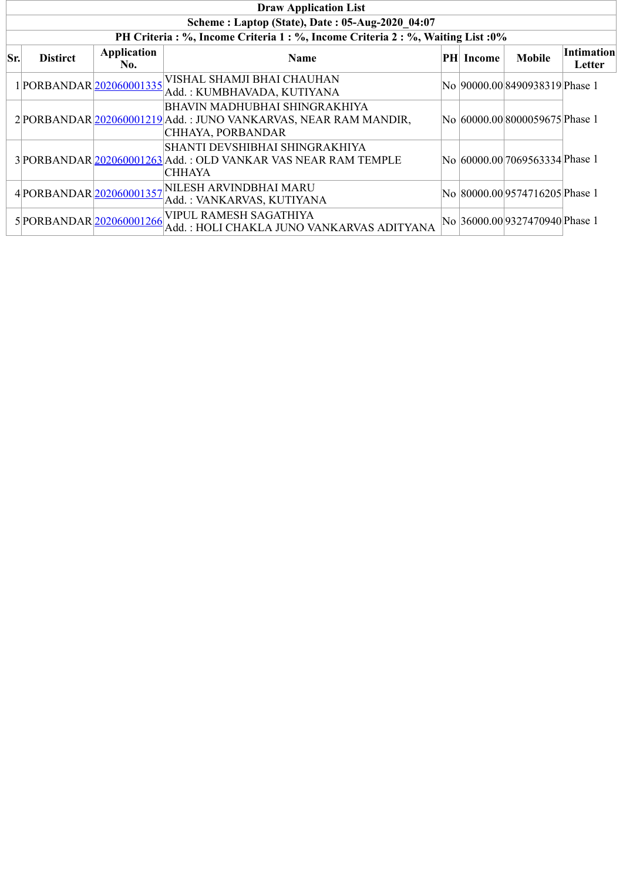**Draw Application List**

**Scheme : Laptop (State), Date : 05-Aug-2020_04:07**

**PH Criteria : %, Income Criteria 1 : %, Income Criteria 2 : %, Waiting List :0%**

| Sr. | Distirct | Application No. | Name | PH | Income | Mobile | Intimation Letter |
|---|---|---|---|---|---|---|---|
| 1 | PORBANDAR | 202060001335 | VISHAL SHAMJI BHAI CHAUHAN<br>Add. : KUMBHAVADA, KUTIYANA | No | 90000.00 | 8490938319 | Phase 1 |
| 2 | PORBANDAR | 202060001219 | BHAVIN MADHUBHAI SHINGRAKHIYA<br>Add. : JUNO VANKARVAS, NEAR RAM MANDIR, CHHAYA, PORBANDAR | No | 60000.00 | 8000059675 | Phase 1 |
| 3 | PORBANDAR | 202060001263 | SHANTI DEVSHIBHAI SHINGRAKHIYA<br>Add. : OLD VANKAR VAS NEAR RAM TEMPLE CHHAYA | No | 60000.00 | 7069563334 | Phase 1 |
| 4 | PORBANDAR | 202060001357 | NILESH ARVINDBHAI MARU<br>Add. : VANKARVAS, KUTIYANA | No | 80000.00 | 9574716205 | Phase 1 |
| 5 | PORBANDAR | 202060001266 | VIPUL RAMESH SAGATHIYA<br>Add. : HOLI CHAKLA JUNO VANKARVAS ADITYANA | No | 36000.00 | 9327470940 | Phase 1 |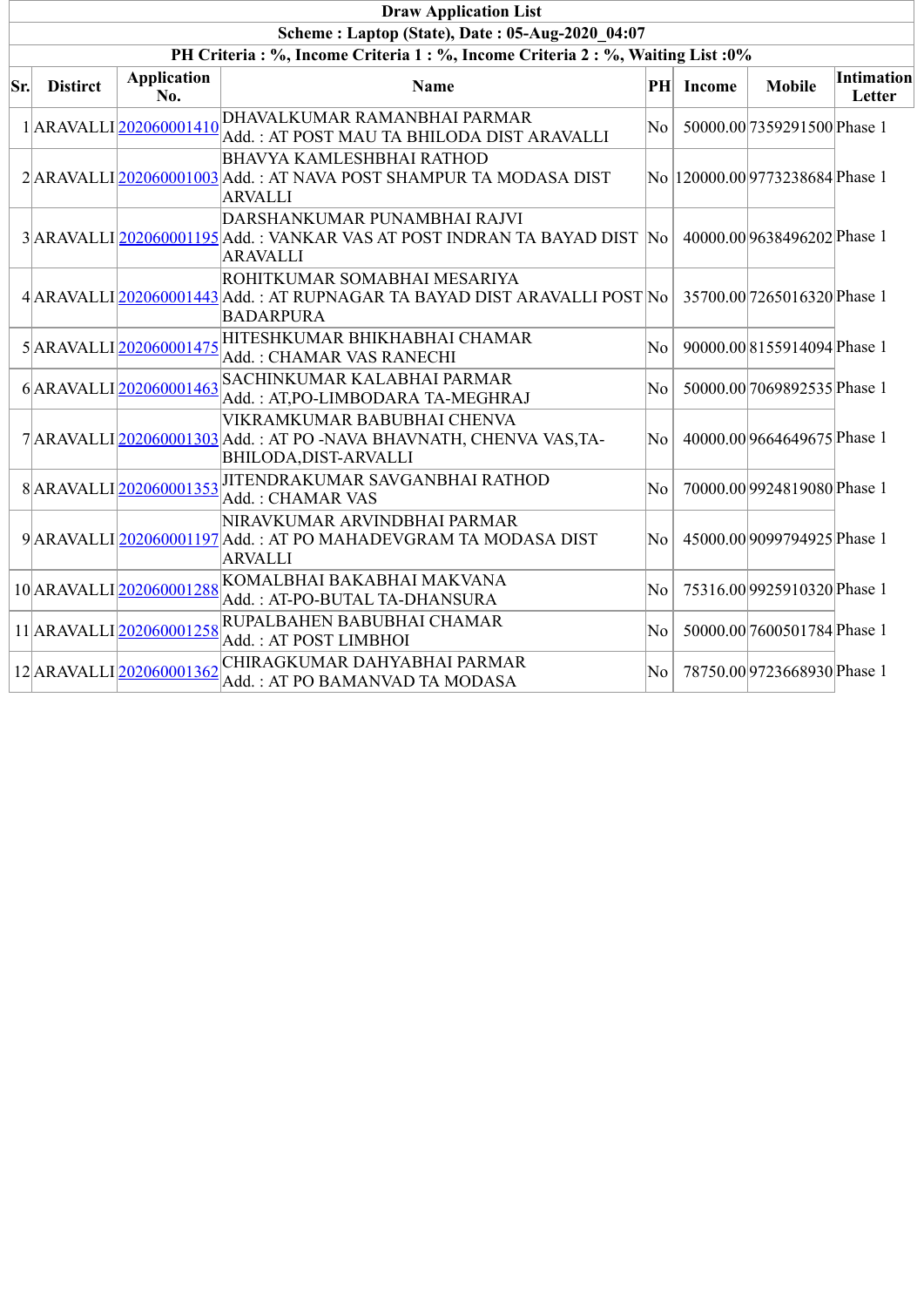**Draw Application List**

**Scheme : Laptop (State), Date : 05-Aug-2020_04:07**

**PH Criteria : %, Income Criteria 1 : %, Income Criteria 2 : %, Waiting List :0%**

| Sr. | District | Application No. | Name | PH | Income | Mobile | Intimation Letter |
|---|---|---|---|---|---|---|---|
| 1 | ARAVALLI | 202060001410 | DHAVALKUMAR RAMANBHAI PARMAR<br>Add. : AT POST MAU TA BHILODA DIST ARAVALLI | No | 50000.00 | 7359291500 | Phase 1 |
| 2 | ARAVALLI | 202060001003 | BHAVYA KAMLESHBHAI RATHOD<br>Add. : AT NAVA POST SHAMPUR TA MODASA DIST ARVALLI | No | 120000.00 | 9773238684 | Phase 1 |
| 3 | ARAVALLI | 202060001195 | DARSHANKUMAR PUNAMBHAI RAJVI<br>Add. : VANKAR VAS AT POST INDRAN TA BAYAD DIST ARAVALLI | No | 40000.00 | 9638496202 | Phase 1 |
| 4 | ARAVALLI | 202060001443 | ROHITKUMAR SOMABHAI MESARIYA<br>Add. : AT RUPNAGAR TA BAYAD DIST ARAVALLI POST BADARPURA | No | 35700.00 | 7265016320 | Phase 1 |
| 5 | ARAVALLI | 202060001475 | HITESHKUMAR BHIKHABHAI CHAMAR<br>Add. : CHAMAR VAS RANECHI | No | 90000.00 | 8155914094 | Phase 1 |
| 6 | ARAVALLI | 202060001463 | SACHINKUMAR KALABHAI PARMAR<br>Add. : AT,PO-LIMBODARA TA-MEGHRAJ | No | 50000.00 | 7069892535 | Phase 1 |
| 7 | ARAVALLI | 202060001303 | VIKRAMKUMAR BABUBHAI CHENVA<br>Add. : AT PO -NAVA BHAVNATH, CHENVA VAS,TA-BHILODA,DIST-ARVALLI | No | 40000.00 | 9664649675 | Phase 1 |
| 8 | ARAVALLI | 202060001353 | JITENDRAKUMAR SAVGANBHAI RATHOD<br>Add. : CHAMAR VAS | No | 70000.00 | 9924819080 | Phase 1 |
| 9 | ARAVALLI | 202060001197 | NIRAVKUMAR ARVINDBHAI PARMAR<br>Add. : AT PO MAHADEVGRAM TA MODASA DIST ARVALLI | No | 45000.00 | 9099794925 | Phase 1 |
| 10 | ARAVALLI | 202060001288 | KOMALBHAI BAKABHAI MAKVANA<br>Add. : AT-PO-BUTAL TA-DHANSURA | No | 75316.00 | 9925910320 | Phase 1 |
| 11 | ARAVALLI | 202060001258 | RUPALBAHEN BABUBHAI CHAMAR<br>Add. : AT POST LIMBHOI | No | 50000.00 | 7600501784 | Phase 1 |
| 12 | ARAVALLI | 202060001362 | CHIRAGKUMAR DAHYABHAI PARMAR<br>Add. : AT PO BAMANVAD TA MODASA | No | 78750.00 | 9723668930 | Phase 1 |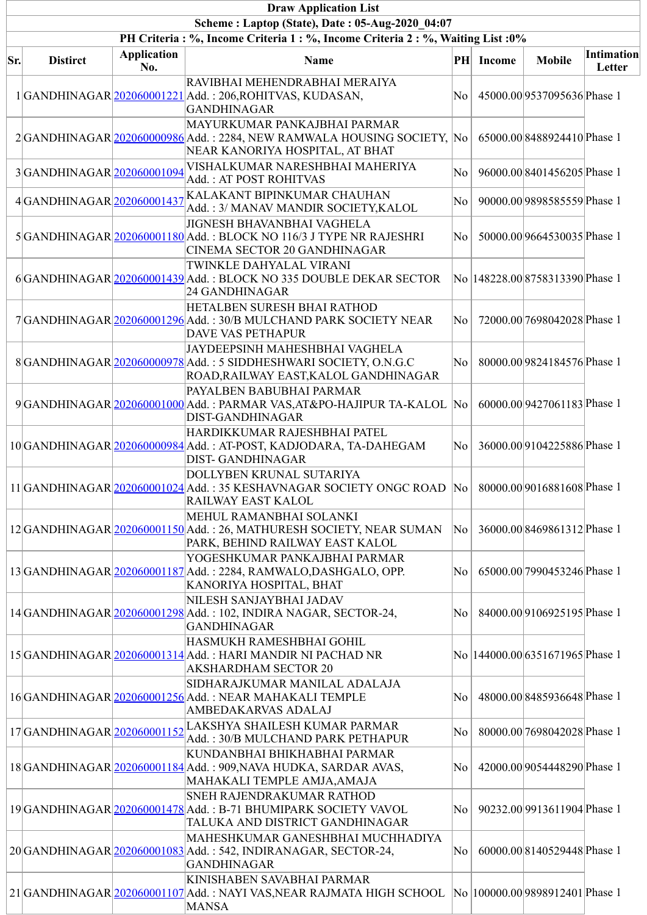| Draw Application List | | | | | | | |
|---|---|---|---|---|---|---|---|
| Scheme : Laptop (State), Date : 05-Aug-2020_04:07 | | | | | | | |
| PH Criteria : %, Income Criteria 1 : %, Income Criteria 2 : %, Waiting List :0% | | | | | | | |

| Sr. | District | Application No. | Name | PH | Income | Mobile | Intimation Letter |
|---|---|---|---|---|---|---|---|
| 1 | GANDHINAGAR | 202060001221 | RAVIBHAI MEHENDRABHAI MERAIYA Add. : 206,ROHITVAS, KUDASAN, GANDHINAGAR | No | 45000.00 | 9537095636 | Phase 1 |
| 2 | GANDHINAGAR | 202060000986 | MAYURKUMAR PANKAJBHAI PARMAR Add. : 2284, NEW RAMWALA HOUSING SOCIETY, NEAR KANORIYA HOSPITAL, AT BHAT | No | 65000.00 | 8488924410 | Phase 1 |
| 3 | GANDHINAGAR | 202060001094 | VISHALKUMAR NARESHBHAI MAHERIYA Add. : AT POST ROHITVAS | No | 96000.00 | 8401456205 | Phase 1 |
| 4 | GANDHINAGAR | 202060001437 | KALAKANT BIPINKUMAR CHAUHAN Add. : 3/ MANAV MANDIR SOCIETY,KALOL | No | 90000.00 | 9898585559 | Phase 1 |
| 5 | GANDHINAGAR | 202060001180 | JIGNESH BHAVANBHAI VAGHELA Add. : BLOCK NO 116/3 J TYPE NR RAJESHRI CINEMA SECTOR 20 GANDHINAGAR | No | 50000.00 | 9664530035 | Phase 1 |
| 6 | GANDHINAGAR | 202060001439 | TWINKLE DAHYALAL VIRANI Add. : BLOCK NO 335 DOUBLE DEKAR SECTOR 24 GANDHINAGAR | No | 148228.00 | 8758313390 | Phase 1 |
| 7 | GANDHINAGAR | 202060001296 | HETALBEN SURESH BHAI RATHOD Add. : 30/B MULCHAND PARK SOCIETY NEAR DAVE VAS PETHAPUR | No | 72000.00 | 7698042028 | Phase 1 |
| 8 | GANDHINAGAR | 202060000978 | JAYDEEPSINH MAHESHBHAI VAGHELA Add. : 5 SIDDHESHWARI SOCIETY, O.N.G.C ROAD,RAILWAY EAST,KALOL GANDHINAGAR | No | 80000.00 | 9824184576 | Phase 1 |
| 9 | GANDHINAGAR | 202060001000 | PAYALBEN BABUBHAI PARMAR Add. : PARMAR VAS,AT&PO-HAJIPUR TA-KALOL DIST-GANDHINAGAR | No | 60000.00 | 9427061183 | Phase 1 |
| 10 | GANDHINAGAR | 202060000984 | HARDIKKUMAR RAJESHBHAI PATEL Add. : AT-POST, KADJODARA, TA-DAHEGAM DIST- GANDHINAGAR | No | 36000.00 | 9104225886 | Phase 1 |
| 11 | GANDHINAGAR | 202060001024 | DOLLYBEN KRUNAL SUTARIYA Add. : 35 KESHAVNAGAR SOCIETY ONGC ROAD RAILWAY EAST KALOL | No | 80000.00 | 9016881608 | Phase 1 |
| 12 | GANDHINAGAR | 202060001150 | MEHUL RAMANBHAI SOLANKI Add. : 26, MATHURESH SOCIETY, NEAR SUMAN PARK, BEHIND RAILWAY EAST KALOL | No | 36000.00 | 8469861312 | Phase 1 |
| 13 | GANDHINAGAR | 202060001187 | YOGESHKUMAR PANKAJBHAI PARMAR Add. : 2284, RAMWALO,DASHGALO, OPP. KANORIYA HOSPITAL, BHAT | No | 65000.00 | 7990453246 | Phase 1 |
| 14 | GANDHINAGAR | 202060001298 | NILESH SANJAYBHAI JADAV Add. : 102, INDIRA NAGAR, SECTOR-24, GANDHINAGAR | No | 84000.00 | 9106925195 | Phase 1 |
| 15 | GANDHINAGAR | 202060001314 | HASMUKH RAMESHBHAI GOHIL Add. : HARI MANDIR NI PACHAD NR AKSHARDHAM SECTOR 20 | No | 144000.00 | 6351671965 | Phase 1 |
| 16 | GANDHINAGAR | 202060001256 | SIDHARAJKUMAR MANILAL ADALAJA Add. : NEAR MAHAKALI TEMPLE AMBEDAKARVAS ADALAJ | No | 48000.00 | 8485936648 | Phase 1 |
| 17 | GANDHINAGAR | 202060001152 | LAKSHYA SHAILESH KUMAR PARMAR Add. : 30/B MULCHAND PARK PETHAPUR | No | 80000.00 | 7698042028 | Phase 1 |
| 18 | GANDHINAGAR | 202060001184 | KUNDANBHAI BHIKHABHAI PARMAR Add. : 909,NAVA HUDKA, SARDAR AVAS, MAHAKALI TEMPLE AMJA,AMAJA | No | 42000.00 | 9054448290 | Phase 1 |
| 19 | GANDHINAGAR | 202060001478 | SNEH RAJENDRAKUMAR RATHOD Add. : B-71 BHUMIPARK SOCIETY VAVOL TALUKA AND DISTRICT GANDHINAGAR | No | 90232.00 | 9913611904 | Phase 1 |
| 20 | GANDHINAGAR | 202060001083 | MAHESHKUMAR GANESHBHAI MUCHHADIYA Add. : 542, INDIRANAGAR, SECTOR-24, GANDHINAGAR | No | 60000.00 | 8140529448 | Phase 1 |
| 21 | GANDHINAGAR | 202060001107 | KINISHABEN SAVABHAI PARMAR Add. : NAYI VAS,NEAR RAJMATA HIGH SCHOOL MANSA | No | 100000.00 | 9898912401 | Phase 1 |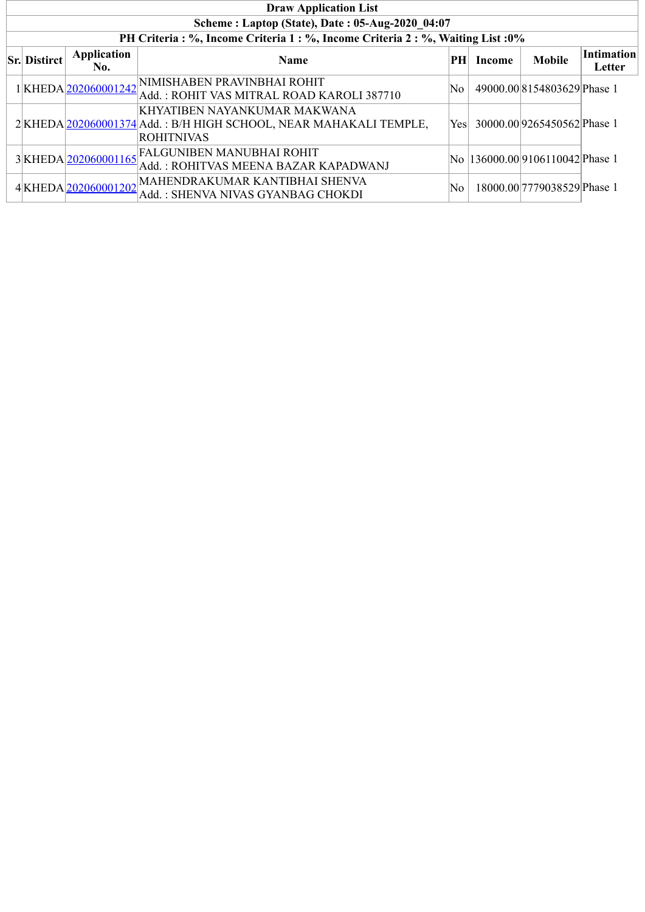| Draw Application List | | | | | | | |
|---|---|---|---|---|---|---|---|
| **Scheme : Laptop (State), Date : 05-Aug-2020_04:07** | | | | | | | |
| **PH Criteria : %, Income Criteria 1 : %, Income Criteria 2 : %, Waiting List :0%** | | | | | | | |
| **Sr.** | **Distirct** | **Application No.** | **Name** | **PH** | **Income** | **Mobile** | **Intimation Letter** |
| 1 | KHEDA | 202060001242 | NIMISHABEN PRAVINBHAI ROHIT<br>Add. : ROHIT VAS MITRAL ROAD KAROLI 387710 | No | 49000.00 | 8154803629 | Phase 1 |
| 2 | KHEDA | 202060001374 | KHYATIBEN NAYANKUMAR MAKWANA<br>Add. : B/H HIGH SCHOOL, NEAR MAHAKALI TEMPLE, ROHITNIVAS | Yes | 30000.00 | 9265450562 | Phase 1 |
| 3 | KHEDA | 202060001165 | FALGUNIBEN MANUBHAI ROHIT<br>Add. : ROHITVAS MEENA BAZAR KAPADWANJ | No | 136000.00 | 9106110042 | Phase 1 |
| 4 | KHEDA | 202060001202 | MAHENDRAKUMAR KANTIBHAI SHENVA<br>Add. : SHENVA NIVAS GYANBAG CHOKDI | No | 18000.00 | 7779038529 | Phase 1 |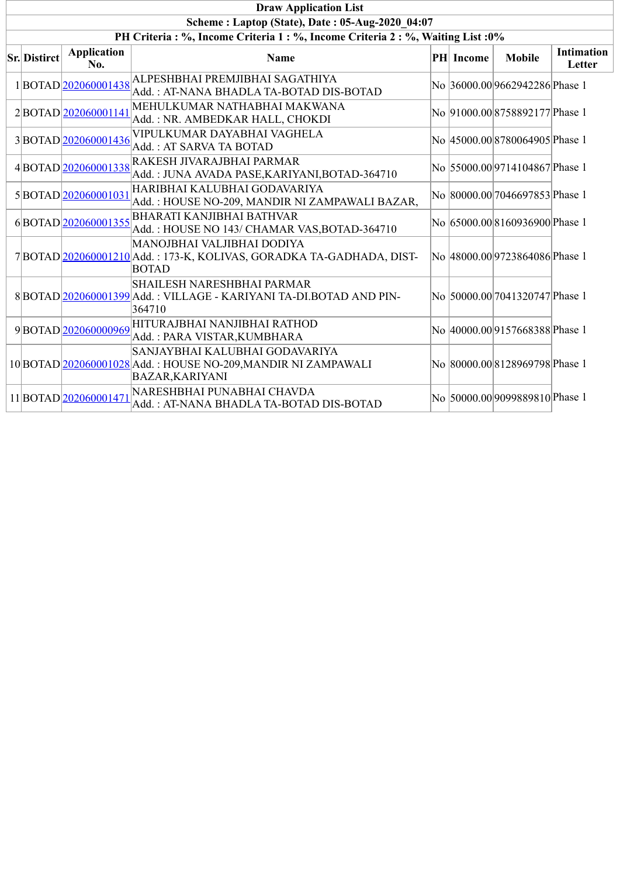| Draw Application List | | | | | | | |
|---|---|---|---|---|---|---|---|
| Scheme : Laptop (State), Date : 05-Aug-2020_04:07 | | | | | | | |
| PH Criteria : %, Income Criteria 1 : %, Income Criteria 2 : %, Waiting List :0% | | | | | | | |
| **Sr.** | **Distirct** | **Application No.** | **Name** | **PH** | **Income** | **Mobile** | **Intimation Letter** |
| 1 | BOTAD | 202060001438 | ALPESHBHAI PREMJIBHAI SAGATHIYA<br>Add. : AT-NANA BHADLA TA-BOTAD DIS-BOTAD | No | 36000.00 | 9662942286 | Phase 1 |
| 2 | BOTAD | 202060001141 | MEHULKUMAR NATHABHAI MAKWANA<br>Add. : NR. AMBEDKAR HALL, CHOKDI | No | 91000.00 | 8758892177 | Phase 1 |
| 3 | BOTAD | 202060001436 | VIPULKUMAR DAYABHAI VAGHELA<br>Add. : AT SARVA TA BOTAD | No | 45000.00 | 8780064905 | Phase 1 |
| 4 | BOTAD | 202060001338 | RAKESH JIVARAJBHAI PARMAR<br>Add. : JUNA AVADA PASE,KARIYANI,BOTAD-364710 | No | 55000.00 | 9714104867 | Phase 1 |
| 5 | BOTAD | 202060001031 | HARIBHAI KALUBHAI GODAVARIYA<br>Add. : HOUSE NO-209, MANDIR NI ZAMPAWALI BAZAR, | No | 80000.00 | 7046697853 | Phase 1 |
| 6 | BOTAD | 202060001355 | BHARATI KANJIBHAI BATHVAR<br>Add. : HOUSE NO 143/ CHAMAR VAS,BOTAD-364710 | No | 65000.00 | 8160936900 | Phase 1 |
| 7 | BOTAD | 202060001210 | MANOJBHAI VALJIBHAI DODIYA<br>Add. : 173-K, KOLIVAS, GORADKA TA-GADHADA, DIST-BOTAD | No | 48000.00 | 9723864086 | Phase 1 |
| 8 | BOTAD | 202060001399 | SHAILESH NARESHBHAI PARMAR<br>Add. : VILLAGE - KARIYANI TA-DI.BOTAD AND PIN-364710 | No | 50000.00 | 7041320747 | Phase 1 |
| 9 | BOTAD | 202060000969 | HITURAJBHAI NANJIBHAI RATHOD<br>Add. : PARA VISTAR,KUMBHARA | No | 40000.00 | 9157668388 | Phase 1 |
| 10 | BOTAD | 202060001028 | SANJAYBHAI KALUBHAI GODAVARIYA<br>Add. : HOUSE NO-209,MANDIR NI ZAMPAWALI BAZAR,KARIYANI | No | 80000.00 | 8128969798 | Phase 1 |
| 11 | BOTAD | 202060001471 | NARESHBHAI PUNABHAI CHAVDA<br>Add. : AT-NANA BHADLA TA-BOTAD DIS-BOTAD | No | 50000.00 | 9099889810 | Phase 1 |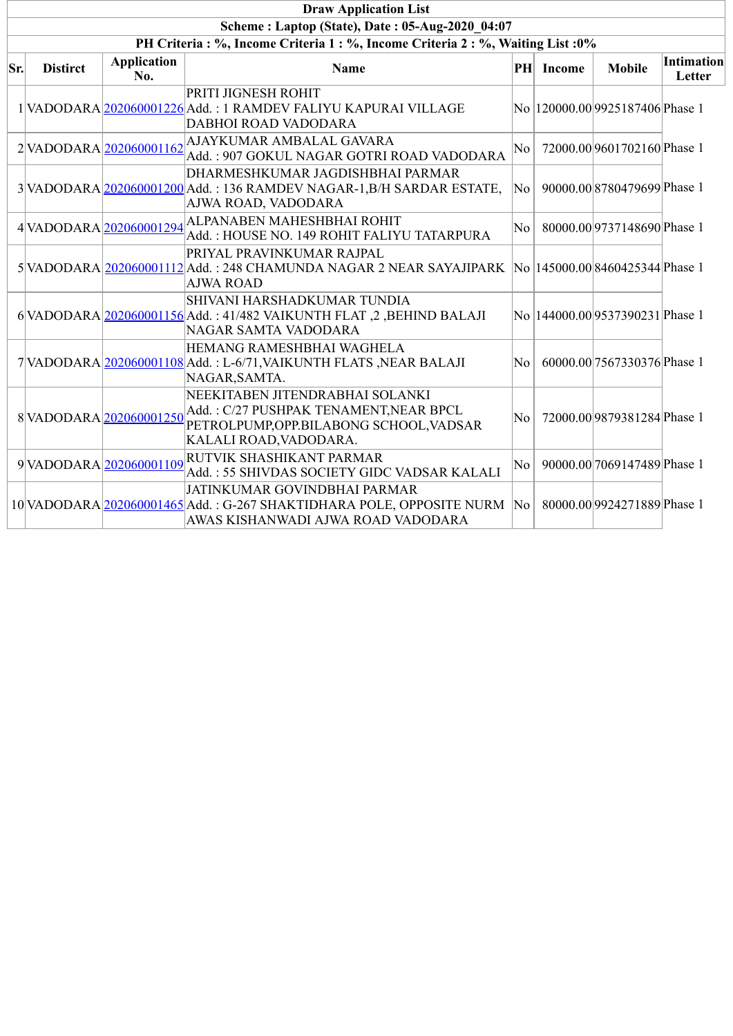| Draw Application List | | | | | | | |
|---|---|---|---|---|---|---|---|
| Scheme : Laptop (State), Date : 05-Aug-2020_04:07 | | | | | | | |
| PH Criteria : %, Income Criteria 1 : %, Income Criteria 2 : %, Waiting List :0% | | | | | | | |
| **Sr.** | **Distirct** | **Application No.** | **Name** | **PH** | **Income** | **Mobile** | **Intimation Letter** |
| 1 | VADODARA | 202060001226 | PRITI JIGNESH ROHIT Add. : 1 RAMDEV FALIYU KAPURAI VILLAGE DABHOI ROAD VADODARA | No | 120000.00 | 9925187406 | Phase 1 |
| 2 | VADODARA | 202060001162 | AJAYKUMAR AMBALAL GAVARA Add. : 907 GOKUL NAGAR GOTRI ROAD VADODARA | No | 72000.00 | 9601702160 | Phase 1 |
| 3 | VADODARA | 202060001200 | DHARMESHKUMAR JAGDISHBHAI PARMAR Add. : 136 RAMDEV NAGAR-1,B/H SARDAR ESTATE, AJWA ROAD, VADODARA | No | 90000.00 | 8780479699 | Phase 1 |
| 4 | VADODARA | 202060001294 | ALPANABEN MAHESHBHAI ROHIT Add. : HOUSE NO. 149 ROHIT FALIYU TATARPURA | No | 80000.00 | 9737148690 | Phase 1 |
| 5 | VADODARA | 202060001112 | PRIYAL PRAVINKUMAR RAJPAL Add. : 248 CHAMUNDA NAGAR 2 NEAR SAYAJIPARK AJWA ROAD | No | 145000.00 | 8460425344 | Phase 1 |
| 6 | VADODARA | 202060001156 | SHIVANI HARSHADKUMAR TUNDIA Add. : 41/482 VAIKUNTH FLAT ,2 ,BEHIND BALAJI NAGAR SAMTA VADODARA | No | 144000.00 | 9537390231 | Phase 1 |
| 7 | VADODARA | 202060001108 | HEMANG RAMESHBHAI WAGHELA Add. : L-6/71,VAIKUNTH FLATS ,NEAR BALAJI NAGAR,SAMTA. | No | 60000.00 | 7567330376 | Phase 1 |
| 8 | VADODARA | 202060001250 | NEEKITABEN JITENDRABHAI SOLANKI Add. : C/27 PUSHPAK TENAMENT,NEAR BPCL PETROLPUMP,OPP.BILABONG SCHOOL,VADSAR KALALI ROAD,VADODARA. | No | 72000.00 | 9879381284 | Phase 1 |
| 9 | VADODARA | 202060001109 | RUTVIK SHASHIKANT PARMAR Add. : 55 SHIVDAS SOCIETY GIDC VADSAR KALALI | No | 90000.00 | 7069147489 | Phase 1 |
| 10 | VADODARA | 202060001465 | JATINKUMAR GOVINDBHAI PARMAR Add. : G-267 SHAKTIDHARA POLE, OPPOSITE NURM AWAS KISHANWADI AJWA ROAD VADODARA | No | 80000.00 | 9924271889 | Phase 1 |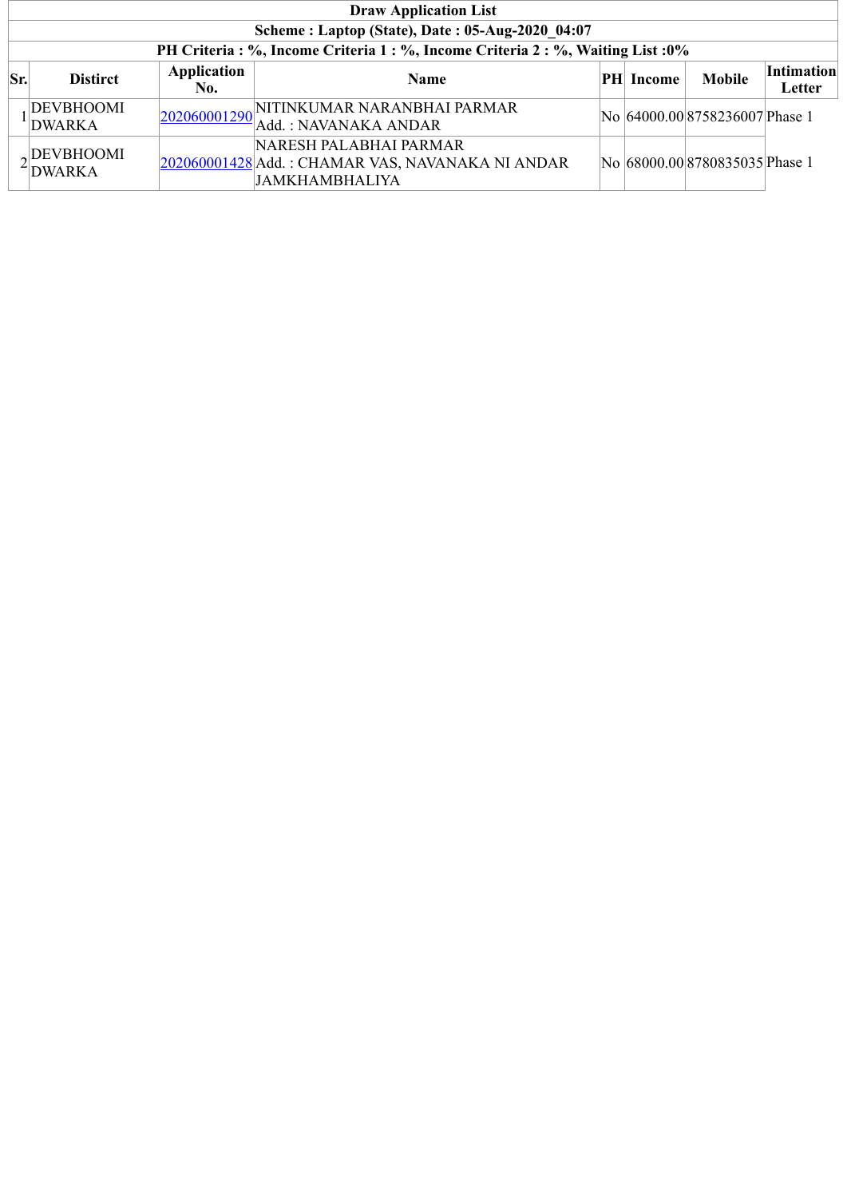| Draw Application List | | | | | | | |
|---|---|---|---|---|---|---|---|
| Scheme : Laptop (State), Date : 05-Aug-2020_04:07 | | | | | | | |
| PH Criteria : %, Income Criteria 1 : %, Income Criteria 2 : %, Waiting List :0% | | | | | | | |
| **Sr.** | **Distirct** | **Application No.** | **Name** | **PH** | **Income** | **Mobile** | **Intimation Letter** |
| 1 | DEVBHOOMI DWARKA | 202060001290 | NITINKUMAR NARANBHAI PARMAR<br>Add. : NAVANAKA ANDAR | No | 64000.00 | 8758236007 | Phase 1 |
| 2 | DEVBHOOMI DWARKA | 202060001428 | NARESH PALABHAI PARMAR<br>Add. : CHAMAR VAS, NAVANAKA NI ANDAR JAMKHAMBHALIYA | No | 68000.00 | 8780835035 | Phase 1 |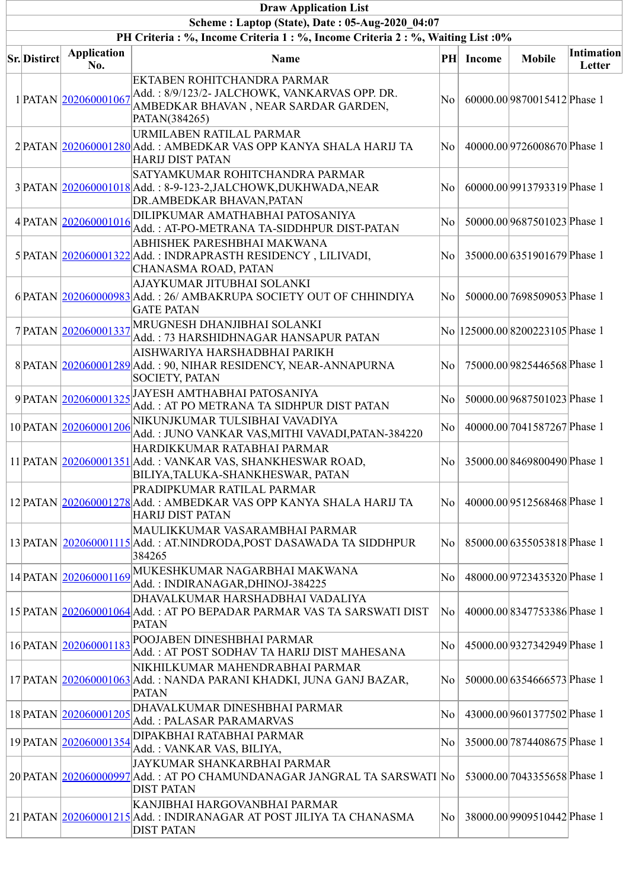**Draw Application List**

**Scheme : Laptop (State), Date : 05-Aug-2020_04:07**

**PH Criteria : %, Income Criteria 1 : %, Income Criteria 2 : %, Waiting List :0%**

| Sr. | Distirct | Application No. | Name | PH | Income | Mobile | Intimation Letter |
|---|---|---|---|---|---|---|---|
| 1 | PATAN | 202060001067 | EKTABEN ROHITCHANDRA PARMAR Add. : 8/9/123/2- JALCHOWK, VANKARVAS OPP. DR. AMBEDKAR BHAVAN , NEAR SARDAR GARDEN, PATAN(384265) | No | 60000.00 | 9870015412 | Phase 1 |
| 2 | PATAN | 202060001280 | URMILABEN RATILAL PARMAR Add. : AMBEDKAR VAS OPP KANYA SHALA HARIJ TA HARIJ DIST PATAN | No | 40000.00 | 9726008670 | Phase 1 |
| 3 | PATAN | 202060001018 | SATYAMKUMAR ROHITCHANDRA PARMAR Add. : 8-9-123-2,JALCHOWK,DUKHWADA,NEAR DR.AMBEDKAR BHAVAN,PATAN | No | 60000.00 | 9913793319 | Phase 1 |
| 4 | PATAN | 202060001016 | DILIPKUMAR AMATHABHAI PATOSANIYA Add. : AT-PO-METRANA TA-SIDDHPUR DIST-PATAN | No | 50000.00 | 9687501023 | Phase 1 |
| 5 | PATAN | 202060001322 | ABHISHEK PARESHBHAI MAKWANA Add. : INDRAPRASTH RESIDENCY , LILIVADI, CHANASMA ROAD, PATAN | No | 35000.00 | 6351901679 | Phase 1 |
| 6 | PATAN | 202060000983 | AJAYKUMAR JITUBHAI SOLANKI Add. : 26/ AMBAKRUPA SOCIETY OUT OF CHHINDIYA GATE PATAN | No | 50000.00 | 7698509053 | Phase 1 |
| 7 | PATAN | 202060001337 | MRUGNESH DHANJIBHAI SOLANKI Add. : 73 HARSHIDHNAGAR HANSAPUR PATAN | No | 125000.00 | 8200223105 | Phase 1 |
| 8 | PATAN | 202060001289 | AISHWARIYA HARSHADBHAI PARIKH Add. : 90, NIHAR RESIDENCY, NEAR-ANNAPURNA SOCIETY, PATAN | No | 75000.00 | 9825446568 | Phase 1 |
| 9 | PATAN | 202060001325 | JAYESH AMTHABHAI PATOSANIYA Add. : AT PO METRANA TA SIDHPUR DIST PATAN | No | 50000.00 | 9687501023 | Phase 1 |
| 10 | PATAN | 202060001206 | NIKUNJKUMAR TULSIBHAI VAVADIYA Add. : JUNO VANKAR VAS,MITHI VAVADI,PATAN-384220 | No | 40000.00 | 7041587267 | Phase 1 |
| 11 | PATAN | 202060001351 | HARDIKKUMAR RATABHAI PARMAR Add. : VANKAR VAS, SHANKHESWAR ROAD, BILIYA,TALUKA-SHANKHESWAR, PATAN | No | 35000.00 | 8469800490 | Phase 1 |
| 12 | PATAN | 202060001278 | PRADIPKUMAR RATILAL PARMAR Add. : AMBEDKAR VAS OPP KANYA SHALA HARIJ TA HARIJ DIST PATAN | No | 40000.00 | 9512568468 | Phase 1 |
| 13 | PATAN | 202060001115 | MAULIKKUMAR VASARAMBHAI PARMAR Add. : AT.NINDRODA,POST DASAWADA TA SIDDHPUR 384265 | No | 85000.00 | 6355053818 | Phase 1 |
| 14 | PATAN | 202060001169 | MUKESHKUMAR NAGARBHAI MAKWANA Add. : INDIRANAGAR,DHINOJ-384225 | No | 48000.00 | 9723435320 | Phase 1 |
| 15 | PATAN | 202060001064 | DHAVALKUMAR HARSHADBHAI VADALIYA Add. : AT PO BEPADAR PARMAR VAS TA SARSWATI DIST PATAN | No | 40000.00 | 8347753386 | Phase 1 |
| 16 | PATAN | 202060001183 | POOJABEN DINESHBHAI PARMAR Add. : AT POST SODHAV TA HARIJ DIST MAHESANA | No | 45000.00 | 9327342949 | Phase 1 |
| 17 | PATAN | 202060001063 | NIKHILKUMAR MAHENDRABHAI PARMAR Add. : NANDA PARANI KHADKI, JUNA GANJ BAZAR, PATAN | No | 50000.00 | 6354666573 | Phase 1 |
| 18 | PATAN | 202060001205 | DHAVALKUMAR DINESHBHAI PARMAR Add. : PALASAR PARAMARVAS | No | 43000.00 | 9601377502 | Phase 1 |
| 19 | PATAN | 202060001354 | DIPAKBHAI RATABHAI PARMAR Add. : VANKAR VAS, BILIYA, | No | 35000.00 | 7874408675 | Phase 1 |
| 20 | PATAN | 202060000997 | JAYKUMAR SHANKARBHAI PARMAR Add. : AT PO CHAMUNDANAGAR JANGRAL TA SARSWATI DIST PATAN | No | 53000.00 | 7043355658 | Phase 1 |
| 21 | PATAN | 202060001215 | KANJIBHAI HARGOVANBHAI PARMAR Add. : INDIRANAGAR AT POST JILIYA TA CHANASMA DIST PATAN | No | 38000.00 | 9909510442 | Phase 1 |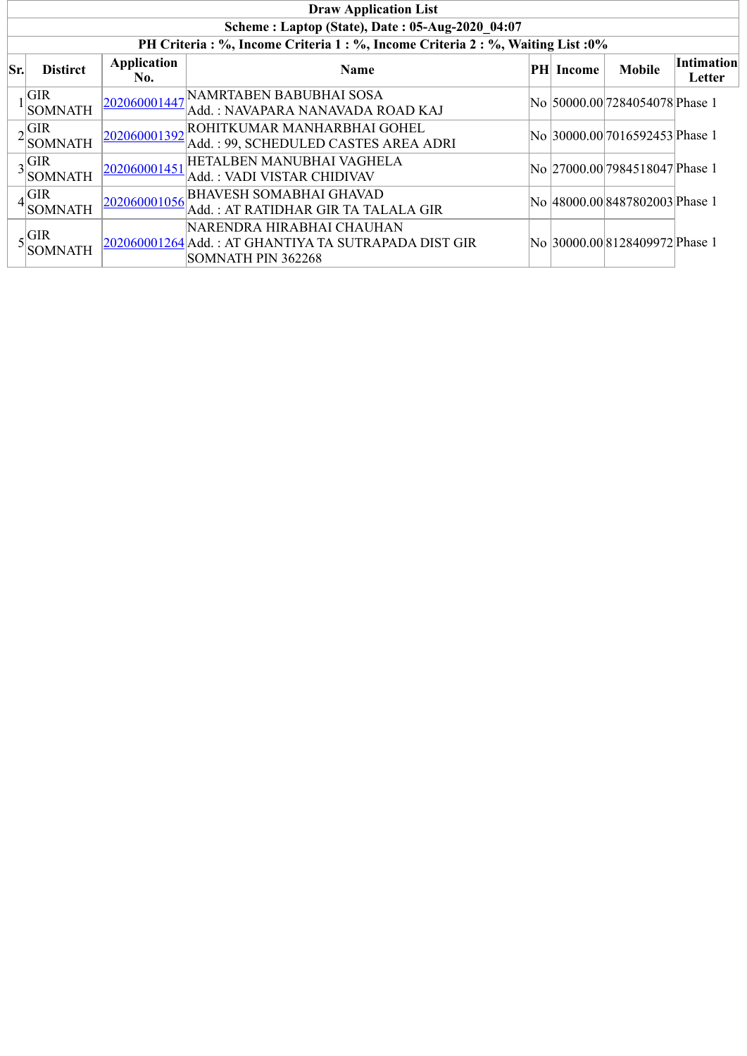**Draw Application List**

**Scheme : Laptop (State), Date : 05-Aug-2020_04:07**

**PH Criteria : %, Income Criteria 1 : %, Income Criteria 2 : %, Waiting List :0%**

| Sr. | Distirct | Application No. | Name | PH | Income | Mobile | Intimation Letter |
|---|---|---|---|---|---|---|---|
| 1 | GIR SOMNATH | 202060001447 | NAMRTABEN BABUBHAI SOSA<br>Add. : NAVAPARA NANAVADA ROAD KAJ | No | 50000.00 | 7284054078 | Phase 1 |
| 2 | GIR SOMNATH | 202060001392 | ROHITKUMAR MANHARBHAI GOHEL<br>Add. : 99, SCHEDULED CASTES AREA ADRI | No | 30000.00 | 7016592453 | Phase 1 |
| 3 | GIR SOMNATH | 202060001451 | HETALBEN MANUBHAI VAGHELA<br>Add. : VADI VISTAR CHIDIVAV | No | 27000.00 | 7984518047 | Phase 1 |
| 4 | GIR SOMNATH | 202060001056 | BHAVESH SOMABHAI GHAVAD<br>Add. : AT RATIDHAR GIR TA TALALA GIR | No | 48000.00 | 8487802003 | Phase 1 |
| 5 | GIR SOMNATH | 202060001264 | NARENDRA HIRABHAI CHAUHAN<br>Add. : AT GHANTIYA TA SUTRAPADA DIST GIR SOMNATH PIN 362268 | No | 30000.00 | 8128409972 | Phase 1 |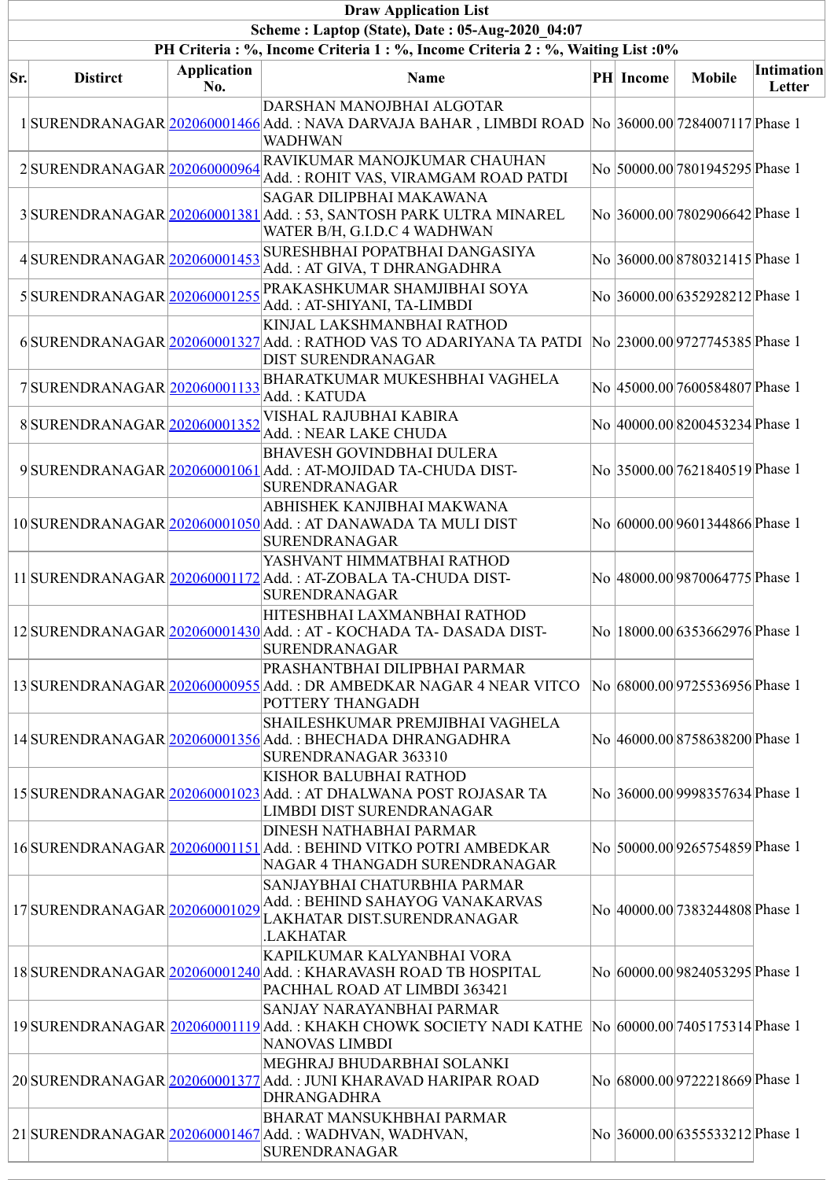| Draw Application List | | | | | | | |
|---|---|---|---|---|---|---|---|
| Scheme : Laptop (State), Date : 05-Aug-2020_04:07 | | | | | | | |
| PH Criteria : %, Income Criteria 1 : %, Income Criteria 2 : %, Waiting List :0% | | | | | | | |
| **Sr.** | **Distirct** | **Application No.** | **Name** | **PH** | **Income** | **Mobile** | **Intimation Letter** |
| 1 | SURENDRANAGAR | 202060001466 | DARSHAN MANOJBHAI ALGOTAR Add. : NAVA DARVAJA BAHAR , LIMBDI ROAD WADHWAN | No | 36000.00 | 7284007117 | Phase 1 |
| 2 | SURENDRANAGAR | 202060000964 | RAVIKUMAR MANOJKUMAR CHAUHAN Add. : ROHIT VAS, VIRAMGAM ROAD PATDI | No | 50000.00 | 7801945295 | Phase 1 |
| 3 | SURENDRANAGAR | 202060001381 | SAGAR DILIPBHAI MAKAWANA Add. : 53, SANTOSH PARK ULTRA MINAREL WATER B/H, G.I.D.C 4 WADHWAN | No | 36000.00 | 7802906642 | Phase 1 |
| 4 | SURENDRANAGAR | 202060001453 | SURESHBHAI POPATBHAI DANGASIYA Add. : AT GIVA, T DHRANGADHRA | No | 36000.00 | 8780321415 | Phase 1 |
| 5 | SURENDRANAGAR | 202060001255 | PRAKASHKUMAR SHAMJIBHAI SOYA Add. : AT-SHIYANI, TA-LIMBDI | No | 36000.00 | 6352928212 | Phase 1 |
| 6 | SURENDRANAGAR | 202060001327 | KINJAL LAKSHMANBHAI RATHOD Add. : RATHOD VAS TO ADARIYANA TA PATDI DIST SURENDRANAGAR | No | 23000.00 | 9727745385 | Phase 1 |
| 7 | SURENDRANAGAR | 202060001133 | BHARATKUMAR MUKESHBHAI VAGHELA Add. : KATUDA | No | 45000.00 | 7600584807 | Phase 1 |
| 8 | SURENDRANAGAR | 202060001352 | VISHAL RAJUBHAI KABIRA Add. : NEAR LAKE CHUDA | No | 40000.00 | 8200453234 | Phase 1 |
| 9 | SURENDRANAGAR | 202060001061 | BHAVESH GOVINDBHAI DULERA Add. : AT-MOJIDAD TA-CHUDA DIST-SURENDRANAGAR | No | 35000.00 | 7621840519 | Phase 1 |
| 10 | SURENDRANAGAR | 202060001050 | ABHISHEK KANJIBHAI MAKWANA Add. : AT DANAWADA TA MULI DIST SURENDRANAGAR | No | 60000.00 | 9601344866 | Phase 1 |
| 11 | SURENDRANAGAR | 202060001172 | YASHVANT HIMMATBHAI RATHOD Add. : AT-ZOBALA TA-CHUDA DIST-SURENDRANAGAR | No | 48000.00 | 9870064775 | Phase 1 |
| 12 | SURENDRANAGAR | 202060001430 | HITESHBHAI LAXMANBHAI RATHOD Add. : AT - KOCHADA TA- DASADA DIST-SURENDRANAGAR | No | 18000.00 | 6353662976 | Phase 1 |
| 13 | SURENDRANAGAR | 202060000955 | PRASHANTBHAI DILIPBHAI PARMAR Add. : DR AMBEDKAR NAGAR 4 NEAR VITCO POTTERY THANGADH | No | 68000.00 | 9725536956 | Phase 1 |
| 14 | SURENDRANAGAR | 202060001356 | SHAILESHKUMAR PREMJIBHAI VAGHELA Add. : BHECHADA DHRANGADHRA SURENDRANAGAR 363310 | No | 46000.00 | 8758638200 | Phase 1 |
| 15 | SURENDRANAGAR | 202060001023 | KISHOR BALUBHAI RATHOD Add. : AT DHALWANA POST ROJASAR TA LIMBDI DIST SURENDRANAGAR | No | 36000.00 | 9998357634 | Phase 1 |
| 16 | SURENDRANAGAR | 202060001151 | DINESH NATHABHAI PARMAR Add. : BEHIND VITKO POTRI AMBEDKAR NAGAR 4 THANGADH SURENDRANAGAR | No | 50000.00 | 9265754859 | Phase 1 |
| 17 | SURENDRANAGAR | 202060001029 | SANJAYBHAI CHATURBHIA PARMAR Add. : BEHIND SAHAYOG VANAKARVAS LAKHATAR DIST.SURENDRANAGAR .LAKHATAR | No | 40000.00 | 7383244808 | Phase 1 |
| 18 | SURENDRANAGAR | 202060001240 | KAPILKUMAR KALYANBHAI VORA Add. : KHARAVASH ROAD TB HOSPITAL PACHHAL ROAD AT LIMBDI 363421 | No | 60000.00 | 9824053295 | Phase 1 |
| 19 | SURENDRANAGAR | 202060001119 | SANJAY NARAYANBHAI PARMAR Add. : KHAKH CHOWK SOCIETY NADI KATHE NANOVAS LIMBDI | No | 60000.00 | 7405175314 | Phase 1 |
| 20 | SURENDRANAGAR | 202060001377 | MEGHRAJ BHUDARBHAI SOLANKI Add. : JUNI KHARAVAD HARIPAR ROAD DHRANGADHRA | No | 68000.00 | 9722218669 | Phase 1 |
| 21 | SURENDRANAGAR | 202060001467 | BHARAT MANSUKHBHAI PARMAR Add. : WADHVAN, WADHVAN, SURENDRANAGAR | No | 36000.00 | 6355533212 | Phase 1 |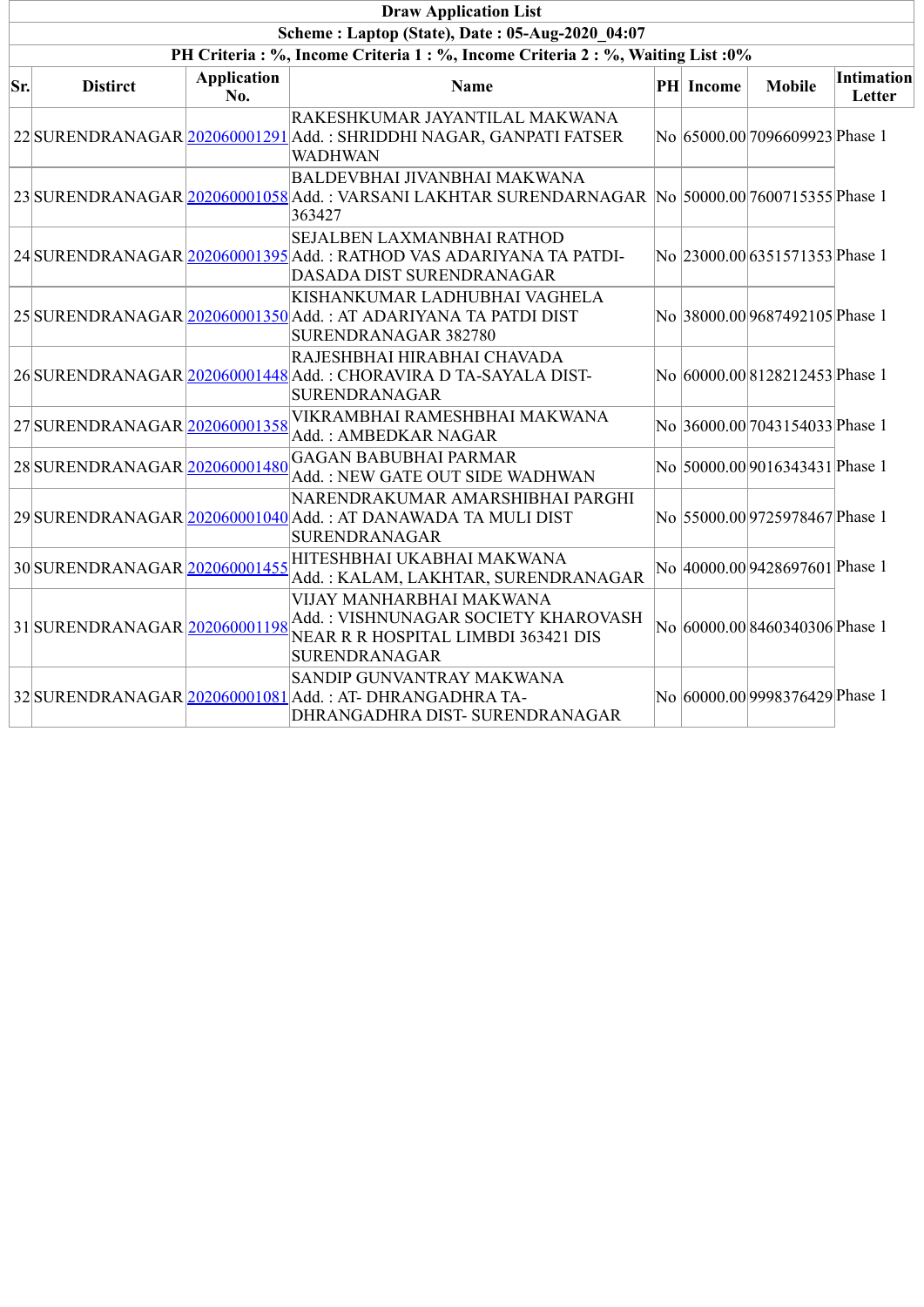**Draw Application List**

**Scheme : Laptop (State), Date : 05-Aug-2020_04:07**

**PH Criteria : %, Income Criteria 1 : %, Income Criteria 2 : %, Waiting List :0%**

| Sr. | Disitrct | Application No. | Name | PH | Income | Mobile | Intimation Letter |
|---|---|---|---|---|---|---|---|
| 22 | SURENDRANAGAR | 202060001291 | RAKESHKUMAR JAYANTILAL MAKWANA Add. : SHRIDDHI NAGAR, GANPATI FATSER WADHWAN | No | 65000.00 | 7096609923 | Phase 1 |
| 23 | SURENDRANAGAR | 202060001058 | BALDEVBHAI JIVANBHAI MAKWANA Add. : VARSANI LAKHTAR SURENDARNAGAR 363427 | No | 50000.00 | 7600715355 | Phase 1 |
| 24 | SURENDRANAGAR | 202060001395 | SEJALBEN LAXMANBHAI RATHOD Add. : RATHOD VAS ADARIYANA TA PATDI-DASADA DIST SURENDRANAGAR | No | 23000.00 | 6351571353 | Phase 1 |
| 25 | SURENDRANAGAR | 202060001350 | KISHANKUMAR LADHUBHAI VAGHELA Add. : AT ADARIYANA TA PATDI DIST SURENDRANAGAR 382780 | No | 38000.00 | 9687492105 | Phase 1 |
| 26 | SURENDRANAGAR | 202060001448 | RAJESHBHAI HIRABHAI CHAVADA Add. : CHORAVIRA D TA-SAYALA DIST-SURENDRANAGAR | No | 60000.00 | 8128212453 | Phase 1 |
| 27 | SURENDRANAGAR | 202060001358 | VIKRAMBHAI RAMESHBHAI MAKWANA Add. : AMBEDKAR NAGAR | No | 36000.00 | 7043154033 | Phase 1 |
| 28 | SURENDRANAGAR | 202060001480 | GAGAN BABUBHAI PARMAR Add. : NEW GATE OUT SIDE WADHWAN | No | 50000.00 | 9016343431 | Phase 1 |
| 29 | SURENDRANAGAR | 202060001040 | NARENDRAKUMAR AMARSHIBHAI PARGHI Add. : AT DANAWADA TA MULI DIST SURENDRANAGAR | No | 55000.00 | 9725978467 | Phase 1 |
| 30 | SURENDRANAGAR | 202060001455 | HITESHBHAI UKABHAI MAKWANA Add. : KALAM, LAKHTAR, SURENDRANAGAR | No | 40000.00 | 9428697601 | Phase 1 |
| 31 | SURENDRANAGAR | 202060001198 | VIJAY MANHARBHAI MAKWANA Add. : VISHNUNAGAR SOCIETY KHAROVASH NEAR R R HOSPITAL LIMBDI 363421 DIS SURENDRANAGAR | No | 60000.00 | 8460340306 | Phase 1 |
| 32 | SURENDRANAGAR | 202060001081 | SANDIP GUNVANTRAY MAKWANA Add. : AT- DHRANGADHRA TA-DHRANGADHRA DIST- SURENDRANAGAR | No | 60000.00 | 9998376429 | Phase 1 |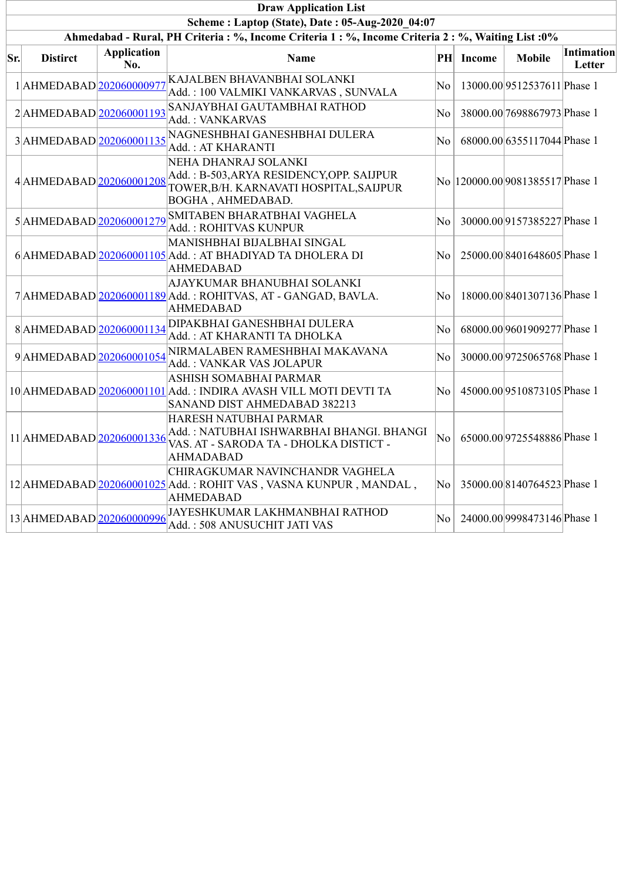| Draw Application List | | | | | | | |
|---|---|---|---|---|---|---|---|
| Scheme : Laptop (State), Date : 05-Aug-2020_04:07 | | | | | | | |
| Ahmedabad - Rural, PH Criteria : %, Income Criteria 1 : %, Income Criteria 2 : %, Waiting List :0% | | | | | | | |
| **Sr.** | **Distirct** | **Application No.** | **Name** | **PH** | **Income** | **Mobile** | **Intimation Letter** |
| 1 | AHMEDABAD | 202060000977 | KAJALBEN BHAVANBHAI SOLANKI<br>Add. : 100 VALMIKI VANKARVAS , SUNVALA | No | 13000.00 | 9512537611 | Phase 1 |
| 2 | AHMEDABAD | 202060001193 | SANJAYBHAI GAUTAMBHAI RATHOD<br>Add. : VANKARVAS | No | 38000.00 | 7698867973 | Phase 1 |
| 3 | AHMEDABAD | 202060001135 | NAGNESHBHAI GANESHBHAI DULERA<br>Add. : AT KHARANTI | No | 68000.00 | 6355117044 | Phase 1 |
| 4 | AHMEDABAD | 202060001208 | NEHA DHANRAJ SOLANKI<br>Add. : B-503,ARYA RESIDENCY,OPP. SAIJPUR TOWER,B/H. KARNAVATI HOSPITAL,SAIJPUR BOGHA , AHMEDABAD. | No | 120000.00 | 9081385517 | Phase 1 |
| 5 | AHMEDABAD | 202060001279 | SMITABEN BHARATBHAI VAGHELA<br>Add. : ROHITVAS KUNPUR | No | 30000.00 | 9157385227 | Phase 1 |
| 6 | AHMEDABAD | 202060001105 | MANISHBHAI BIJALBHAI SINGAL<br>Add. : AT BHADIYAD TA DHOLERA DI AHMEDABAD | No | 25000.00 | 8401648605 | Phase 1 |
| 7 | AHMEDABAD | 202060001189 | AJAYKUMAR BHANUBHAI SOLANKI<br>Add. : ROHITVAS, AT - GANGAD, BAVLA. AHMEDABAD | No | 18000.00 | 8401307136 | Phase 1 |
| 8 | AHMEDABAD | 202060001134 | DIPAKBHAI GANESHBHAI DULERA<br>Add. : AT KHARANTI TA DHOLKA | No | 68000.00 | 9601909277 | Phase 1 |
| 9 | AHMEDABAD | 202060001054 | NIRMALABEN RAMESHBHAI MAKAVANA<br>Add. : VANKAR VAS JOLAPUR | No | 30000.00 | 9725065768 | Phase 1 |
| 10 | AHMEDABAD | 202060001101 | ASHISH SOMABHAI PARMAR<br>Add. : INDIRA AVASH VILL MOTI DEVTI TA SANAND DIST AHMEDABAD 382213 | No | 45000.00 | 9510873105 | Phase 1 |
| 11 | AHMEDABAD | 202060001336 | HARESH NATUBHAI PARMAR<br>Add. : NATUBHAI ISHWARBHAI BHANGI. BHANGI VAS. AT - SARODA TA - DHOLKA DISTICT - AHMADABAD | No | 65000.00 | 9725548886 | Phase 1 |
| 12 | AHMEDABAD | 202060001025 | CHIRAGKUMAR NAVINCHANDR VAGHELA<br>Add. : ROHIT VAS , VASNA KUNPUR , MANDAL , AHMEDABAD | No | 35000.00 | 8140764523 | Phase 1 |
| 13 | AHMEDABAD | 202060000996 | JAYESHKUMAR LAKHMANBHAI RATHOD<br>Add. : 508 ANUSUCHIT JATI VAS | No | 24000.00 | 9998473146 | Phase 1 |